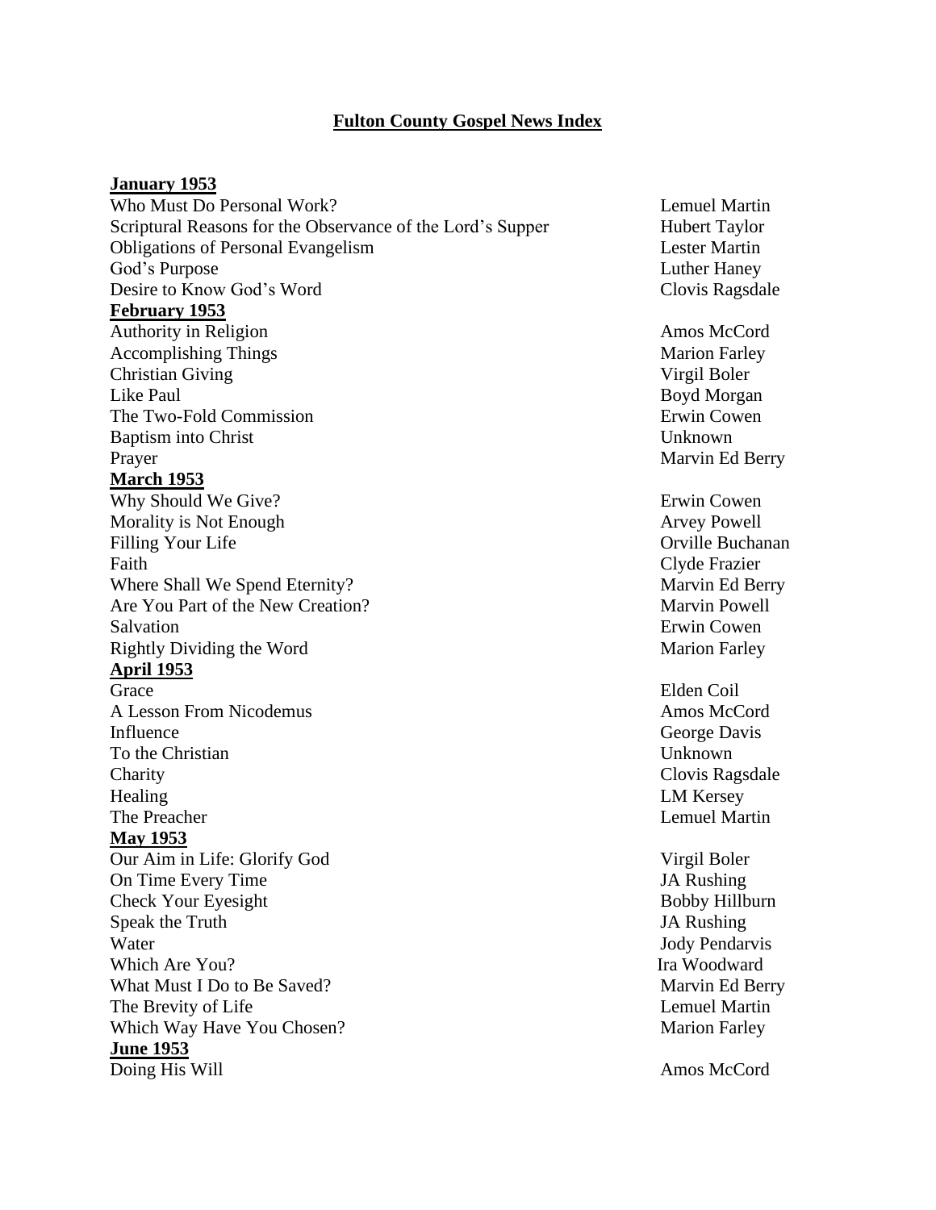# Fulton County Gospel News Index

**January 1953**

| | |
|---|---|
| Who Must Do Personal Work? | Lemuel Martin |
| Scriptural Reasons for the Observance of the Lord's Supper | Hubert Taylor |
| Obligations of Personal Evangelism | Lester Martin |
| God's Purpose | Luther Haney |
| Desire to Know God's Word | Clovis Ragsdale |

**February 1953**

| | |
|---|---|
| Authority in Religion | Amos McCord |
| Accomplishing Things | Marion Farley |
| Christian Giving | Virgil Boler |
| Like Paul | Boyd Morgan |
| The Two-Fold Commission | Erwin Cowen |
| Baptism into Christ | Unknown |
| Prayer | Marvin Ed Berry |

**March 1953**

| | |
|---|---|
| Why Should We Give? | Erwin Cowen |
| Morality is Not Enough | Arvey Powell |
| Filling Your Life | Orville Buchanan |
| Faith | Clyde Frazier |
| Where Shall We Spend Eternity? | Marvin Ed Berry |
| Are You Part of the New Creation? | Marvin Powell |
| Salvation | Erwin Cowen |
| Rightly Dividing the Word | Marion Farley |

**April 1953**

| | |
|---|---|
| Grace | Elden Coil |
| A Lesson From Nicodemus | Amos McCord |
| Influence | George Davis |
| To the Christian | Unknown |
| Charity | Clovis Ragsdale |
| Healing | LM Kersey |
| The Preacher | Lemuel Martin |

**May 1953**

| | |
|---|---|
| Our Aim in Life: Glorify God | Virgil Boler |
| On Time Every Time | JA Rushing |
| Check Your Eyesight | Bobby Hillburn |
| Speak the Truth | JA Rushing |
| Water | Jody Pendarvis |
| Which Are You? | Ira Woodward |
| What Must I Do to Be Saved? | Marvin Ed Berry |
| The Brevity of Life | Lemuel Martin |
| Which Way Have You Chosen? | Marion Farley |

**June 1953**

| | |
|---|---|
| Doing His Will | Amos McCord |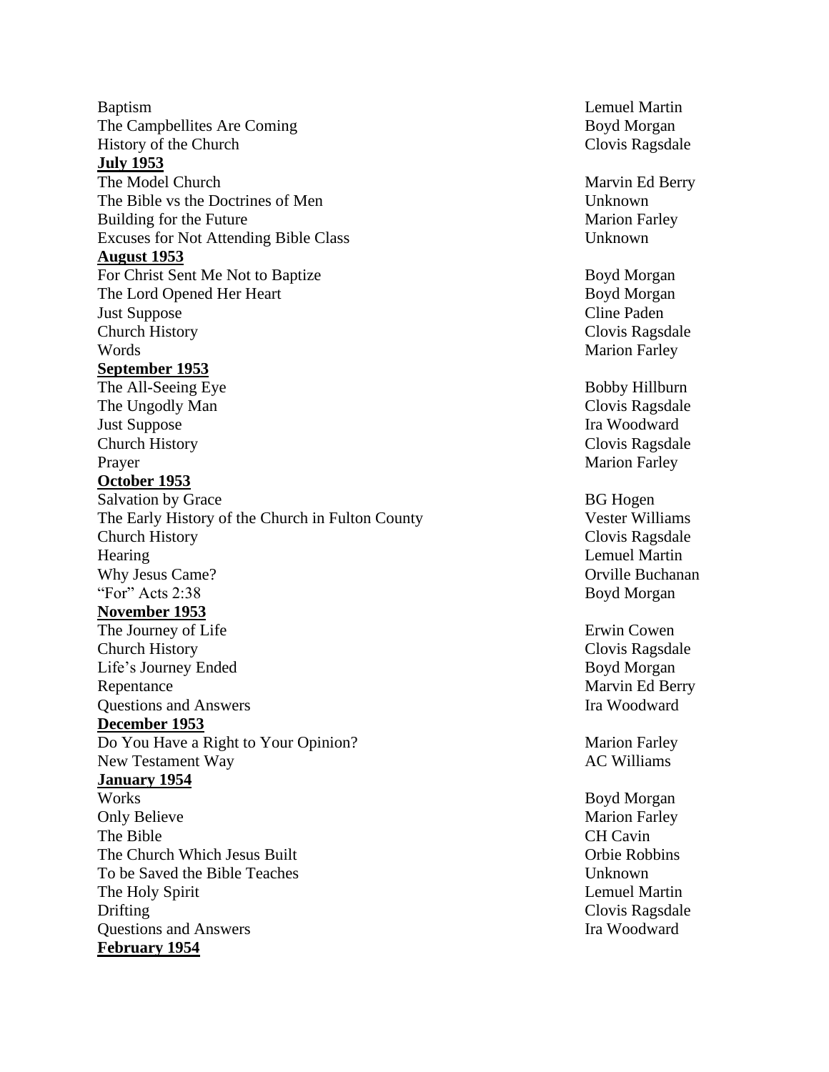| Title | Author |
|---|---|
| Baptism | Lemuel Martin |
| The Campbellites Are Coming | Boyd Morgan |
| History of the Church | Clovis Ragsdale |

**July 1953**

| Title | Author |
|---|---|
| The Model Church | Marvin Ed Berry |
| The Bible vs the Doctrines of Men | Unknown |
| Building for the Future | Marion Farley |
| Excuses for Not Attending Bible Class | Unknown |

**August 1953**

| Title | Author |
|---|---|
| For Christ Sent Me Not to Baptize | Boyd Morgan |
| The Lord Opened Her Heart | Boyd Morgan |
| Just Suppose | Cline Paden |
| Church History | Clovis Ragsdale |
| Words | Marion Farley |

**September 1953**

| Title | Author |
|---|---|
| The All-Seeing Eye | Bobby Hillburn |
| The Ungodly Man | Clovis Ragsdale |
| Just Suppose | Ira Woodward |
| Church History | Clovis Ragsdale |
| Prayer | Marion Farley |

**October 1953**

| Title | Author |
|---|---|
| Salvation by Grace | BG Hogen |
| The Early History of the Church in Fulton County | Vester Williams |
| Church History | Clovis Ragsdale |
| Hearing | Lemuel Martin |
| Why Jesus Came? | Orville Buchanan |
| "For" Acts 2:38 | Boyd Morgan |

**November 1953**

| Title | Author |
|---|---|
| The Journey of Life | Erwin Cowen |
| Church History | Clovis Ragsdale |
| Life's Journey Ended | Boyd Morgan |
| Repentance | Marvin Ed Berry |
| Questions and Answers | Ira Woodward |

**December 1953**

| Title | Author |
|---|---|
| Do You Have a Right to Your Opinion? | Marion Farley |
| New Testament Way | AC Williams |

**January 1954**

| Title | Author |
|---|---|
| Works | Boyd Morgan |
| Only Believe | Marion Farley |
| The Bible | CH Cavin |
| The Church Which Jesus Built | Orbie Robbins |
| To be Saved the Bible Teaches | Unknown |
| The Holy Spirit | Lemuel Martin |
| Drifting | Clovis Ragsdale |
| Questions and Answers | Ira Woodward |

**February 1954**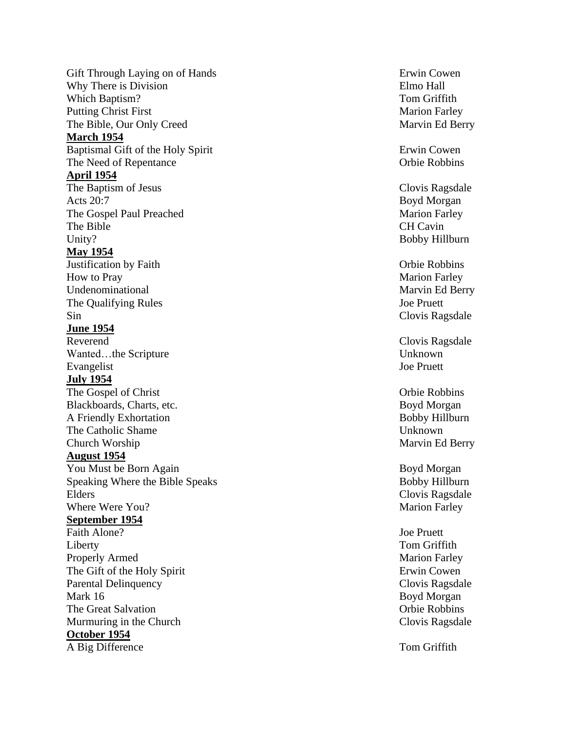| | |
|---|---|
| Gift Through Laying on of Hands | Erwin Cowen |
| Why There is Division | Elmo Hall |
| Which Baptism? | Tom Griffith |
| Putting Christ First | Marion Farley |
| The Bible, Our Only Creed | Marvin Ed Berry |
| **March 1954** | |
| Baptismal Gift of the Holy Spirit | Erwin Cowen |
| The Need of Repentance | Orbie Robbins |
| **April 1954** | |
| The Baptism of Jesus | Clovis Ragsdale |
| Acts 20:7 | Boyd Morgan |
| The Gospel Paul Preached | Marion Farley |
| The Bible | CH Cavin |
| Unity? | Bobby Hillburn |
| **May 1954** | |
| Justification by Faith | Orbie Robbins |
| How to Pray | Marion Farley |
| Undenominational | Marvin Ed Berry |
| The Qualifying Rules | Joe Pruett |
| Sin | Clovis Ragsdale |
| **June 1954** | |
| Reverend | Clovis Ragsdale |
| Wanted…the Scripture | Unknown |
| Evangelist | Joe Pruett |
| **July 1954** | |
| The Gospel of Christ | Orbie Robbins |
| Blackboards, Charts, etc. | Boyd Morgan |
| A Friendly Exhortation | Bobby Hillburn |
| The Catholic Shame | Unknown |
| Church Worship | Marvin Ed Berry |
| **August 1954** | |
| You Must be Born Again | Boyd Morgan |
| Speaking Where the Bible Speaks | Bobby Hillburn |
| Elders | Clovis Ragsdale |
| Where Were You? | Marion Farley |
| **September 1954** | |
| Faith Alone? | Joe Pruett |
| Liberty | Tom Griffith |
| Properly Armed | Marion Farley |
| The Gift of the Holy Spirit | Erwin Cowen |
| Parental Delinquency | Clovis Ragsdale |
| Mark 16 | Boyd Morgan |
| The Great Salvation | Orbie Robbins |
| Murmuring in the Church | Clovis Ragsdale |
| **October 1954** | |
| A Big Difference | Tom Griffith |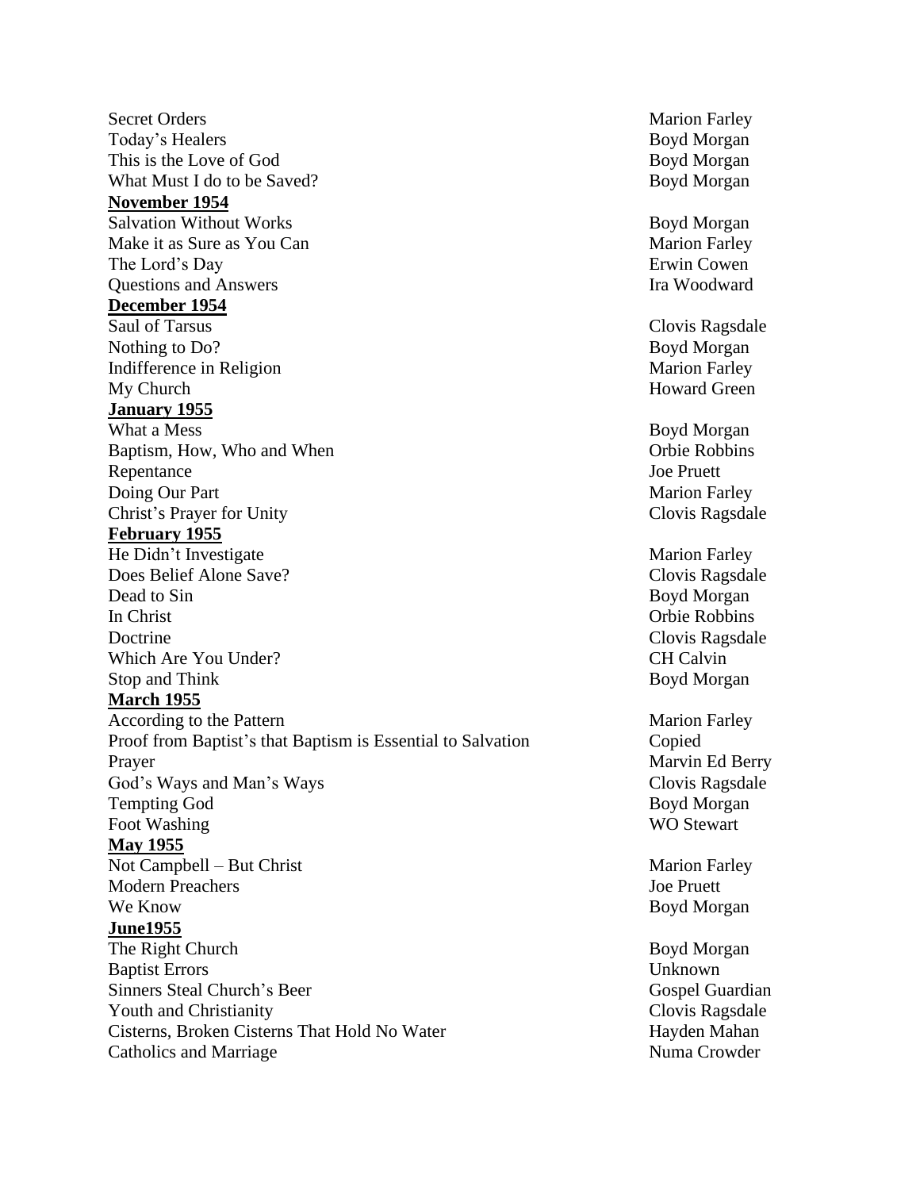| | |
|---|---|
| Secret Orders | Marion Farley |
| Today's Healers | Boyd Morgan |
| This is the Love of God | Boyd Morgan |
| What Must I do to be Saved? | Boyd Morgan |
| **November 1954** | |
| Salvation Without Works | Boyd Morgan |
| Make it as Sure as You Can | Marion Farley |
| The Lord's Day | Erwin Cowen |
| Questions and Answers | Ira Woodward |
| **December 1954** | |
| Saul of Tarsus | Clovis Ragsdale |
| Nothing to Do? | Boyd Morgan |
| Indifference in Religion | Marion Farley |
| My Church | Howard Green |
| **January 1955** | |
| What a Mess | Boyd Morgan |
| Baptism, How, Who and When | Orbie Robbins |
| Repentance | Joe Pruett |
| Doing Our Part | Marion Farley |
| Christ's Prayer for Unity | Clovis Ragsdale |
| **February 1955** | |
| He Didn't Investigate | Marion Farley |
| Does Belief Alone Save? | Clovis Ragsdale |
| Dead to Sin | Boyd Morgan |
| In Christ | Orbie Robbins |
| Doctrine | Clovis Ragsdale |
| Which Are You Under? | CH Calvin |
| Stop and Think | Boyd Morgan |
| **March 1955** | |
| According to the Pattern | Marion Farley |
| Proof from Baptist's that Baptism is Essential to Salvation | Copied |
| Prayer | Marvin Ed Berry |
| God's Ways and Man's Ways | Clovis Ragsdale |
| Tempting God | Boyd Morgan |
| Foot Washing | WO Stewart |
| **May 1955** | |
| Not Campbell – But Christ | Marion Farley |
| Modern Preachers | Joe Pruett |
| We Know | Boyd Morgan |
| **June1955** | |
| The Right Church | Boyd Morgan |
| Baptist Errors | Unknown |
| Sinners Steal Church's Beer | Gospel Guardian |
| Youth and Christianity | Clovis Ragsdale |
| Cisterns, Broken Cisterns That Hold No Water | Hayden Mahan |
| Catholics and Marriage | Numa Crowder |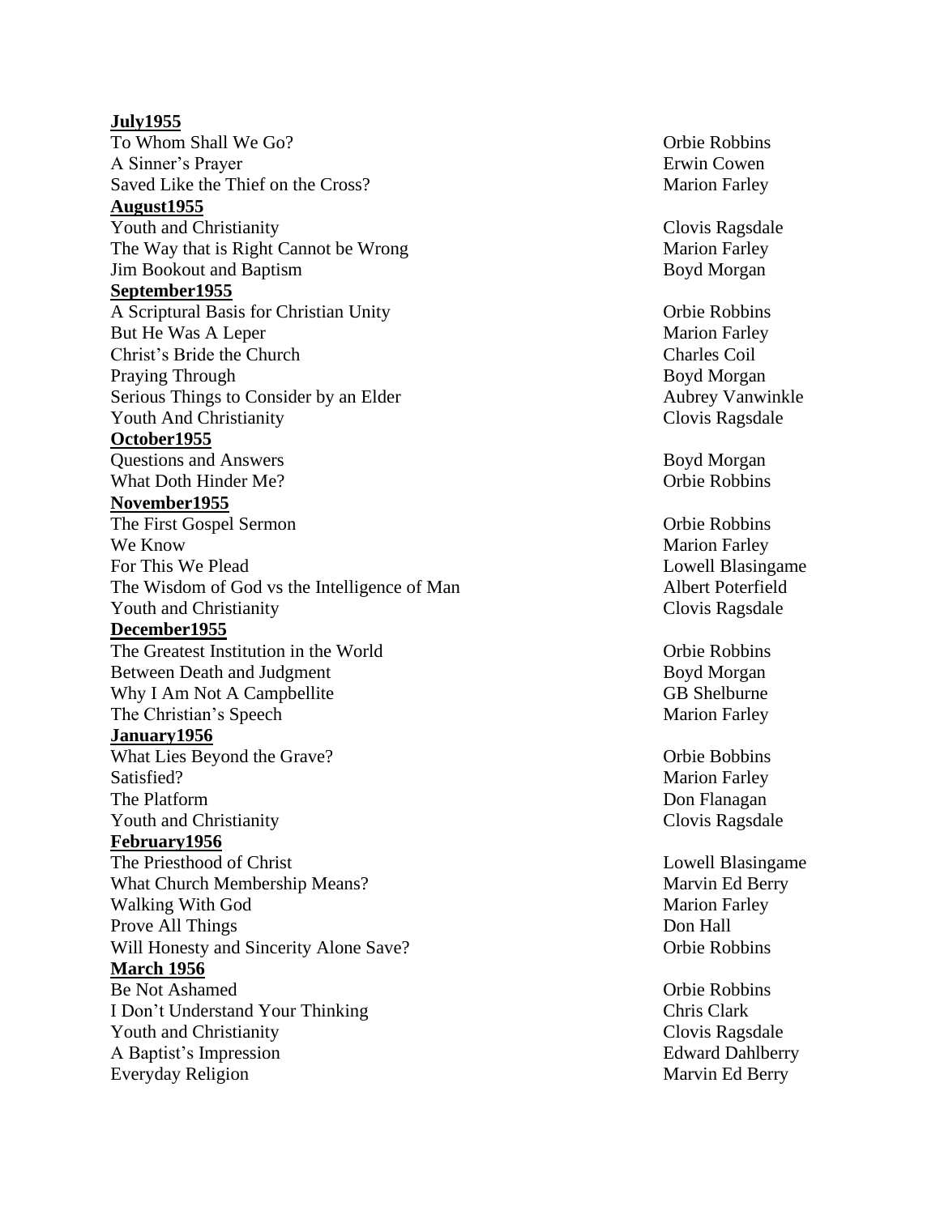**July1955**

To Whom Shall We Go? — Orbie Robbins
A Sinner's Prayer — Erwin Cowen
Saved Like the Thief on the Cross? — Marion Farley

**August1955**

Youth and Christianity — Clovis Ragsdale
The Way that is Right Cannot be Wrong — Marion Farley
Jim Bookout and Baptism — Boyd Morgan

**September1955**

A Scriptural Basis for Christian Unity — Orbie Robbins
But He Was A Leper — Marion Farley
Christ's Bride the Church — Charles Coil
Praying Through — Boyd Morgan
Serious Things to Consider by an Elder — Aubrey Vanwinkle
Youth And Christianity — Clovis Ragsdale

**October1955**

Questions and Answers — Boyd Morgan
What Doth Hinder Me? — Orbie Robbins

**November1955**

The First Gospel Sermon — Orbie Robbins
We Know — Marion Farley
For This We Plead — Lowell Blasingame
The Wisdom of God vs the Intelligence of Man — Albert Poterfield
Youth and Christianity — Clovis Ragsdale

**December1955**

The Greatest Institution in the World — Orbie Robbins
Between Death and Judgment — Boyd Morgan
Why I Am Not A Campbellite — GB Shelburne
The Christian's Speech — Marion Farley

**January1956**

What Lies Beyond the Grave? — Orbie Bobbins
Satisfied? — Marion Farley
The Platform — Don Flanagan
Youth and Christianity — Clovis Ragsdale

**February1956**

The Priesthood of Christ — Lowell Blasingame
What Church Membership Means? — Marvin Ed Berry
Walking With God — Marion Farley
Prove All Things — Don Hall
Will Honesty and Sincerity Alone Save? — Orbie Robbins

**March 1956**

Be Not Ashamed — Orbie Robbins
I Don't Understand Your Thinking — Chris Clark
Youth and Christianity — Clovis Ragsdale
A Baptist's Impression — Edward Dahlberry
Everyday Religion — Marvin Ed Berry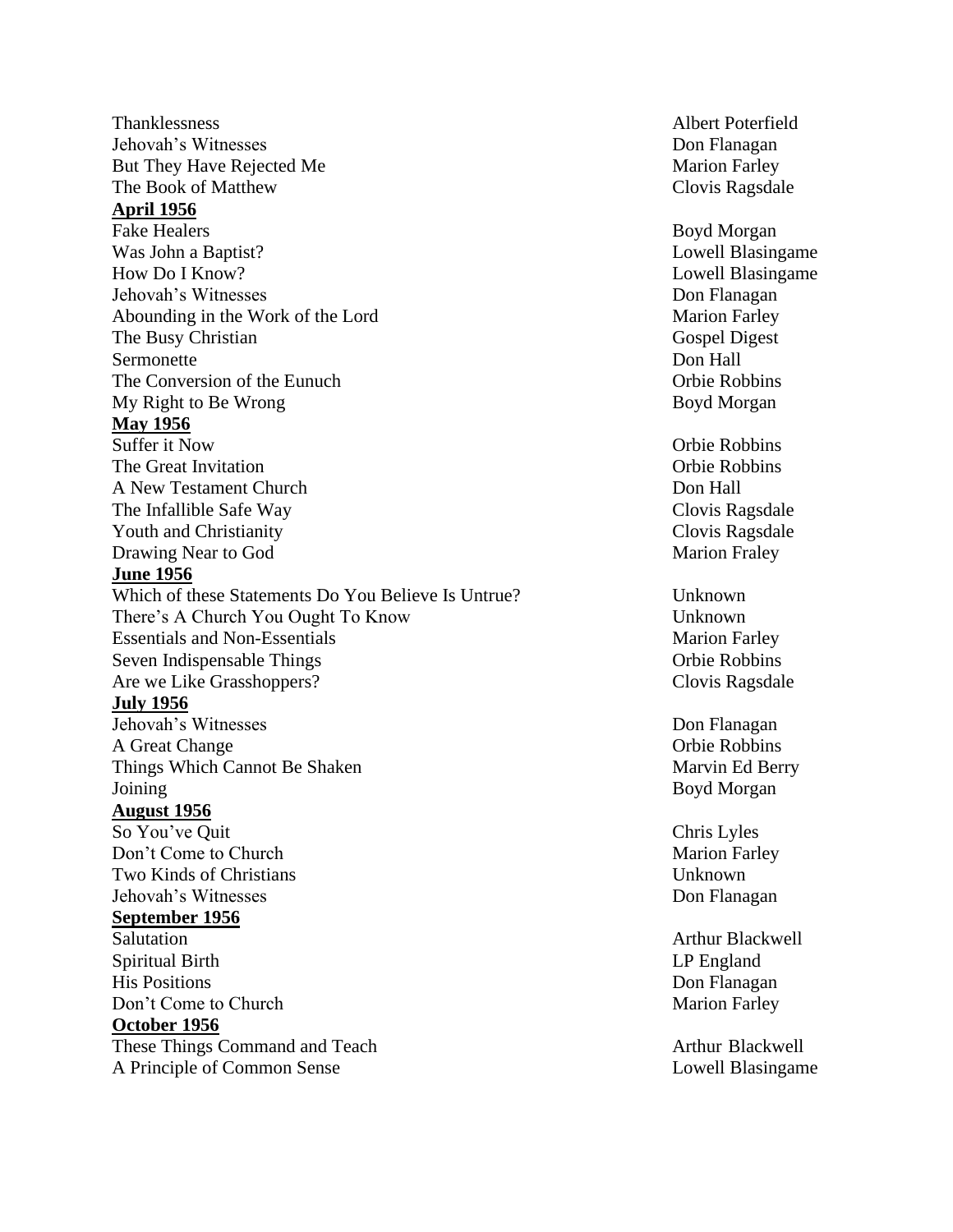Thanklessness Albert Poterfield
Jehovah's Witnesses Don Flanagan
But They Have Rejected Me Marion Farley
The Book of Matthew Clovis Ragsdale

**April 1956**

Fake Healers Boyd Morgan
Was John a Baptist? Lowell Blasingame
How Do I Know? Lowell Blasingame
Jehovah's Witnesses Don Flanagan
Abounding in the Work of the Lord Marion Farley
The Busy Christian Gospel Digest
Sermonette Don Hall
The Conversion of the Eunuch Orbie Robbins
My Right to Be Wrong Boyd Morgan

**May 1956**

Suffer it Now Orbie Robbins
The Great Invitation Orbie Robbins
A New Testament Church Don Hall
The Infallible Safe Way Clovis Ragsdale
Youth and Christianity Clovis Ragsdale
Drawing Near to God Marion Fraley

**June 1956**

Which of these Statements Do You Believe Is Untrue? Unknown
There's A Church You Ought To Know Unknown
Essentials and Non-Essentials Marion Farley
Seven Indispensable Things Orbie Robbins
Are we Like Grasshoppers? Clovis Ragsdale

**July 1956**

Jehovah's Witnesses Don Flanagan
A Great Change Orbie Robbins
Things Which Cannot Be Shaken Marvin Ed Berry
Joining Boyd Morgan

**August 1956**

So You've Quit Chris Lyles
Don't Come to Church Marion Farley
Two Kinds of Christians Unknown
Jehovah's Witnesses Don Flanagan

**September 1956**

Salutation Arthur Blackwell
Spiritual Birth LP England
His Positions Don Flanagan
Don't Come to Church Marion Farley

**October 1956**

These Things Command and Teach Arthur Blackwell
A Principle of Common Sense Lowell Blasingame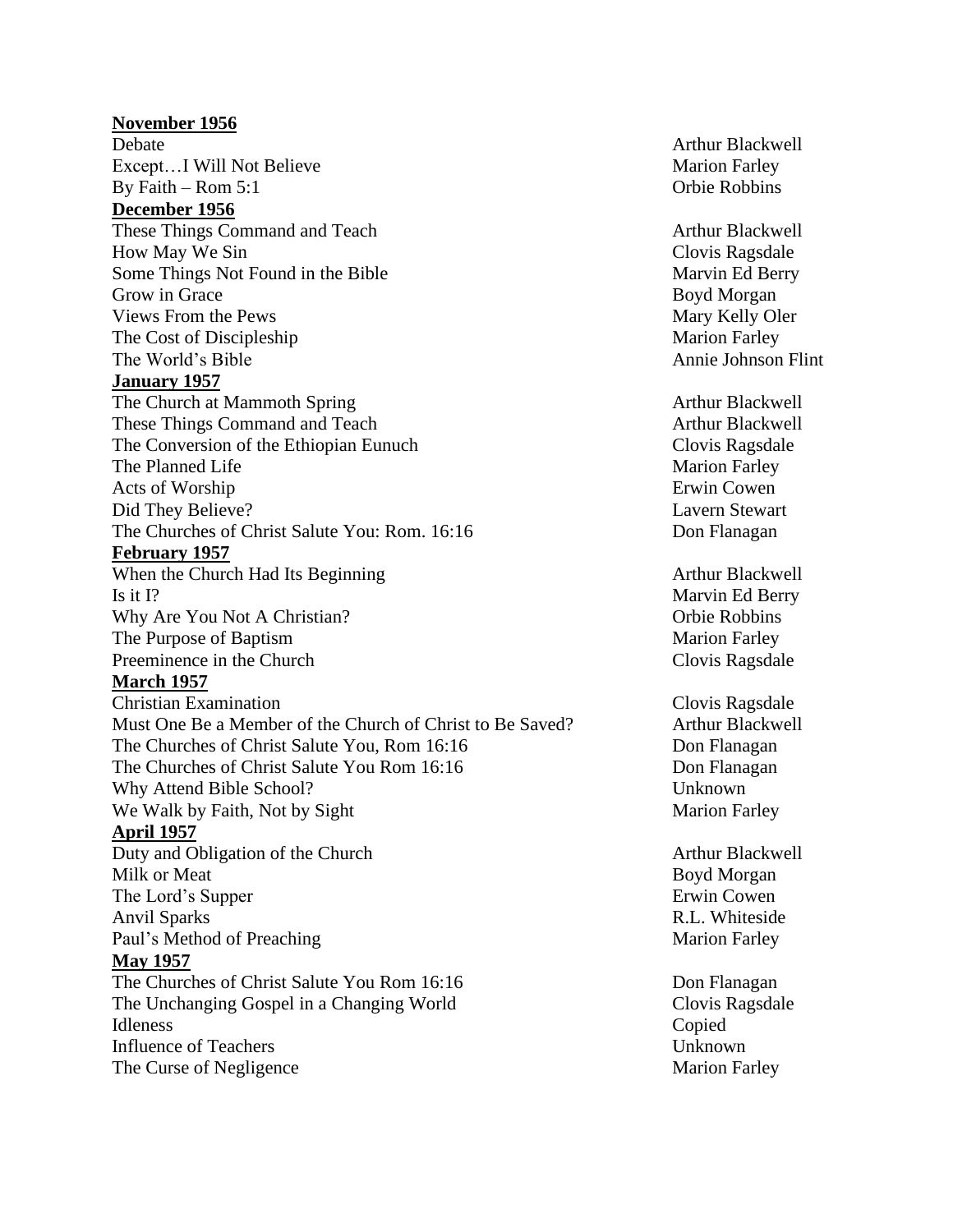**November 1956**

| | |
|---|---|
| Debate | Arthur Blackwell |
| Except…I Will Not Believe | Marion Farley |
| By Faith – Rom 5:1 | Orbie Robbins |

**December 1956**

| | |
|---|---|
| These Things Command and Teach | Arthur Blackwell |
| How May We Sin | Clovis Ragsdale |
| Some Things Not Found in the Bible | Marvin Ed Berry |
| Grow in Grace | Boyd Morgan |
| Views From the Pews | Mary Kelly Oler |
| The Cost of Discipleship | Marion Farley |
| The World's Bible | Annie Johnson Flint |

**January 1957**

| | |
|---|---|
| The Church at Mammoth Spring | Arthur Blackwell |
| These Things Command and Teach | Arthur Blackwell |
| The Conversion of the Ethiopian Eunuch | Clovis Ragsdale |
| The Planned Life | Marion Farley |
| Acts of Worship | Erwin Cowen |
| Did They Believe? | Lavern Stewart |
| The Churches of Christ Salute You: Rom. 16:16 | Don Flanagan |

**February 1957**

| | |
|---|---|
| When the Church Had Its Beginning | Arthur Blackwell |
| Is it I? | Marvin Ed Berry |
| Why Are You Not A Christian? | Orbie Robbins |
| The Purpose of Baptism | Marion Farley |
| Preeminence in the Church | Clovis Ragsdale |

**March 1957**

| | |
|---|---|
| Christian Examination | Clovis Ragsdale |
| Must One Be a Member of the Church of Christ to Be Saved? | Arthur Blackwell |
| The Churches of Christ Salute You, Rom 16:16 | Don Flanagan |
| The Churches of Christ Salute You Rom 16:16 | Don Flanagan |
| Why Attend Bible School? | Unknown |
| We Walk by Faith, Not by Sight | Marion Farley |

**April 1957**

| | |
|---|---|
| Duty and Obligation of the Church | Arthur Blackwell |
| Milk or Meat | Boyd Morgan |
| The Lord's Supper | Erwin Cowen |
| Anvil Sparks | R.L. Whiteside |
| Paul's Method of Preaching | Marion Farley |

**May 1957**

| | |
|---|---|
| The Churches of Christ Salute You Rom 16:16 | Don Flanagan |
| The Unchanging Gospel in a Changing World | Clovis Ragsdale |
| Idleness | Copied |
| Influence of Teachers | Unknown |
| The Curse of Negligence | Marion Farley |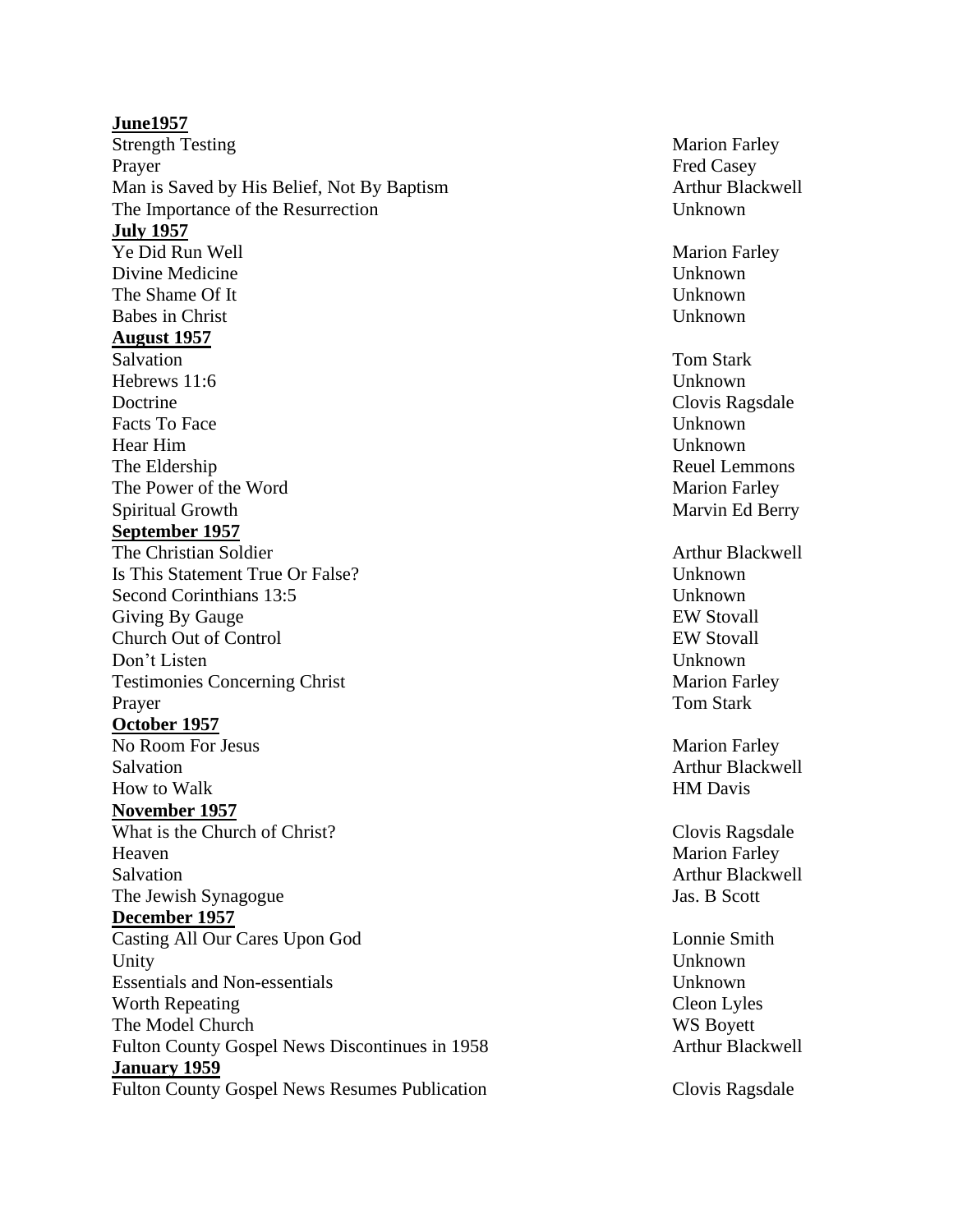**June1957**

| | |
|---|---|
| Strength Testing | Marion Farley |
| Prayer | Fred Casey |
| Man is Saved by His Belief, Not By Baptism | Arthur Blackwell |
| The Importance of the Resurrection | Unknown |

**July 1957**

| | |
|---|---|
| Ye Did Run Well | Marion Farley |
| Divine Medicine | Unknown |
| The Shame Of It | Unknown |
| Babes in Christ | Unknown |

**August 1957**

| | |
|---|---|
| Salvation | Tom Stark |
| Hebrews 11:6 | Unknown |
| Doctrine | Clovis Ragsdale |
| Facts To Face | Unknown |
| Hear Him | Unknown |
| The Eldership | Reuel Lemmons |
| The Power of the Word | Marion Farley |
| Spiritual Growth | Marvin Ed Berry |

**September 1957**

| | |
|---|---|
| The Christian Soldier | Arthur Blackwell |
| Is This Statement True Or False? | Unknown |
| Second Corinthians 13:5 | Unknown |
| Giving By Gauge | EW Stovall |
| Church Out of Control | EW Stovall |
| Don't Listen | Unknown |
| Testimonies Concerning Christ | Marion Farley |
| Prayer | Tom Stark |

**October 1957**

| | |
|---|---|
| No Room For Jesus | Marion Farley |
| Salvation | Arthur Blackwell |
| How to Walk | HM Davis |

**November 1957**

| | |
|---|---|
| What is the Church of Christ? | Clovis Ragsdale |
| Heaven | Marion Farley |
| Salvation | Arthur Blackwell |
| The Jewish Synagogue | Jas. B Scott |

**December 1957**

| | |
|---|---|
| Casting All Our Cares Upon God | Lonnie Smith |
| Unity | Unknown |
| Essentials and Non-essentials | Unknown |
| Worth Repeating | Cleon Lyles |
| The Model Church | WS Boyett |
| Fulton County Gospel News Discontinues in 1958 | Arthur Blackwell |

**January 1959**

| | |
|---|---|
| Fulton County Gospel News Resumes Publication | Clovis Ragsdale |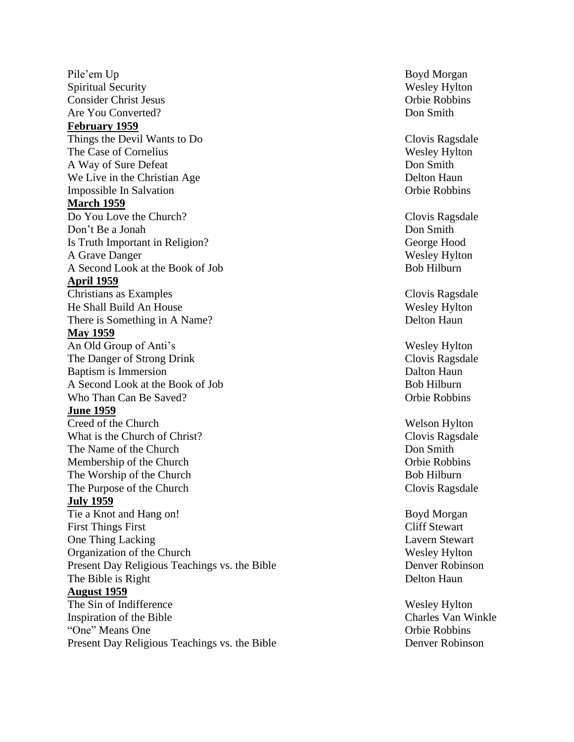Pile'em Up — Boyd Morgan
Spiritual Security — Wesley Hylton
Consider Christ Jesus — Orbie Robbins
Are You Converted? — Don Smith

**February 1959**

Things the Devil Wants to Do — Clovis Ragsdale
The Case of Cornelius — Wesley Hylton
A Way of Sure Defeat — Don Smith
We Live in the Christian Age — Delton Haun
Impossible In Salvation — Orbie Robbins

**March 1959**

Do You Love the Church? — Clovis Ragsdale
Don't Be a Jonah — Don Smith
Is Truth Important in Religion? — George Hood
A Grave Danger — Wesley Hylton
A Second Look at the Book of Job — Bob Hilburn

**April 1959**

Christians as Examples — Clovis Ragsdale
He Shall Build An House — Wesley Hylton
There is Something in A Name? — Delton Haun

**May 1959**

An Old Group of Anti's — Wesley Hylton
The Danger of Strong Drink — Clovis Ragsdale
Baptism is Immersion — Dalton Haun
A Second Look at the Book of Job — Bob Hilburn
Who Than Can Be Saved? — Orbie Robbins

**June 1959**

Creed of the Church — Welson Hylton
What is the Church of Christ? — Clovis Ragsdale
The Name of the Church — Don Smith
Membership of the Church — Orbie Robbins
The Worship of the Church — Bob Hilburn
The Purpose of the Church — Clovis Ragsdale

**July 1959**

Tie a Knot and Hang on! — Boyd Morgan
First Things First — Cliff Stewart
One Thing Lacking — Lavern Stewart
Organization of the Church — Wesley Hylton
Present Day Religious Teachings vs. the Bible — Denver Robinson
The Bible is Right — Delton Haun

**August 1959**

The Sin of Indifference — Wesley Hylton
Inspiration of the Bible — Charles Van Winkle
"One" Means One — Orbie Robbins
Present Day Religious Teachings vs. the Bible — Denver Robinson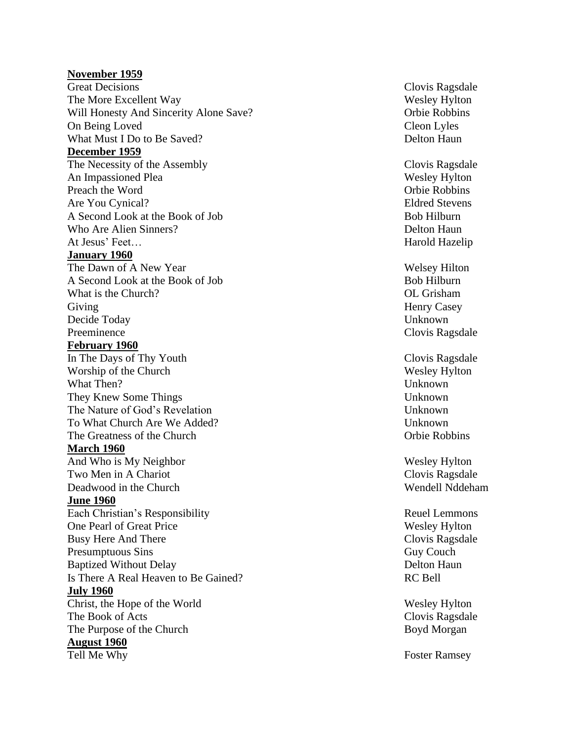**November 1959**

| | |
|---|---|
| Great Decisions | Clovis Ragsdale |
| The More Excellent Way | Wesley Hylton |
| Will Honesty And Sincerity Alone Save? | Orbie Robbins |
| On Being Loved | Cleon Lyles |
| What Must I Do to Be Saved? | Delton Haun |

**December 1959**

| | |
|---|---|
| The Necessity of the Assembly | Clovis Ragsdale |
| An Impassioned Plea | Wesley Hylton |
| Preach the Word | Orbie Robbins |
| Are You Cynical? | Eldred Stevens |
| A Second Look at the Book of Job | Bob Hilburn |
| Who Are Alien Sinners? | Delton Haun |
| At Jesus' Feet… | Harold Hazelip |

**January 1960**

| | |
|---|---|
| The Dawn of A New Year | Welsey Hilton |
| A Second Look at the Book of Job | Bob Hilburn |
| What is the Church? | OL Grisham |
| Giving | Henry Casey |
| Decide Today | Unknown |
| Preeminence | Clovis Ragsdale |

**February 1960**

| | |
|---|---|
| In The Days of Thy Youth | Clovis Ragsdale |
| Worship of the Church | Wesley Hylton |
| What Then? | Unknown |
| They Knew Some Things | Unknown |
| The Nature of God's Revelation | Unknown |
| To What Church Are We Added? | Unknown |
| The Greatness of the Church | Orbie Robbins |

**March 1960**

| | |
|---|---|
| And Who is My Neighbor | Wesley Hylton |
| Two Men in A Chariot | Clovis Ragsdale |
| Deadwood in the Church | Wendell Nddeham |

**June 1960**

| | |
|---|---|
| Each Christian's Responsibility | Reuel Lemmons |
| One Pearl of Great Price | Wesley Hylton |
| Busy Here And There | Clovis Ragsdale |
| Presumptuous Sins | Guy Couch |
| Baptized Without Delay | Delton Haun |
| Is There A Real Heaven to Be Gained? | RC Bell |

**July 1960**

| | |
|---|---|
| Christ, the Hope of the World | Wesley Hylton |
| The Book of Acts | Clovis Ragsdale |
| The Purpose of the Church | Boyd Morgan |

**August 1960**

| | |
|---|---|
| Tell Me Why | Foster Ramsey |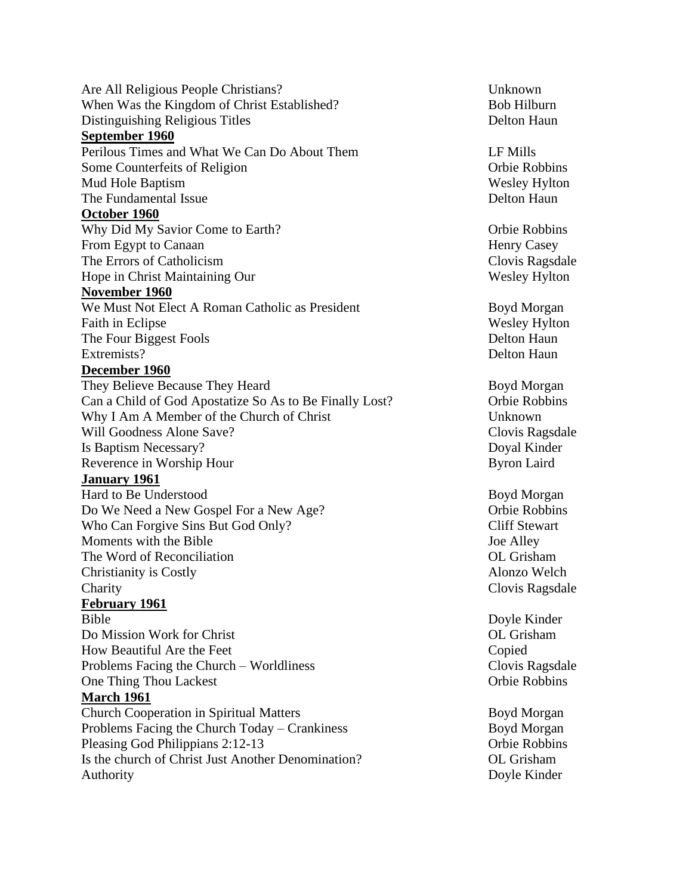| | |
|---|---|
| Are All Religious People Christians? | Unknown |
| When Was the Kingdom of Christ Established? | Bob Hilburn |
| Distinguishing Religious Titles | Delton Haun |
| **September 1960** | |
| Perilous Times and What We Can Do About Them | LF Mills |
| Some Counterfeits of Religion | Orbie Robbins |
| Mud Hole Baptism | Wesley Hylton |
| The Fundamental Issue | Delton Haun |
| **October 1960** | |
| Why Did My Savior Come to Earth? | Orbie Robbins |
| From Egypt to Canaan | Henry Casey |
| The Errors of Catholicism | Clovis Ragsdale |
| Hope in Christ Maintaining Our | Wesley Hylton |
| **November 1960** | |
| We Must Not Elect A Roman Catholic as President | Boyd Morgan |
| Faith in Eclipse | Wesley Hylton |
| The Four Biggest Fools | Delton Haun |
| Extremists? | Delton Haun |
| **December 1960** | |
| They Believe Because They Heard | Boyd Morgan |
| Can a Child of God Apostatize So As to Be Finally Lost? | Orbie Robbins |
| Why I Am A Member of the Church of Christ | Unknown |
| Will Goodness Alone Save? | Clovis Ragsdale |
| Is Baptism Necessary? | Doyal Kinder |
| Reverence in Worship Hour | Byron Laird |
| **January 1961** | |
| Hard to Be Understood | Boyd Morgan |
| Do We Need a New Gospel For a New Age? | Orbie Robbins |
| Who Can Forgive Sins But God Only? | Cliff Stewart |
| Moments with the Bible | Joe Alley |
| The Word of Reconciliation | OL Grisham |
| Christianity is Costly | Alonzo Welch |
| Charity | Clovis Ragsdale |
| **February 1961** | |
| Bible | Doyle Kinder |
| Do Mission Work for Christ | OL Grisham |
| How Beautiful Are the Feet | Copied |
| Problems Facing the Church – Worldliness | Clovis Ragsdale |
| One Thing Thou Lackest | Orbie Robbins |
| **March 1961** | |
| Church Cooperation in Spiritual Matters | Boyd Morgan |
| Problems Facing the Church Today – Crankiness | Boyd Morgan |
| Pleasing God Philippians 2:12-13 | Orbie Robbins |
| Is the church of Christ Just Another Denomination? | OL Grisham |
| Authority | Doyle Kinder |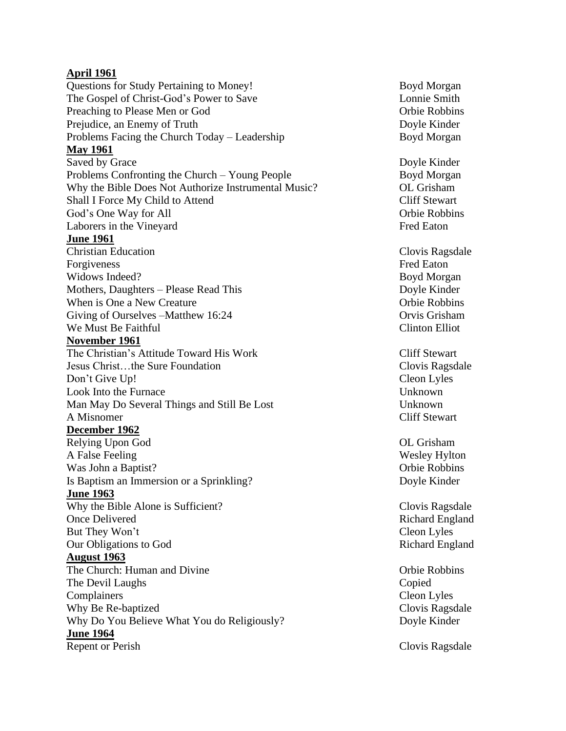**April 1961**

| | |
|---|---|
| Questions for Study Pertaining to Money! | Boyd Morgan |
| The Gospel of Christ-God's Power to Save | Lonnie Smith |
| Preaching to Please Men or God | Orbie Robbins |
| Prejudice, an Enemy of Truth | Doyle Kinder |
| Problems Facing the Church Today – Leadership | Boyd Morgan |

**May 1961**

| | |
|---|---|
| Saved by Grace | Doyle Kinder |
| Problems Confronting the Church – Young People | Boyd Morgan |
| Why the Bible Does Not Authorize Instrumental Music? | OL Grisham |
| Shall I Force My Child to Attend | Cliff Stewart |
| God's One Way for All | Orbie Robbins |
| Laborers in the Vineyard | Fred Eaton |

**June 1961**

| | |
|---|---|
| Christian Education | Clovis Ragsdale |
| Forgiveness | Fred Eaton |
| Widows Indeed? | Boyd Morgan |
| Mothers, Daughters – Please Read This | Doyle Kinder |
| When is One a New Creature | Orbie Robbins |
| Giving of Ourselves –Matthew 16:24 | Orvis Grisham |
| We Must Be Faithful | Clinton Elliot |

**November 1961**

| | |
|---|---|
| The Christian's Attitude Toward His Work | Cliff Stewart |
| Jesus Christ…the Sure Foundation | Clovis Ragsdale |
| Don't Give Up! | Cleon Lyles |
| Look Into the Furnace | Unknown |
| Man May Do Several Things and Still Be Lost | Unknown |
| A Misnomer | Cliff Stewart |

**December 1962**

| | |
|---|---|
| Relying Upon God | OL Grisham |
| A False Feeling | Wesley Hylton |
| Was John a Baptist? | Orbie Robbins |
| Is Baptism an Immersion or a Sprinkling? | Doyle Kinder |

**June 1963**

| | |
|---|---|
| Why the Bible Alone is Sufficient? | Clovis Ragsdale |
| Once Delivered | Richard England |
| But They Won't | Cleon Lyles |
| Our Obligations to God | Richard England |

**August 1963**

| | |
|---|---|
| The Church: Human and Divine | Orbie Robbins |
| The Devil Laughs | Copied |
| Complainers | Cleon Lyles |
| Why Be Re-baptized | Clovis Ragsdale |
| Why Do You Believe What You do Religiously? | Doyle Kinder |

**June 1964**

| | |
|---|---|
| Repent or Perish | Clovis Ragsdale |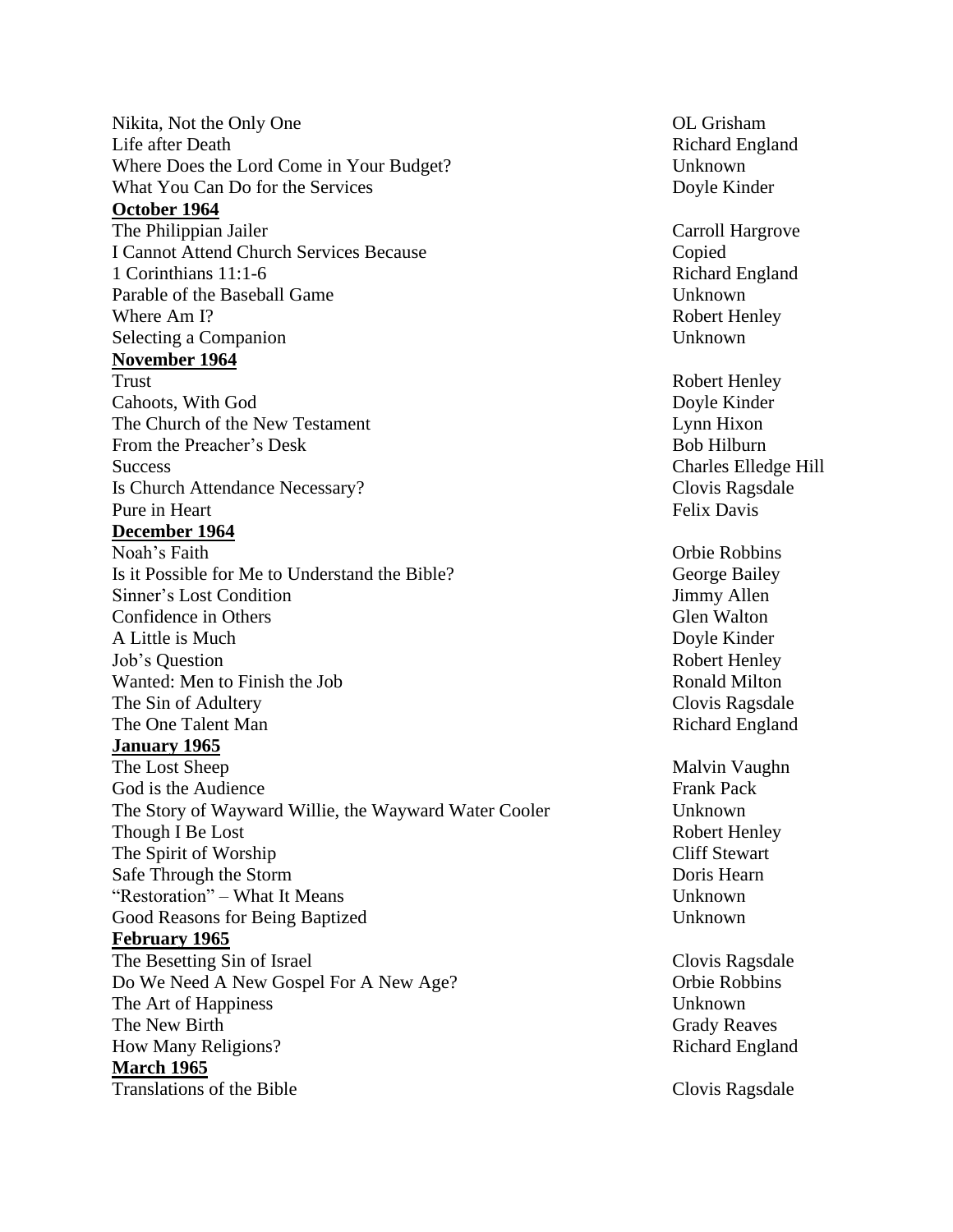Nikita, Not the Only One — OL Grisham
Life after Death — Richard England
Where Does the Lord Come in Your Budget? — Unknown
What You Can Do for the Services — Doyle Kinder

**October 1964**

The Philippian Jailer — Carroll Hargrove
I Cannot Attend Church Services Because — Copied
1 Corinthians 11:1-6 — Richard England
Parable of the Baseball Game — Unknown
Where Am I? — Robert Henley
Selecting a Companion — Unknown

**November 1964**

Trust — Robert Henley
Cahoots, With God — Doyle Kinder
The Church of the New Testament — Lynn Hixon
From the Preacher's Desk — Bob Hilburn
Success — Charles Elledge Hill
Is Church Attendance Necessary? — Clovis Ragsdale
Pure in Heart — Felix Davis

**December 1964**

Noah's Faith — Orbie Robbins
Is it Possible for Me to Understand the Bible? — George Bailey
Sinner's Lost Condition — Jimmy Allen
Confidence in Others — Glen Walton
A Little is Much — Doyle Kinder
Job's Question — Robert Henley
Wanted: Men to Finish the Job — Ronald Milton
The Sin of Adultery — Clovis Ragsdale
The One Talent Man — Richard England

**January 1965**

The Lost Sheep — Malvin Vaughn
God is the Audience — Frank Pack
The Story of Wayward Willie, the Wayward Water Cooler — Unknown
Though I Be Lost — Robert Henley
The Spirit of Worship — Cliff Stewart
Safe Through the Storm — Doris Hearn
"Restoration" – What It Means — Unknown
Good Reasons for Being Baptized — Unknown

**February 1965**

The Besetting Sin of Israel — Clovis Ragsdale
Do We Need A New Gospel For A New Age? — Orbie Robbins
The Art of Happiness — Unknown
The New Birth — Grady Reaves
How Many Religions? — Richard England

**March 1965**

Translations of the Bible — Clovis Ragsdale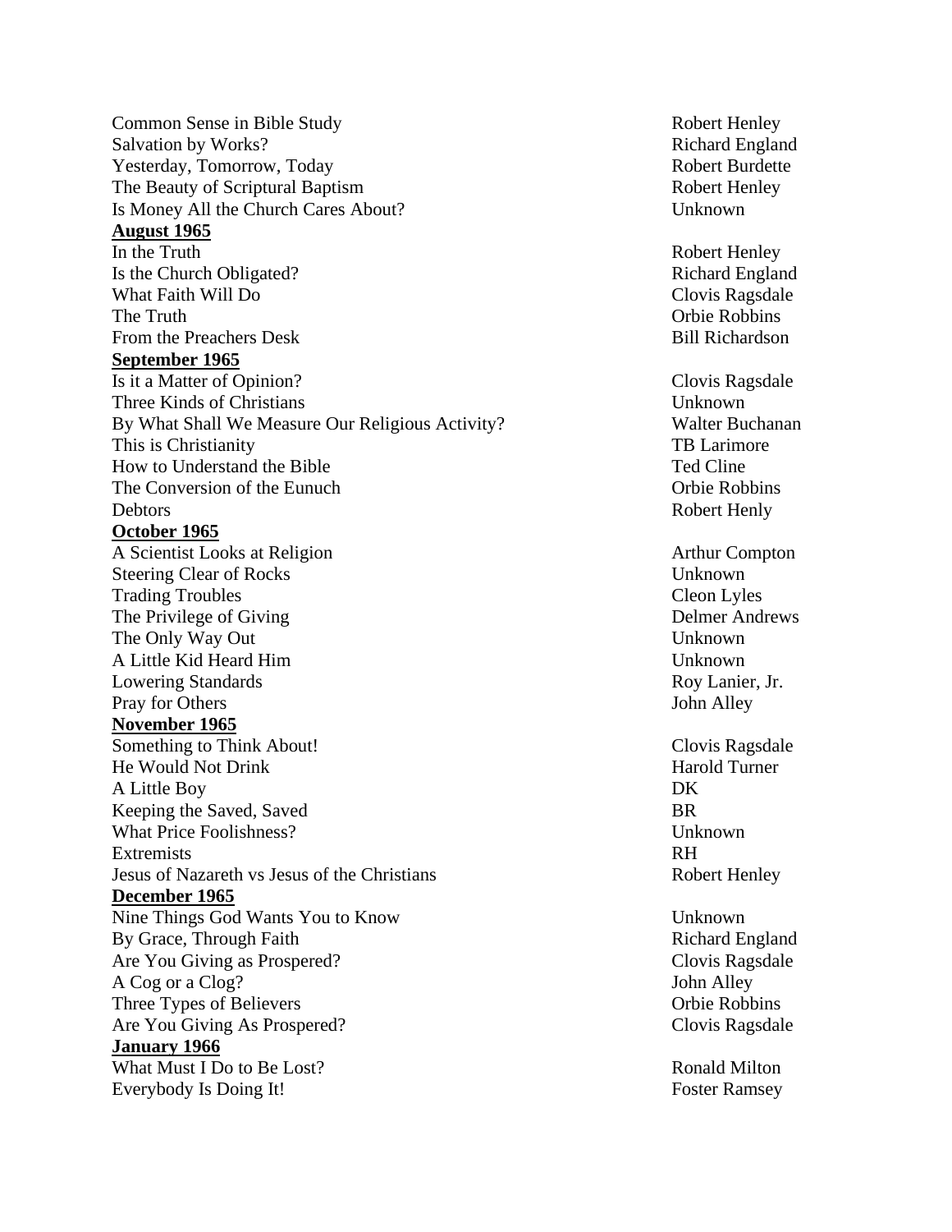| | |
|---|---|
| Common Sense in Bible Study | Robert Henley |
| Salvation by Works? | Richard England |
| Yesterday, Tomorrow, Today | Robert Burdette |
| The Beauty of Scriptural Baptism | Robert Henley |
| Is Money All the Church Cares About? | Unknown |

**<u>August 1965</u>**

| | |
|---|---|
| In the Truth | Robert Henley |
| Is the Church Obligated? | Richard England |
| What Faith Will Do | Clovis Ragsdale |
| The Truth | Orbie Robbins |
| From the Preachers Desk | Bill Richardson |

**<u>September 1965</u>**

| | |
|---|---|
| Is it a Matter of Opinion? | Clovis Ragsdale |
| Three Kinds of Christians | Unknown |
| By What Shall We Measure Our Religious Activity? | Walter Buchanan |
| This is Christianity | TB Larimore |
| How to Understand the Bible | Ted Cline |
| The Conversion of the Eunuch | Orbie Robbins |
| Debtors | Robert Henly |

**<u>October 1965</u>**

| | |
|---|---|
| A Scientist Looks at Religion | Arthur Compton |
| Steering Clear of Rocks | Unknown |
| Trading Troubles | Cleon Lyles |
| The Privilege of Giving | Delmer Andrews |
| The Only Way Out | Unknown |
| A Little Kid Heard Him | Unknown |
| Lowering Standards | Roy Lanier, Jr. |
| Pray for Others | John Alley |

**<u>November 1965</u>**

| | |
|---|---|
| Something to Think About! | Clovis Ragsdale |
| He Would Not Drink | Harold Turner |
| A Little Boy | DK |
| Keeping the Saved, Saved | BR |
| What Price Foolishness? | Unknown |
| Extremists | RH |
| Jesus of Nazareth vs Jesus of the Christians | Robert Henley |

**<u>December 1965</u>**

| | |
|---|---|
| Nine Things God Wants You to Know | Unknown |
| By Grace, Through Faith | Richard England |
| Are You Giving as Prospered? | Clovis Ragsdale |
| A Cog or a Clog? | John Alley |
| Three Types of Believers | Orbie Robbins |
| Are You Giving As Prospered? | Clovis Ragsdale |

**<u>January 1966</u>**

| | |
|---|---|
| What Must I Do to Be Lost? | Ronald Milton |
| Everybody Is Doing It! | Foster Ramsey |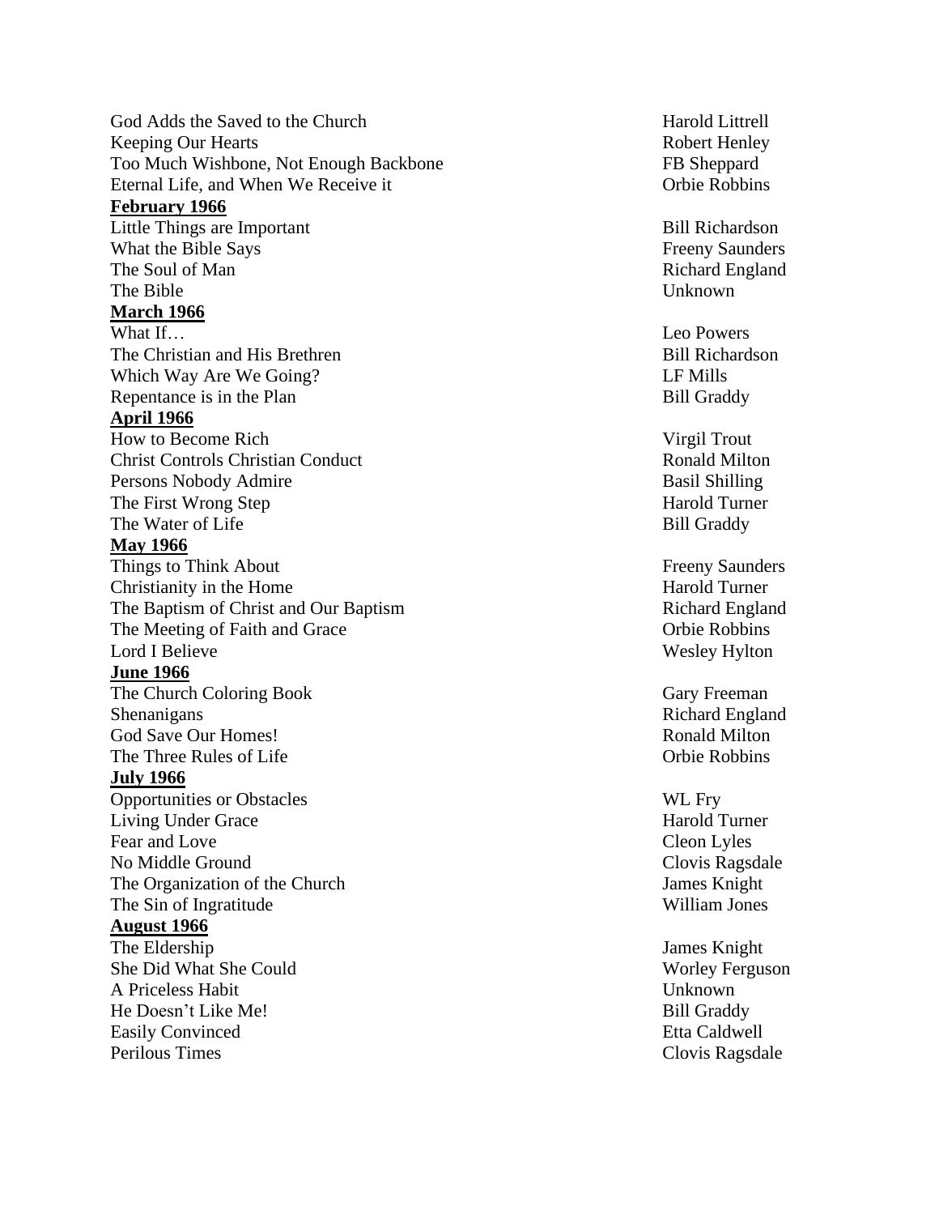God Adds the Saved to the Church — Harold Littrell
Keeping Our Hearts — Robert Henley
Too Much Wishbone, Not Enough Backbone — FB Sheppard
Eternal Life, and When We Receive it — Orbie Robbins

**February 1966**

Little Things are Important — Bill Richardson
What the Bible Says — Freeny Saunders
The Soul of Man — Richard England
The Bible — Unknown

**March 1966**

What If… — Leo Powers
The Christian and His Brethren — Bill Richardson
Which Way Are We Going? — LF Mills
Repentance is in the Plan — Bill Graddy

**April 1966**

How to Become Rich — Virgil Trout
Christ Controls Christian Conduct — Ronald Milton
Persons Nobody Admire — Basil Shilling
The First Wrong Step — Harold Turner
The Water of Life — Bill Graddy

**May 1966**

Things to Think About — Freeny Saunders
Christianity in the Home — Harold Turner
The Baptism of Christ and Our Baptism — Richard England
The Meeting of Faith and Grace — Orbie Robbins
Lord I Believe — Wesley Hylton

**June 1966**

The Church Coloring Book — Gary Freeman
Shenanigans — Richard England
God Save Our Homes! — Ronald Milton
The Three Rules of Life — Orbie Robbins

**July 1966**

Opportunities or Obstacles — WL Fry
Living Under Grace — Harold Turner
Fear and Love — Cleon Lyles
No Middle Ground — Clovis Ragsdale
The Organization of the Church — James Knight
The Sin of Ingratitude — William Jones

**August 1966**

The Eldership — James Knight
She Did What She Could — Worley Ferguson
A Priceless Habit — Unknown
He Doesn't Like Me! — Bill Graddy
Easily Convinced — Etta Caldwell
Perilous Times — Clovis Ragsdale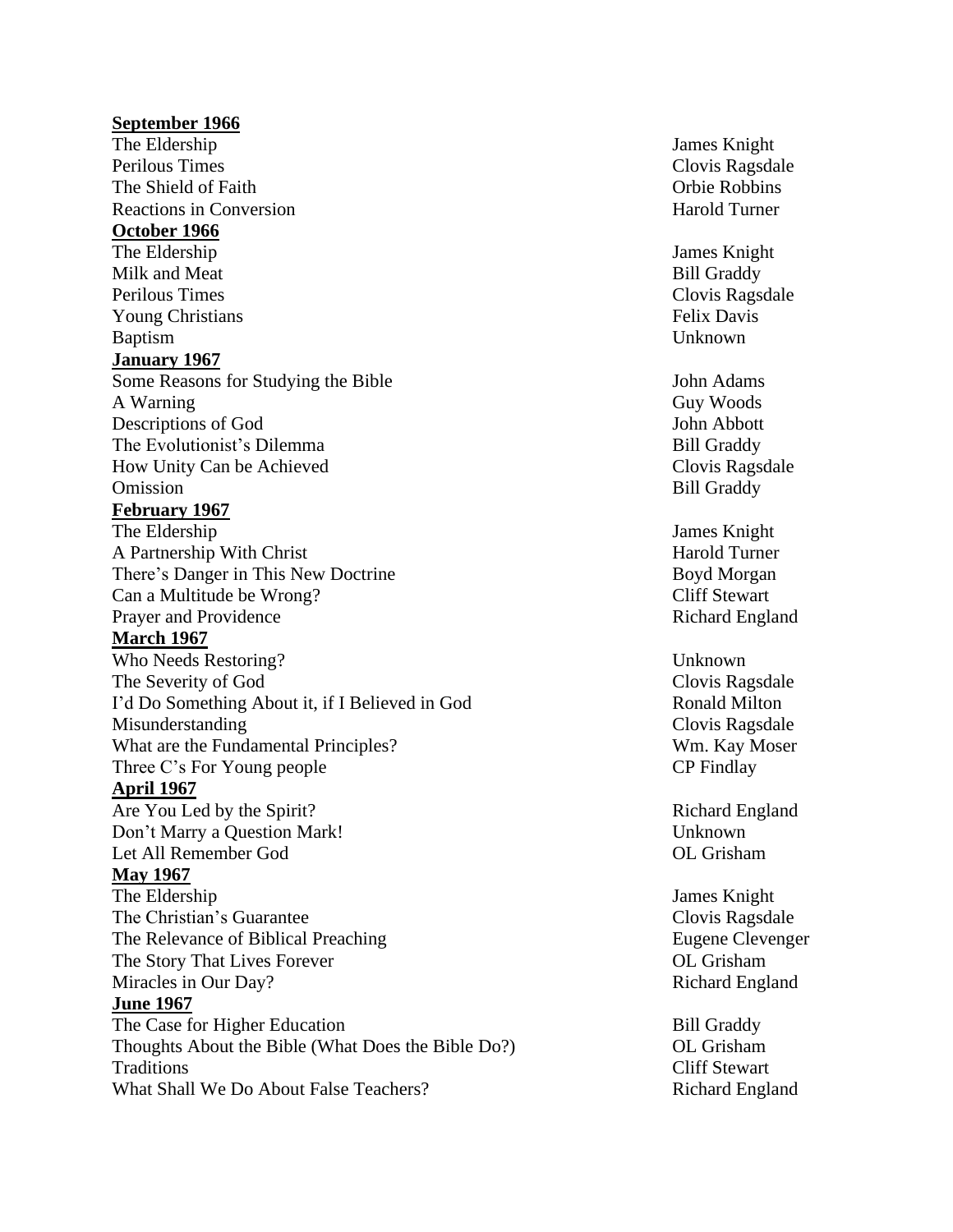**September 1966**

| | |
|---|---|
| The Eldership | James Knight |
| Perilous Times | Clovis Ragsdale |
| The Shield of Faith | Orbie Robbins |
| Reactions in Conversion | Harold Turner |

**October 1966**

| | |
|---|---|
| The Eldership | James Knight |
| Milk and Meat | Bill Graddy |
| Perilous Times | Clovis Ragsdale |
| Young Christians | Felix Davis |
| Baptism | Unknown |

**January 1967**

| | |
|---|---|
| Some Reasons for Studying the Bible | John Adams |
| A Warning | Guy Woods |
| Descriptions of God | John Abbott |
| The Evolutionist's Dilemma | Bill Graddy |
| How Unity Can be Achieved | Clovis Ragsdale |
| Omission | Bill Graddy |

**February 1967**

| | |
|---|---|
| The Eldership | James Knight |
| A Partnership With Christ | Harold Turner |
| There's Danger in This New Doctrine | Boyd Morgan |
| Can a Multitude be Wrong? | Cliff Stewart |
| Prayer and Providence | Richard England |

**March 1967**

| | |
|---|---|
| Who Needs Restoring? | Unknown |
| The Severity of God | Clovis Ragsdale |
| I'd Do Something About it, if I Believed in God | Ronald Milton |
| Misunderstanding | Clovis Ragsdale |
| What are the Fundamental Principles? | Wm. Kay Moser |
| Three C's For Young people | CP Findlay |

**April 1967**

| | |
|---|---|
| Are You Led by the Spirit? | Richard England |
| Don't Marry a Question Mark! | Unknown |
| Let All Remember God | OL Grisham |

**May 1967**

| | |
|---|---|
| The Eldership | James Knight |
| The Christian's Guarantee | Clovis Ragsdale |
| The Relevance of Biblical Preaching | Eugene Clevenger |
| The Story That Lives Forever | OL Grisham |
| Miracles in Our Day? | Richard England |

**June 1967**

| | |
|---|---|
| The Case for Higher Education | Bill Graddy |
| Thoughts About the Bible (What Does the Bible Do?) | OL Grisham |
| Traditions | Cliff Stewart |
| What Shall We Do About False Teachers? | Richard England |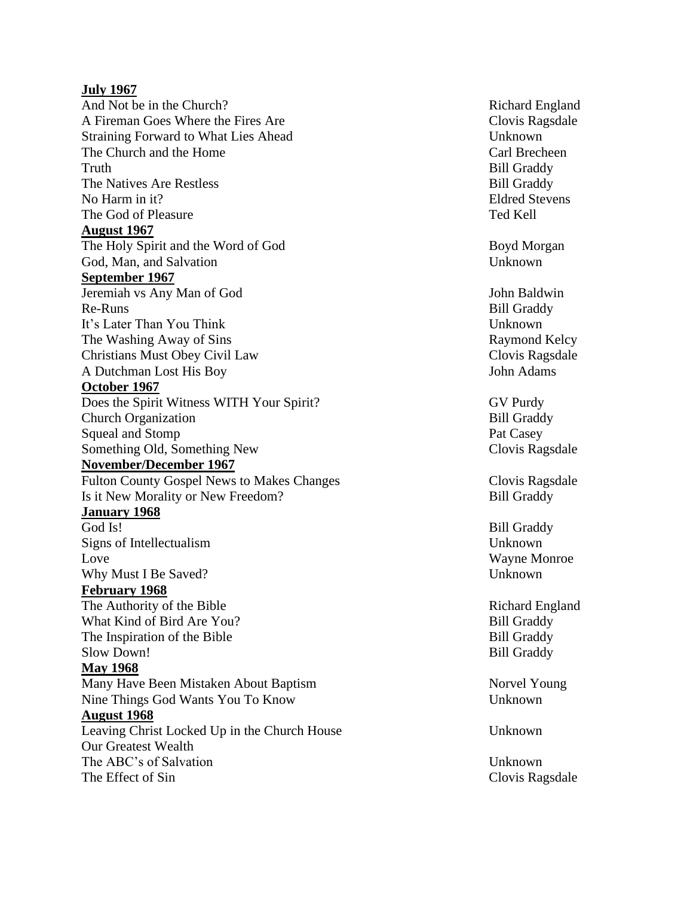**July 1967**

| | |
|---|---|
| And Not be in the Church? | Richard England |
| A Fireman Goes Where the Fires Are | Clovis Ragsdale |
| Straining Forward to What Lies Ahead | Unknown |
| The Church and the Home | Carl Brecheen |
| Truth | Bill Graddy |
| The Natives Are Restless | Bill Graddy |
| No Harm in it? | Eldred Stevens |
| The God of Pleasure | Ted Kell |

**August 1967**

| | |
|---|---|
| The Holy Spirit and the Word of God | Boyd Morgan |
| God, Man, and Salvation | Unknown |

**September 1967**

| | |
|---|---|
| Jeremiah vs Any Man of God | John Baldwin |
| Re-Runs | Bill Graddy |
| It's Later Than You Think | Unknown |
| The Washing Away of Sins | Raymond Kelcy |
| Christians Must Obey Civil Law | Clovis Ragsdale |
| A Dutchman Lost His Boy | John Adams |

**October 1967**

| | |
|---|---|
| Does the Spirit Witness WITH Your Spirit? | GV Purdy |
| Church Organization | Bill Graddy |
| Squeal and Stomp | Pat Casey |
| Something Old, Something New | Clovis Ragsdale |

**November/December 1967**

| | |
|---|---|
| Fulton County Gospel News to Makes Changes | Clovis Ragsdale |
| Is it New Morality or New Freedom? | Bill Graddy |

**January 1968**

| | |
|---|---|
| God Is! | Bill Graddy |
| Signs of Intellectualism | Unknown |
| Love | Wayne Monroe |
| Why Must I Be Saved? | Unknown |

**February 1968**

| | |
|---|---|
| The Authority of the Bible | Richard England |
| What Kind of Bird Are You? | Bill Graddy |
| The Inspiration of the Bible | Bill Graddy |
| Slow Down! | Bill Graddy |

**May 1968**

| | |
|---|---|
| Many Have Been Mistaken About Baptism | Norvel Young |
| Nine Things God Wants You To Know | Unknown |

**August 1968**

| | |
|---|---|
| Leaving Christ Locked Up in the Church House | Unknown |
| Our Greatest Wealth | |
| The ABC's of Salvation | Unknown |
| The Effect of Sin | Clovis Ragsdale |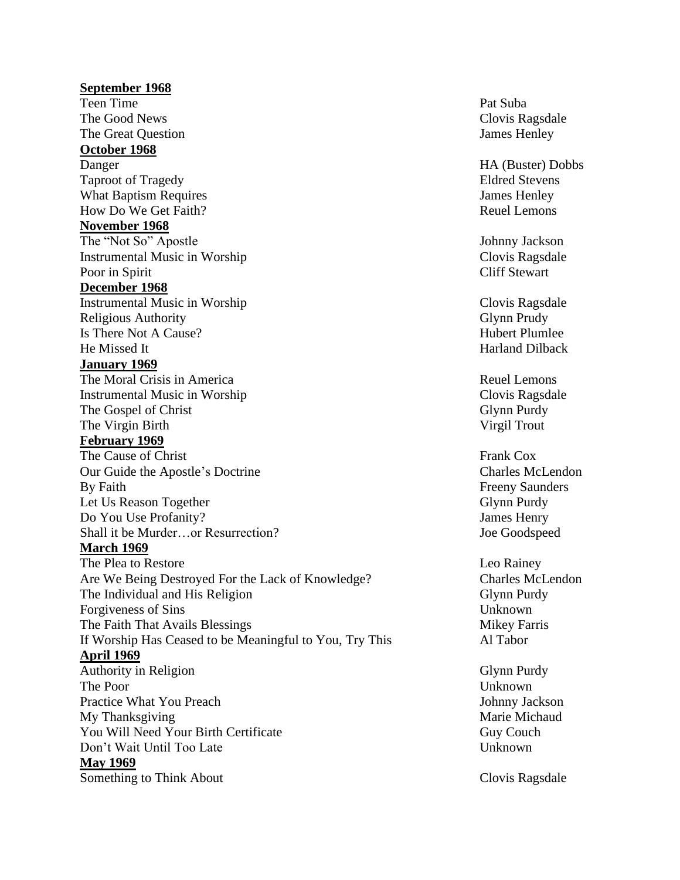**September 1968**

| | |
|---|---|
| Teen Time | Pat Suba |
| The Good News | Clovis Ragsdale |
| The Great Question | James Henley |

**October 1968**

| | |
|---|---|
| Danger | HA (Buster) Dobbs |
| Taproot of Tragedy | Eldred Stevens |
| What Baptism Requires | James Henley |
| How Do We Get Faith? | Reuel Lemons |

**November 1968**

| | |
|---|---|
| The "Not So" Apostle | Johnny Jackson |
| Instrumental Music in Worship | Clovis Ragsdale |
| Poor in Spirit | Cliff Stewart |

**December 1968**

| | |
|---|---|
| Instrumental Music in Worship | Clovis Ragsdale |
| Religious Authority | Glynn Prudy |
| Is There Not A Cause? | Hubert Plumlee |
| He Missed It | Harland Dilback |

**January 1969**

| | |
|---|---|
| The Moral Crisis in America | Reuel Lemons |
| Instrumental Music in Worship | Clovis Ragsdale |
| The Gospel of Christ | Glynn Purdy |
| The Virgin Birth | Virgil Trout |

**February 1969**

| | |
|---|---|
| The Cause of Christ | Frank Cox |
| Our Guide the Apostle's Doctrine | Charles McLendon |
| By Faith | Freeny Saunders |
| Let Us Reason Together | Glynn Purdy |
| Do You Use Profanity? | James Henry |
| Shall it be Murder…or Resurrection? | Joe Goodspeed |

**March 1969**

| | |
|---|---|
| The Plea to Restore | Leo Rainey |
| Are We Being Destroyed For the Lack of Knowledge? | Charles McLendon |
| The Individual and His Religion | Glynn Purdy |
| Forgiveness of Sins | Unknown |
| The Faith That Avails Blessings | Mikey Farris |
| If Worship Has Ceased to be Meaningful to You, Try This | Al Tabor |

**April 1969**

| | |
|---|---|
| Authority in Religion | Glynn Purdy |
| The Poor | Unknown |
| Practice What You Preach | Johnny Jackson |
| My Thanksgiving | Marie Michaud |
| You Will Need Your Birth Certificate | Guy Couch |
| Don't Wait Until Too Late | Unknown |

**May 1969**

| | |
|---|---|
| Something to Think About | Clovis Ragsdale |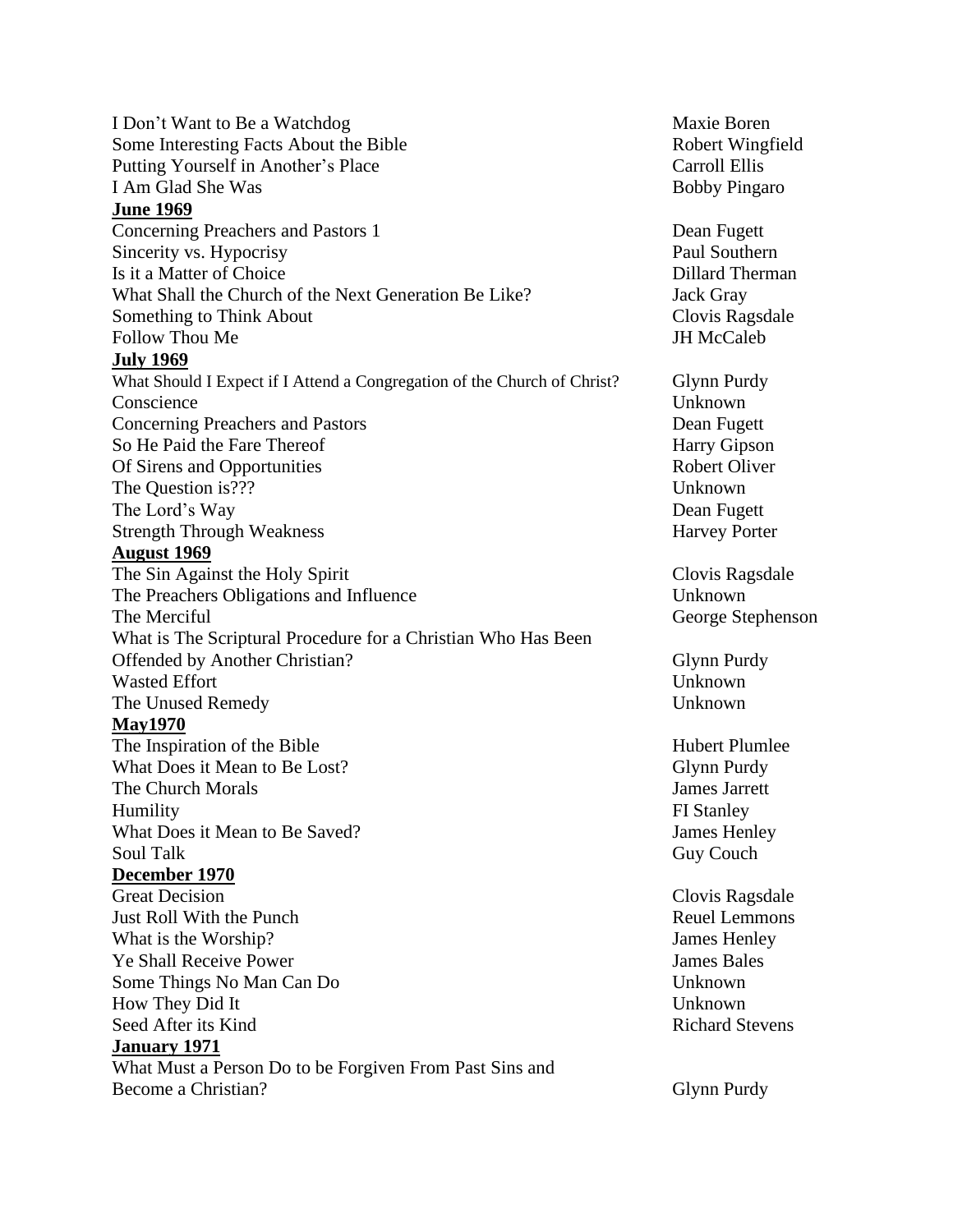| | |
|---|---|
| I Don't Want to Be a Watchdog | Maxie Boren |
| Some Interesting Facts About the Bible | Robert Wingfield |
| Putting Yourself in Another's Place | Carroll Ellis |
| I Am Glad She Was | Bobby Pingaro |

**June 1969**

| | |
|---|---|
| Concerning Preachers and Pastors 1 | Dean Fugett |
| Sincerity vs. Hypocrisy | Paul Southern |
| Is it a Matter of Choice | Dillard Therman |
| What Shall the Church of the Next Generation Be Like? | Jack Gray |
| Something to Think About | Clovis Ragsdale |
| Follow Thou Me | JH McCaleb |

**July 1969**

| | |
|---|---|
| What Should I Expect if I Attend a Congregation of the Church of Christ? | Glynn Purdy |
| Conscience | Unknown |
| Concerning Preachers and Pastors | Dean Fugett |
| So He Paid the Fare Thereof | Harry Gipson |
| Of Sirens and Opportunities | Robert Oliver |
| The Question is??? | Unknown |
| The Lord's Way | Dean Fugett |
| Strength Through Weakness | Harvey Porter |

**August 1969**

| | |
|---|---|
| The Sin Against the Holy Spirit | Clovis Ragsdale |
| The Preachers Obligations and Influence | Unknown |
| The Merciful | George Stephenson |
| What is The Scriptural Procedure for a Christian Who Has Been Offended by Another Christian? | Glynn Purdy |
| Wasted Effort | Unknown |
| The Unused Remedy | Unknown |

**May1970**

| | |
|---|---|
| The Inspiration of the Bible | Hubert Plumlee |
| What Does it Mean to Be Lost? | Glynn Purdy |
| The Church Morals | James Jarrett |
| Humility | FI Stanley |
| What Does it Mean to Be Saved? | James Henley |
| Soul Talk | Guy Couch |

**December 1970**

| | |
|---|---|
| Great Decision | Clovis Ragsdale |
| Just Roll With the Punch | Reuel Lemmons |
| What is the Worship? | James Henley |
| Ye Shall Receive Power | James Bales |
| Some Things No Man Can Do | Unknown |
| How They Did It | Unknown |
| Seed After its Kind | Richard Stevens |

**January 1971**

| | |
|---|---|
| What Must a Person Do to be Forgiven From Past Sins and Become a Christian? | Glynn Purdy |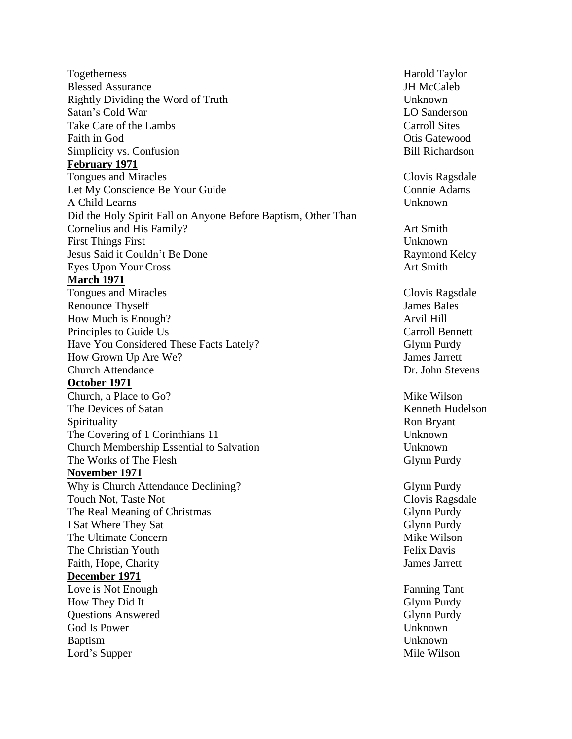Togetherness — Harold Taylor
Blessed Assurance — JH McCaleb
Rightly Dividing the Word of Truth — Unknown
Satan's Cold War — LO Sanderson
Take Care of the Lambs — Carroll Sites
Faith in God — Otis Gatewood
Simplicity vs. Confusion — Bill Richardson

**February 1971**

Tongues and Miracles — Clovis Ragsdale
Let My Conscience Be Your Guide — Connie Adams
A Child Learns — Unknown
Did the Holy Spirit Fall on Anyone Before Baptism, Other Than Cornelius and His Family? — Art Smith
First Things First — Unknown
Jesus Said it Couldn't Be Done — Raymond Kelcy
Eyes Upon Your Cross — Art Smith

**March 1971**

Tongues and Miracles — Clovis Ragsdale
Renounce Thyself — James Bales
How Much is Enough? — Arvil Hill
Principles to Guide Us — Carroll Bennett
Have You Considered These Facts Lately? — Glynn Purdy
How Grown Up Are We? — James Jarrett
Church Attendance — Dr. John Stevens

**October 1971**

Church, a Place to Go? — Mike Wilson
The Devices of Satan — Kenneth Hudelson
Spirituality — Ron Bryant
The Covering of 1 Corinthians 11 — Unknown
Church Membership Essential to Salvation — Unknown
The Works of The Flesh — Glynn Purdy

**November 1971**

Why is Church Attendance Declining? — Glynn Purdy
Touch Not, Taste Not — Clovis Ragsdale
The Real Meaning of Christmas — Glynn Purdy
I Sat Where They Sat — Glynn Purdy
The Ultimate Concern — Mike Wilson
The Christian Youth — Felix Davis
Faith, Hope, Charity — James Jarrett

**December 1971**

Love is Not Enough — Fanning Tant
How They Did It — Glynn Purdy
Questions Answered — Glynn Purdy
God Is Power — Unknown
Baptism — Unknown
Lord's Supper — Mile Wilson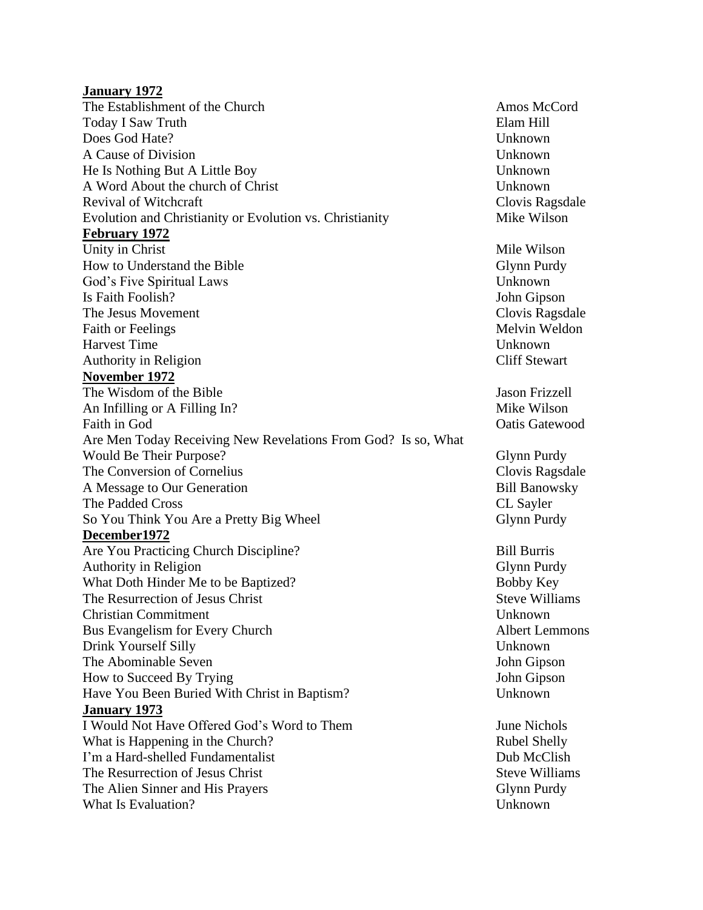**January 1972**

| | |
|---|---|
| The Establishment of the Church | Amos McCord |
| Today I Saw Truth | Elam Hill |
| Does God Hate? | Unknown |
| A Cause of Division | Unknown |
| He Is Nothing But A Little Boy | Unknown |
| A Word About the church of Christ | Unknown |
| Revival of Witchcraft | Clovis Ragsdale |
| Evolution and Christianity or Evolution vs. Christianity | Mike Wilson |

**February 1972**

| | |
|---|---|
| Unity in Christ | Mile Wilson |
| How to Understand the Bible | Glynn Purdy |
| God's Five Spiritual Laws | Unknown |
| Is Faith Foolish? | John Gipson |
| The Jesus Movement | Clovis Ragsdale |
| Faith or Feelings | Melvin Weldon |
| Harvest Time | Unknown |
| Authority in Religion | Cliff Stewart |

**November 1972**

| | |
|---|---|
| The Wisdom of the Bible | Jason Frizzell |
| An Infilling or A Filling In? | Mike Wilson |
| Faith in God | Oatis Gatewood |
| Are Men Today Receiving New Revelations From God? Is so, What Would Be Their Purpose? | Glynn Purdy |
| The Conversion of Cornelius | Clovis Ragsdale |
| A Message to Our Generation | Bill Banowsky |
| The Padded Cross | CL Sayler |
| So You Think You Are a Pretty Big Wheel | Glynn Purdy |

**December1972**

| | |
|---|---|
| Are You Practicing Church Discipline? | Bill Burris |
| Authority in Religion | Glynn Purdy |
| What Doth Hinder Me to be Baptized? | Bobby Key |
| The Resurrection of Jesus Christ | Steve Williams |
| Christian Commitment | Unknown |
| Bus Evangelism for Every Church | Albert Lemmons |
| Drink Yourself Silly | Unknown |
| The Abominable Seven | John Gipson |
| How to Succeed By Trying | John Gipson |
| Have You Been Buried With Christ in Baptism? | Unknown |

**January 1973**

| | |
|---|---|
| I Would Not Have Offered God's Word to Them | June Nichols |
| What is Happening in the Church? | Rubel Shelly |
| I'm a Hard-shelled Fundamentalist | Dub McClish |
| The Resurrection of Jesus Christ | Steve Williams |
| The Alien Sinner and His Prayers | Glynn Purdy |
| What Is Evaluation? | Unknown |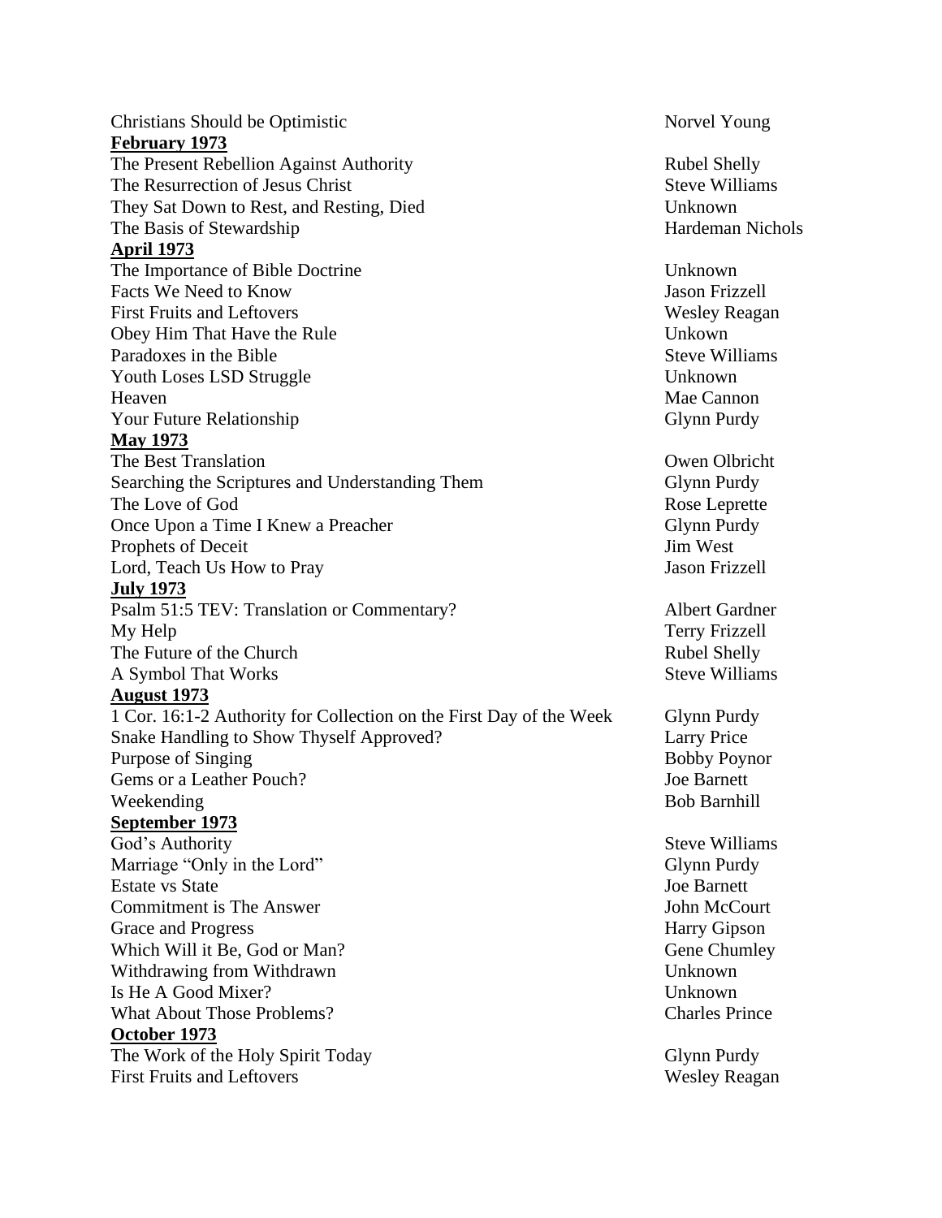| | |
|---|---|
| Christians Should be Optimistic | Norvel Young |
| **February 1973** | |
| The Present Rebellion Against Authority | Rubel Shelly |
| The Resurrection of Jesus Christ | Steve Williams |
| They Sat Down to Rest, and Resting, Died | Unknown |
| The Basis of Stewardship | Hardeman Nichols |
| **April 1973** | |
| The Importance of Bible Doctrine | Unknown |
| Facts We Need to Know | Jason Frizzell |
| First Fruits and Leftovers | Wesley Reagan |
| Obey Him That Have the Rule | Unkown |
| Paradoxes in the Bible | Steve Williams |
| Youth Loses LSD Struggle | Unknown |
| Heaven | Mae Cannon |
| Your Future Relationship | Glynn Purdy |
| **May 1973** | |
| The Best Translation | Owen Olbricht |
| Searching the Scriptures and Understanding Them | Glynn Purdy |
| The Love of God | Rose Leprette |
| Once Upon a Time I Knew a Preacher | Glynn Purdy |
| Prophets of Deceit | Jim West |
| Lord, Teach Us How to Pray | Jason Frizzell |
| **July 1973** | |
| Psalm 51:5 TEV: Translation or Commentary? | Albert Gardner |
| My Help | Terry Frizzell |
| The Future of the Church | Rubel Shelly |
| A Symbol That Works | Steve Williams |
| **August 1973** | |
| 1 Cor. 16:1-2 Authority for Collection on the First Day of the Week | Glynn Purdy |
| Snake Handling to Show Thyself Approved? | Larry Price |
| Purpose of Singing | Bobby Poynor |
| Gems or a Leather Pouch? | Joe Barnett |
| Weekending | Bob Barnhill |
| **September 1973** | |
| God's Authority | Steve Williams |
| Marriage "Only in the Lord" | Glynn Purdy |
| Estate vs State | Joe Barnett |
| Commitment is The Answer | John McCourt |
| Grace and Progress | Harry Gipson |
| Which Will it Be, God or Man? | Gene Chumley |
| Withdrawing from Withdrawn | Unknown |
| Is He A Good Mixer? | Unknown |
| What About Those Problems? | Charles Prince |
| **October 1973** | |
| The Work of the Holy Spirit Today | Glynn Purdy |
| First Fruits and Leftovers | Wesley Reagan |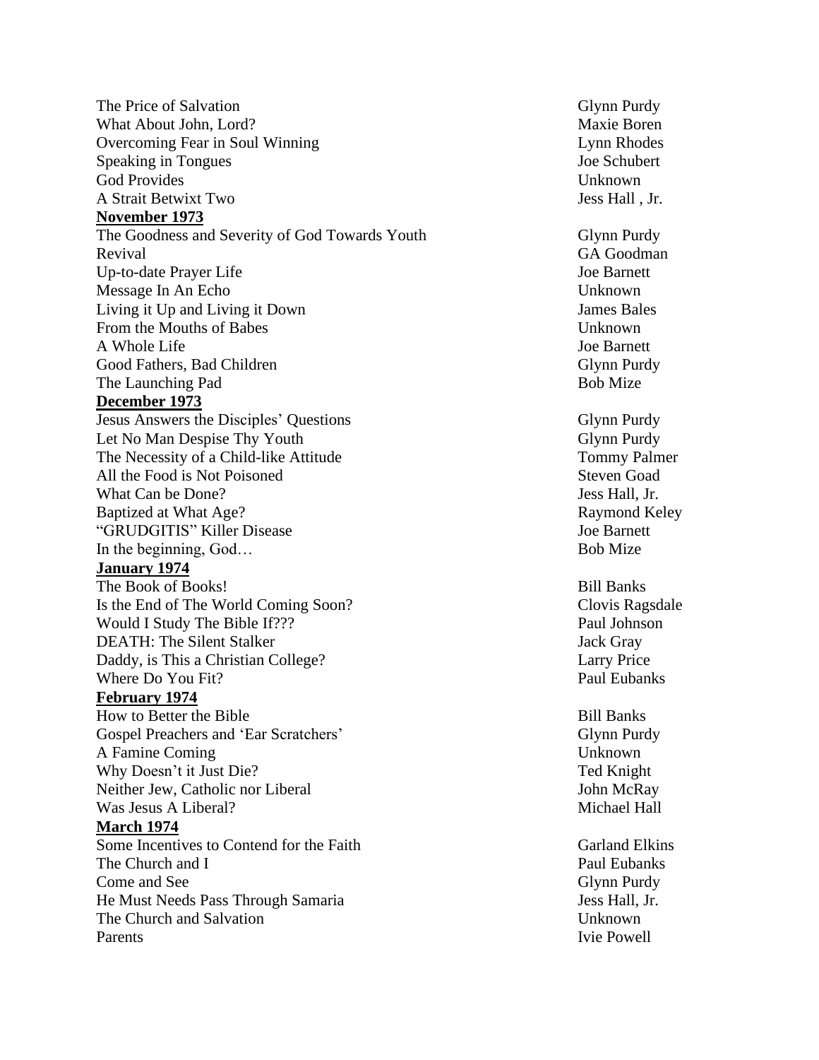The Price of Salvation Glynn Purdy
What About John, Lord? Maxie Boren
Overcoming Fear in Soul Winning Lynn Rhodes
Speaking in Tongues Joe Schubert
God Provides Unknown
A Strait Betwixt Two Jess Hall , Jr.

**November 1973**

The Goodness and Severity of God Towards Youth Glynn Purdy
Revival GA Goodman
Up-to-date Prayer Life Joe Barnett
Message In An Echo Unknown
Living it Up and Living it Down James Bales
From the Mouths of Babes Unknown
A Whole Life Joe Barnett
Good Fathers, Bad Children Glynn Purdy
The Launching Pad Bob Mize

**December 1973**

Jesus Answers the Disciples' Questions Glynn Purdy
Let No Man Despise Thy Youth Glynn Purdy
The Necessity of a Child-like Attitude Tommy Palmer
All the Food is Not Poisoned Steven Goad
What Can be Done? Jess Hall, Jr.
Baptized at What Age? Raymond Keley
"GRUDGITIS" Killer Disease Joe Barnett
In the beginning, God… Bob Mize

**January 1974**

The Book of Books! Bill Banks
Is the End of The World Coming Soon? Clovis Ragsdale
Would I Study The Bible If??? Paul Johnson
DEATH: The Silent Stalker Jack Gray
Daddy, is This a Christian College? Larry Price
Where Do You Fit? Paul Eubanks

**February 1974**

How to Better the Bible Bill Banks
Gospel Preachers and 'Ear Scratchers' Glynn Purdy
A Famine Coming Unknown
Why Doesn't it Just Die? Ted Knight
Neither Jew, Catholic nor Liberal John McRay
Was Jesus A Liberal? Michael Hall

**March 1974**

Some Incentives to Contend for the Faith Garland Elkins
The Church and I Paul Eubanks
Come and See Glynn Purdy
He Must Needs Pass Through Samaria Jess Hall, Jr.
The Church and Salvation Unknown
Parents Ivie Powell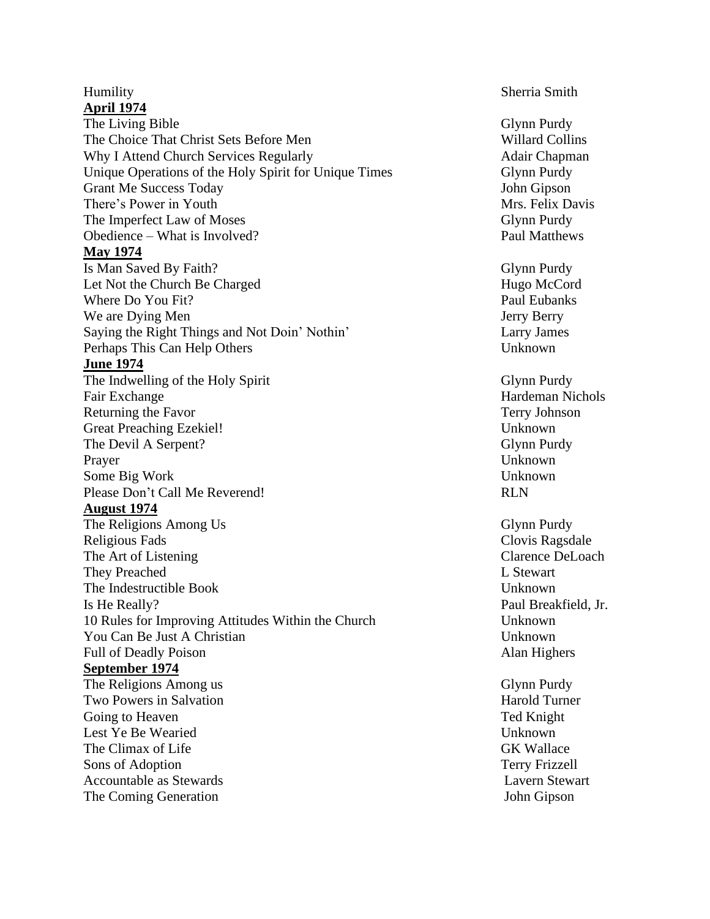Humility | Sherria Smith

**April 1974**

| | |
|---|---|
| The Living Bible | Glynn Purdy |
| The Choice That Christ Sets Before Men | Willard Collins |
| Why I Attend Church Services Regularly | Adair Chapman |
| Unique Operations of the Holy Spirit for Unique Times | Glynn Purdy |
| Grant Me Success Today | John Gipson |
| There's Power in Youth | Mrs. Felix Davis |
| The Imperfect Law of Moses | Glynn Purdy |
| Obedience – What is Involved? | Paul Matthews |

**May 1974**

| | |
|---|---|
| Is Man Saved By Faith? | Glynn Purdy |
| Let Not the Church Be Charged | Hugo McCord |
| Where Do You Fit? | Paul Eubanks |
| We are Dying Men | Jerry Berry |
| Saying the Right Things and Not Doin' Nothin' | Larry James |
| Perhaps This Can Help Others | Unknown |

**June 1974**

| | |
|---|---|
| The Indwelling of the Holy Spirit | Glynn Purdy |
| Fair Exchange | Hardeman Nichols |
| Returning the Favor | Terry Johnson |
| Great Preaching Ezekiel! | Unknown |
| The Devil A Serpent? | Glynn Purdy |
| Prayer | Unknown |
| Some Big Work | Unknown |
| Please Don't Call Me Reverend! | RLN |

**August 1974**

| | |
|---|---|
| The Religions Among Us | Glynn Purdy |
| Religious Fads | Clovis Ragsdale |
| The Art of Listening | Clarence DeLoach |
| They Preached | L Stewart |
| The Indestructible Book | Unknown |
| Is He Really? | Paul Breakfield, Jr. |
| 10 Rules for Improving Attitudes Within the Church | Unknown |
| You Can Be Just A Christian | Unknown |
| Full of Deadly Poison | Alan Highers |

**September 1974**

| | |
|---|---|
| The Religions Among us | Glynn Purdy |
| Two Powers in Salvation | Harold Turner |
| Going to Heaven | Ted Knight |
| Lest Ye Be Wearied | Unknown |
| The Climax of Life | GK Wallace |
| Sons of Adoption | Terry Frizzell |
| Accountable as Stewards | Lavern Stewart |
| The Coming Generation | John Gipson |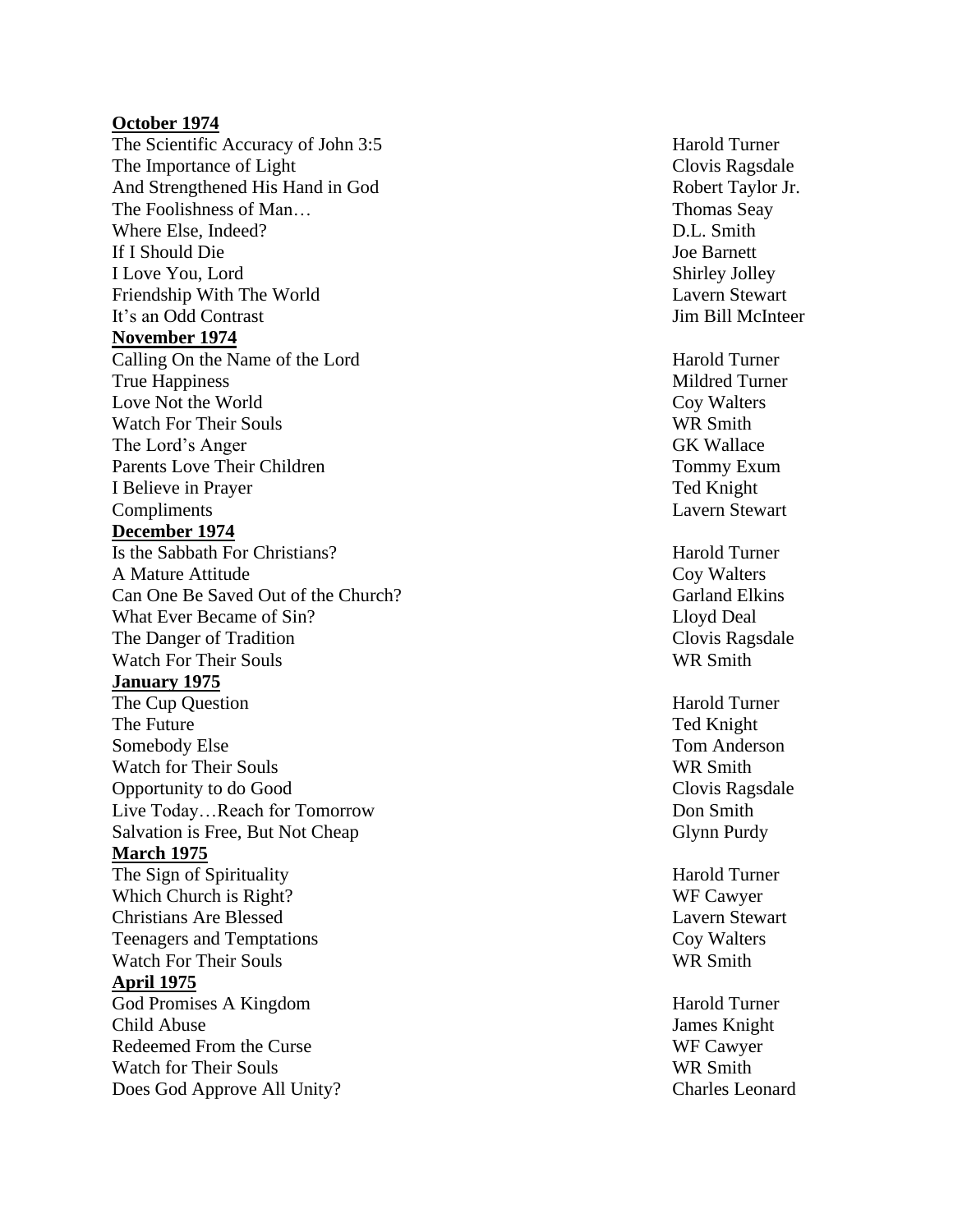**October 1974**

| | |
|---|---|
| The Scientific Accuracy of John 3:5 | Harold Turner |
| The Importance of Light | Clovis Ragsdale |
| And Strengthened His Hand in God | Robert Taylor Jr. |
| The Foolishness of Man… | Thomas Seay |
| Where Else, Indeed? | D.L. Smith |
| If I Should Die | Joe Barnett |
| I Love You, Lord | Shirley Jolley |
| Friendship With The World | Lavern Stewart |
| It's an Odd Contrast | Jim Bill McInteer |

**November 1974**

| | |
|---|---|
| Calling On the Name of the Lord | Harold Turner |
| True Happiness | Mildred Turner |
| Love Not the World | Coy Walters |
| Watch For Their Souls | WR Smith |
| The Lord's Anger | GK Wallace |
| Parents Love Their Children | Tommy Exum |
| I Believe in Prayer | Ted Knight |
| Compliments | Lavern Stewart |

**December 1974**

| | |
|---|---|
| Is the Sabbath For Christians? | Harold Turner |
| A Mature Attitude | Coy Walters |
| Can One Be Saved Out of the Church? | Garland Elkins |
| What Ever Became of Sin? | Lloyd Deal |
| The Danger of Tradition | Clovis Ragsdale |
| Watch For Their Souls | WR Smith |

**January 1975**

| | |
|---|---|
| The Cup Question | Harold Turner |
| The Future | Ted Knight |
| Somebody Else | Tom Anderson |
| Watch for Their Souls | WR Smith |
| Opportunity to do Good | Clovis Ragsdale |
| Live Today…Reach for Tomorrow | Don Smith |
| Salvation is Free, But Not Cheap | Glynn Purdy |

**March 1975**

| | |
|---|---|
| The Sign of Spirituality | Harold Turner |
| Which Church is Right? | WF Cawyer |
| Christians Are Blessed | Lavern Stewart |
| Teenagers and Temptations | Coy Walters |
| Watch For Their Souls | WR Smith |

**April 1975**

| | |
|---|---|
| God Promises A Kingdom | Harold Turner |
| Child Abuse | James Knight |
| Redeemed From the Curse | WF Cawyer |
| Watch for Their Souls | WR Smith |
| Does God Approve All Unity? | Charles Leonard |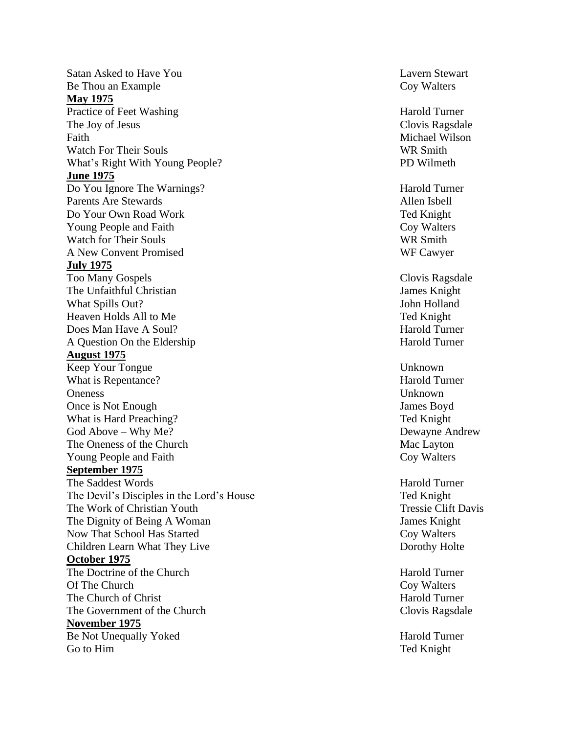Satan Asked to Have You — Lavern Stewart
Be Thou an Example — Coy Walters

**May 1975**

Practice of Feet Washing — Harold Turner
The Joy of Jesus — Clovis Ragsdale
Faith — Michael Wilson
Watch For Their Souls — WR Smith
What's Right With Young People? — PD Wilmeth

**June 1975**

Do You Ignore The Warnings? — Harold Turner
Parents Are Stewards — Allen Isbell
Do Your Own Road Work — Ted Knight
Young People and Faith — Coy Walters
Watch for Their Souls — WR Smith
A New Convent Promised — WF Cawyer

**July 1975**

Too Many Gospels — Clovis Ragsdale
The Unfaithful Christian — James Knight
What Spills Out? — John Holland
Heaven Holds All to Me — Ted Knight
Does Man Have A Soul? — Harold Turner
A Question On the Eldership — Harold Turner

**August 1975**

Keep Your Tongue — Unknown
What is Repentance? — Harold Turner
Oneness — Unknown
Once is Not Enough — James Boyd
What is Hard Preaching? — Ted Knight
God Above – Why Me? — Dewayne Andrew
The Oneness of the Church — Mac Layton
Young People and Faith — Coy Walters

**September 1975**

The Saddest Words — Harold Turner
The Devil's Disciples in the Lord's House — Ted Knight
The Work of Christian Youth — Tressie Clift Davis
The Dignity of Being A Woman — James Knight
Now That School Has Started — Coy Walters
Children Learn What They Live — Dorothy Holte

**October 1975**

The Doctrine of the Church — Harold Turner
Of The Church — Coy Walters
The Church of Christ — Harold Turner
The Government of the Church — Clovis Ragsdale

**November 1975**

Be Not Unequally Yoked — Harold Turner
Go to Him — Ted Knight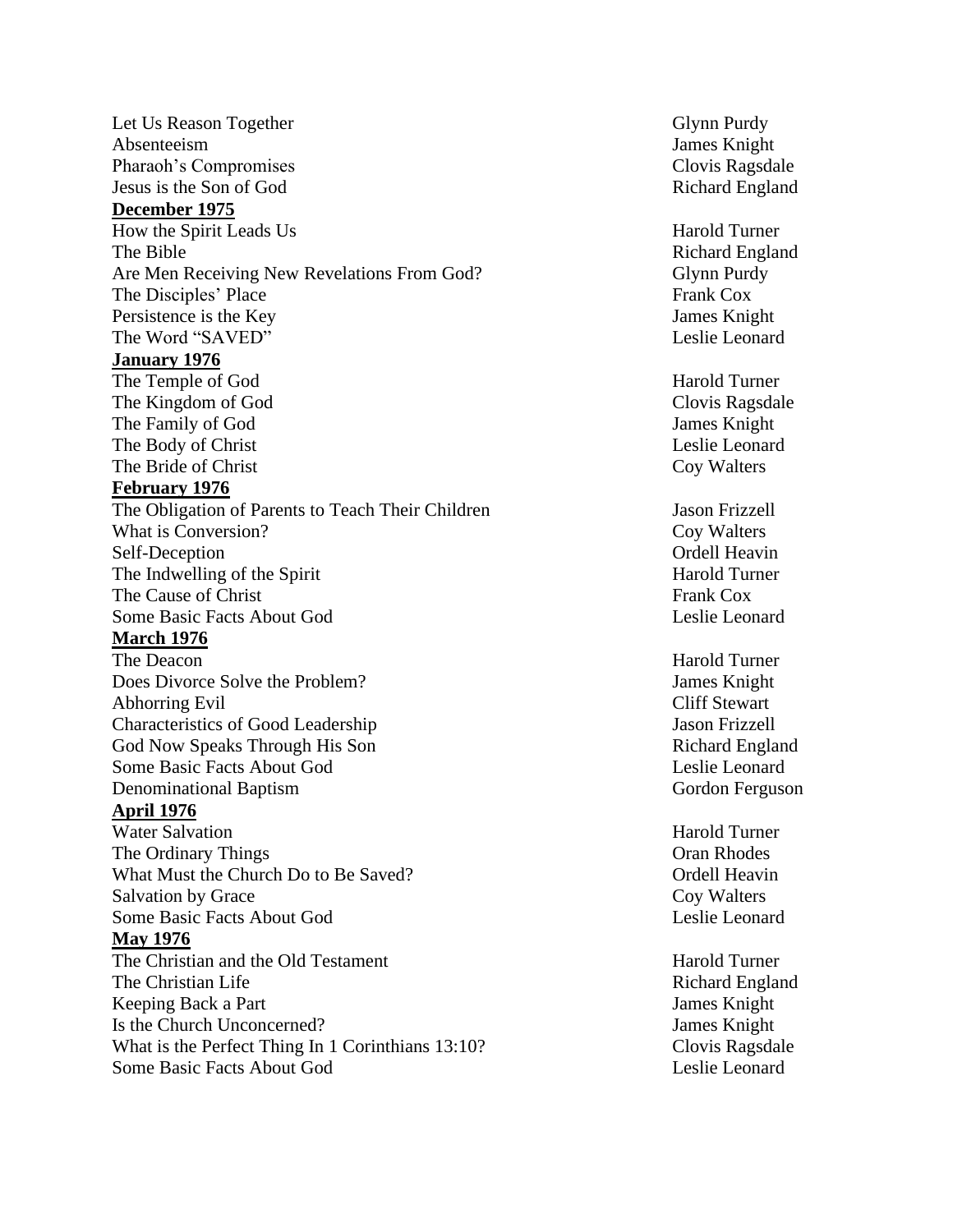| | |
|---|---|
| Let Us Reason Together | Glynn Purdy |
| Absenteeism | James Knight |
| Pharaoh's Compromises | Clovis Ragsdale |
| Jesus is the Son of God | Richard England |
| **December 1975** | |
| How the Spirit Leads Us | Harold Turner |
| The Bible | Richard England |
| Are Men Receiving New Revelations From God? | Glynn Purdy |
| The Disciples' Place | Frank Cox |
| Persistence is the Key | James Knight |
| The Word "SAVED" | Leslie Leonard |
| **January 1976** | |
| The Temple of God | Harold Turner |
| The Kingdom of God | Clovis Ragsdale |
| The Family of God | James Knight |
| The Body of Christ | Leslie Leonard |
| The Bride of Christ | Coy Walters |
| **February 1976** | |
| The Obligation of Parents to Teach Their Children | Jason Frizzell |
| What is Conversion? | Coy Walters |
| Self-Deception | Ordell Heavin |
| The Indwelling of the Spirit | Harold Turner |
| The Cause of Christ | Frank Cox |
| Some Basic Facts About God | Leslie Leonard |
| **March 1976** | |
| The Deacon | Harold Turner |
| Does Divorce Solve the Problem? | James Knight |
| Abhorring Evil | Cliff Stewart |
| Characteristics of Good Leadership | Jason Frizzell |
| God Now Speaks Through His Son | Richard England |
| Some Basic Facts About God | Leslie Leonard |
| Denominational Baptism | Gordon Ferguson |
| **April 1976** | |
| Water Salvation | Harold Turner |
| The Ordinary Things | Oran Rhodes |
| What Must the Church Do to Be Saved? | Ordell Heavin |
| Salvation by Grace | Coy Walters |
| Some Basic Facts About God | Leslie Leonard |
| **May 1976** | |
| The Christian and the Old Testament | Harold Turner |
| The Christian Life | Richard England |
| Keeping Back a Part | James Knight |
| Is the Church Unconcerned? | James Knight |
| What is the Perfect Thing In 1 Corinthians 13:10? | Clovis Ragsdale |
| Some Basic Facts About God | Leslie Leonard |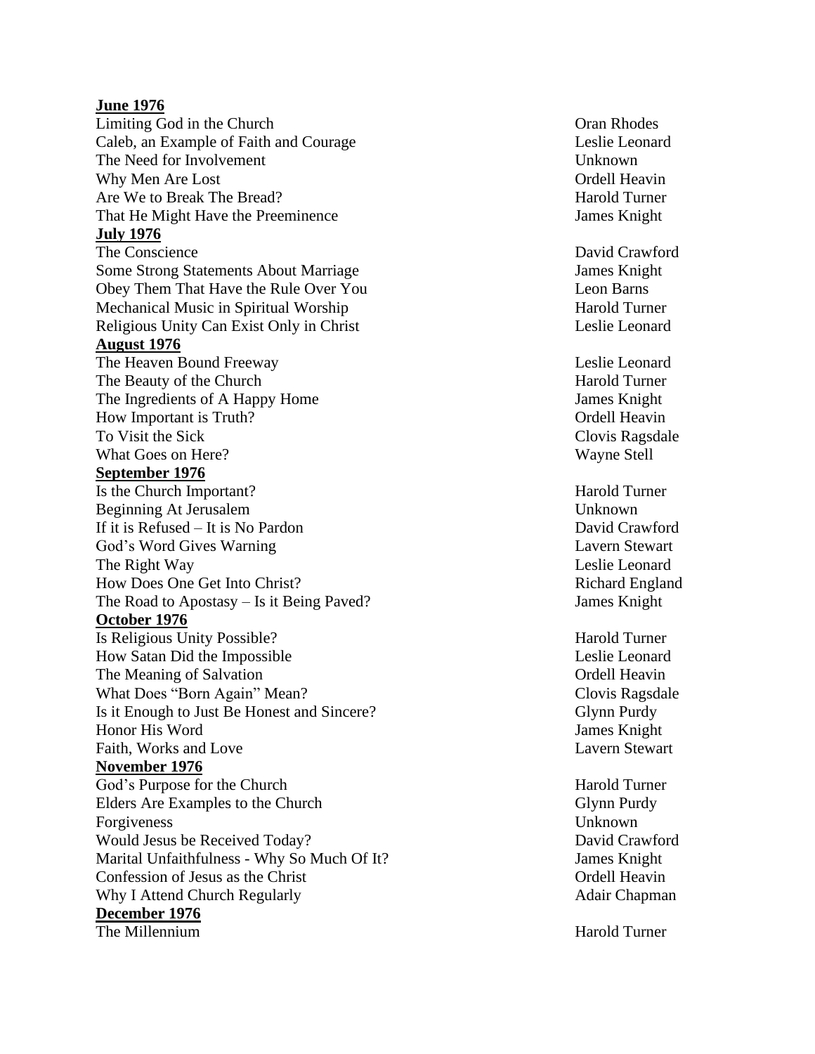**June 1976**

| | |
|---|---|
| Limiting God in the Church | Oran Rhodes |
| Caleb, an Example of Faith and Courage | Leslie Leonard |
| The Need for Involvement | Unknown |
| Why Men Are Lost | Ordell Heavin |
| Are We to Break The Bread? | Harold Turner |
| That He Might Have the Preeminence | James Knight |

**July 1976**

| | |
|---|---|
| The Conscience | David Crawford |
| Some Strong Statements About Marriage | James Knight |
| Obey Them That Have the Rule Over You | Leon Barns |
| Mechanical Music in Spiritual Worship | Harold Turner |
| Religious Unity Can Exist Only in Christ | Leslie Leonard |

**August 1976**

| | |
|---|---|
| The Heaven Bound Freeway | Leslie Leonard |
| The Beauty of the Church | Harold Turner |
| The Ingredients of A Happy Home | James Knight |
| How Important is Truth? | Ordell Heavin |
| To Visit the Sick | Clovis Ragsdale |
| What Goes on Here? | Wayne Stell |

**September 1976**

| | |
|---|---|
| Is the Church Important? | Harold Turner |
| Beginning At Jerusalem | Unknown |
| If it is Refused – It is No Pardon | David Crawford |
| God's Word Gives Warning | Lavern Stewart |
| The Right Way | Leslie Leonard |
| How Does One Get Into Christ? | Richard England |
| The Road to Apostasy – Is it Being Paved? | James Knight |

**October 1976**

| | |
|---|---|
| Is Religious Unity Possible? | Harold Turner |
| How Satan Did the Impossible | Leslie Leonard |
| The Meaning of Salvation | Ordell Heavin |
| What Does "Born Again" Mean? | Clovis Ragsdale |
| Is it Enough to Just Be Honest and Sincere? | Glynn Purdy |
| Honor His Word | James Knight |
| Faith, Works and Love | Lavern Stewart |

**November 1976**

| | |
|---|---|
| God's Purpose for the Church | Harold Turner |
| Elders Are Examples to the Church | Glynn Purdy |
| Forgiveness | Unknown |
| Would Jesus be Received Today? | David Crawford |
| Marital Unfaithfulness - Why So Much Of It? | James Knight |
| Confession of Jesus as the Christ | Ordell Heavin |
| Why I Attend Church Regularly | Adair Chapman |

**December 1976**

| | |
|---|---|
| The Millennium | Harold Turner |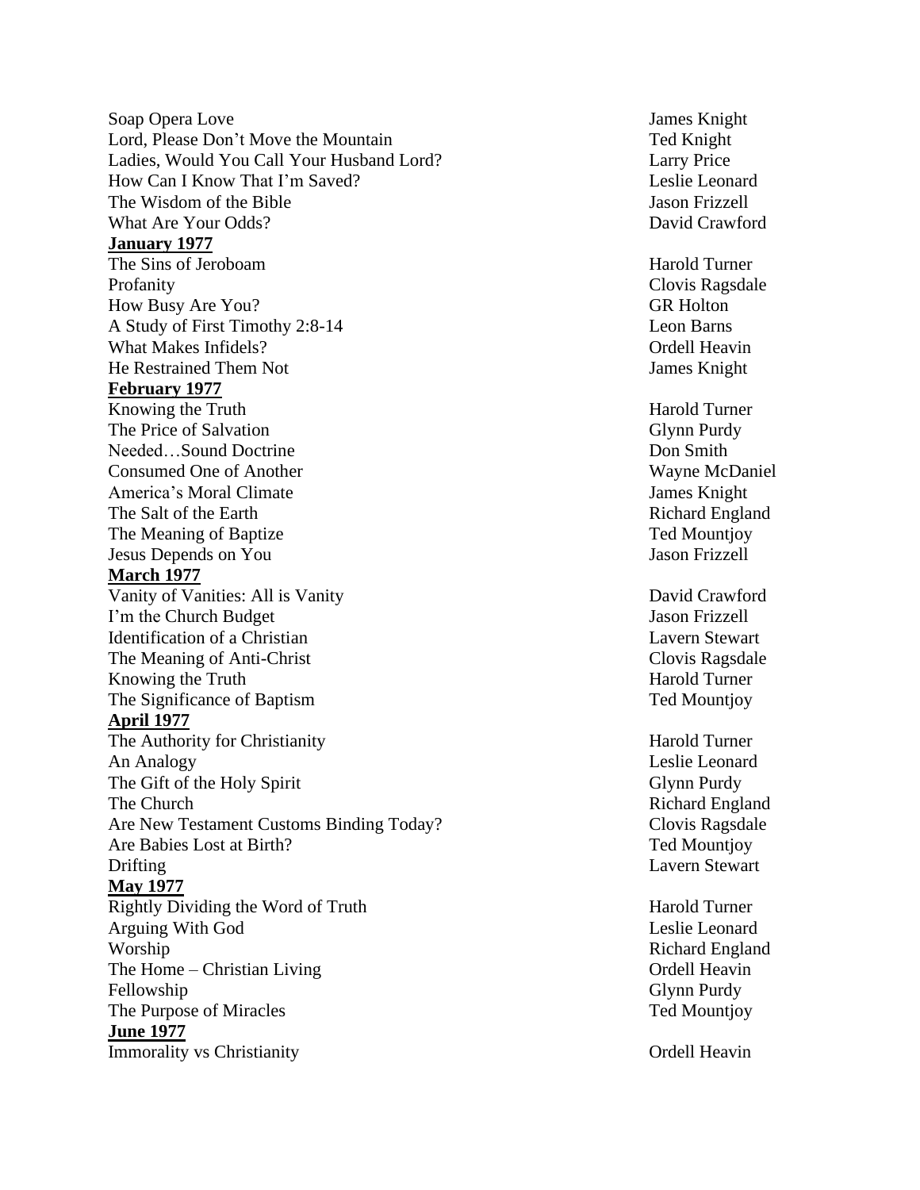| | |
|---|---|
| Soap Opera Love | James Knight |
| Lord, Please Don't Move the Mountain | Ted Knight |
| Ladies, Would You Call Your Husband Lord? | Larry Price |
| How Can I Know That I'm Saved? | Leslie Leonard |
| The Wisdom of the Bible | Jason Frizzell |
| What Are Your Odds? | David Crawford |
| **January 1977** | |
| The Sins of Jeroboam | Harold Turner |
| Profanity | Clovis Ragsdale |
| How Busy Are You? | GR Holton |
| A Study of First Timothy 2:8-14 | Leon Barns |
| What Makes Infidels? | Ordell Heavin |
| He Restrained Them Not | James Knight |
| **February 1977** | |
| Knowing the Truth | Harold Turner |
| The Price of Salvation | Glynn Purdy |
| Needed…Sound Doctrine | Don Smith |
| Consumed One of Another | Wayne McDaniel |
| America's Moral Climate | James Knight |
| The Salt of the Earth | Richard England |
| The Meaning of Baptize | Ted Mountjoy |
| Jesus Depends on You | Jason Frizzell |
| **March 1977** | |
| Vanity of Vanities: All is Vanity | David Crawford |
| I'm the Church Budget | Jason Frizzell |
| Identification of a Christian | Lavern Stewart |
| The Meaning of Anti-Christ | Clovis Ragsdale |
| Knowing the Truth | Harold Turner |
| The Significance of Baptism | Ted Mountjoy |
| **April 1977** | |
| The Authority for Christianity | Harold Turner |
| An Analogy | Leslie Leonard |
| The Gift of the Holy Spirit | Glynn Purdy |
| The Church | Richard England |
| Are New Testament Customs Binding Today? | Clovis Ragsdale |
| Are Babies Lost at Birth? | Ted Mountjoy |
| Drifting | Lavern Stewart |
| **May 1977** | |
| Rightly Dividing the Word of Truth | Harold Turner |
| Arguing With God | Leslie Leonard |
| Worship | Richard England |
| The Home – Christian Living | Ordell Heavin |
| Fellowship | Glynn Purdy |
| The Purpose of Miracles | Ted Mountjoy |
| **June 1977** | |
| Immorality vs Christianity | Ordell Heavin |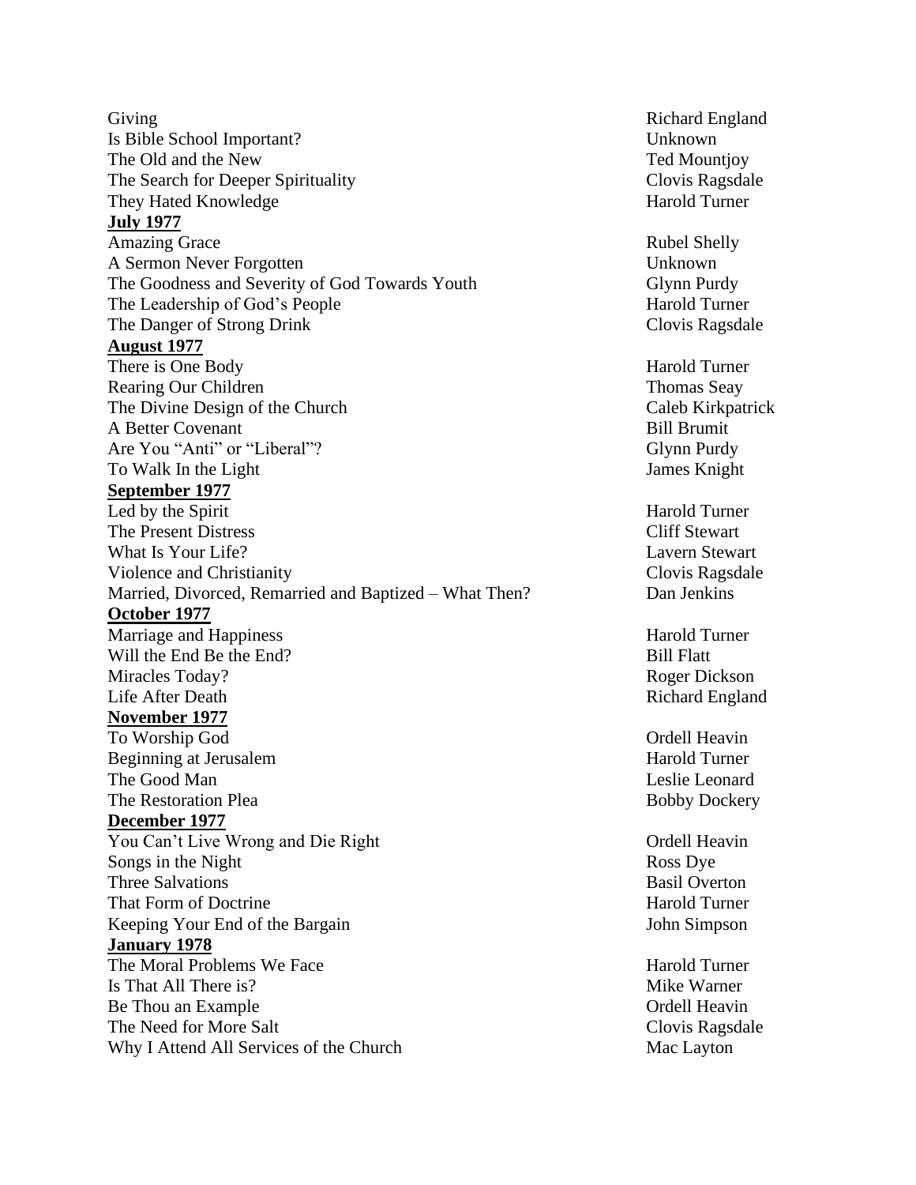| | |
|---|---|
| Giving | Richard England |
| Is Bible School Important? | Unknown |
| The Old and the New | Ted Mountjoy |
| The Search for Deeper Spirituality | Clovis Ragsdale |
| They Hated Knowledge | Harold Turner |

**July 1977**

| | |
|---|---|
| Amazing Grace | Rubel Shelly |
| A Sermon Never Forgotten | Unknown |
| The Goodness and Severity of God Towards Youth | Glynn Purdy |
| The Leadership of God's People | Harold Turner |
| The Danger of Strong Drink | Clovis Ragsdale |

**August 1977**

| | |
|---|---|
| There is One Body | Harold Turner |
| Rearing Our Children | Thomas Seay |
| The Divine Design of the Church | Caleb Kirkpatrick |
| A Better Covenant | Bill Brumit |
| Are You "Anti" or "Liberal"? | Glynn Purdy |
| To Walk In the Light | James Knight |

**September 1977**

| | |
|---|---|
| Led by the Spirit | Harold Turner |
| The Present Distress | Cliff Stewart |
| What Is Your Life? | Lavern Stewart |
| Violence and Christianity | Clovis Ragsdale |
| Married, Divorced, Remarried and Baptized – What Then? | Dan Jenkins |

**October 1977**

| | |
|---|---|
| Marriage and Happiness | Harold Turner |
| Will the End Be the End? | Bill Flatt |
| Miracles Today? | Roger Dickson |
| Life After Death | Richard England |

**November 1977**

| | |
|---|---|
| To Worship God | Ordell Heavin |
| Beginning at Jerusalem | Harold Turner |
| The Good Man | Leslie Leonard |
| The Restoration Plea | Bobby Dockery |

**December 1977**

| | |
|---|---|
| You Can't Live Wrong and Die Right | Ordell Heavin |
| Songs in the Night | Ross Dye |
| Three Salvations | Basil Overton |
| That Form of Doctrine | Harold Turner |
| Keeping Your End of the Bargain | John Simpson |

**January 1978**

| | |
|---|---|
| The Moral Problems We Face | Harold Turner |
| Is That All There is? | Mike Warner |
| Be Thou an Example | Ordell Heavin |
| The Need for More Salt | Clovis Ragsdale |
| Why I Attend All Services of the Church | Mac Layton |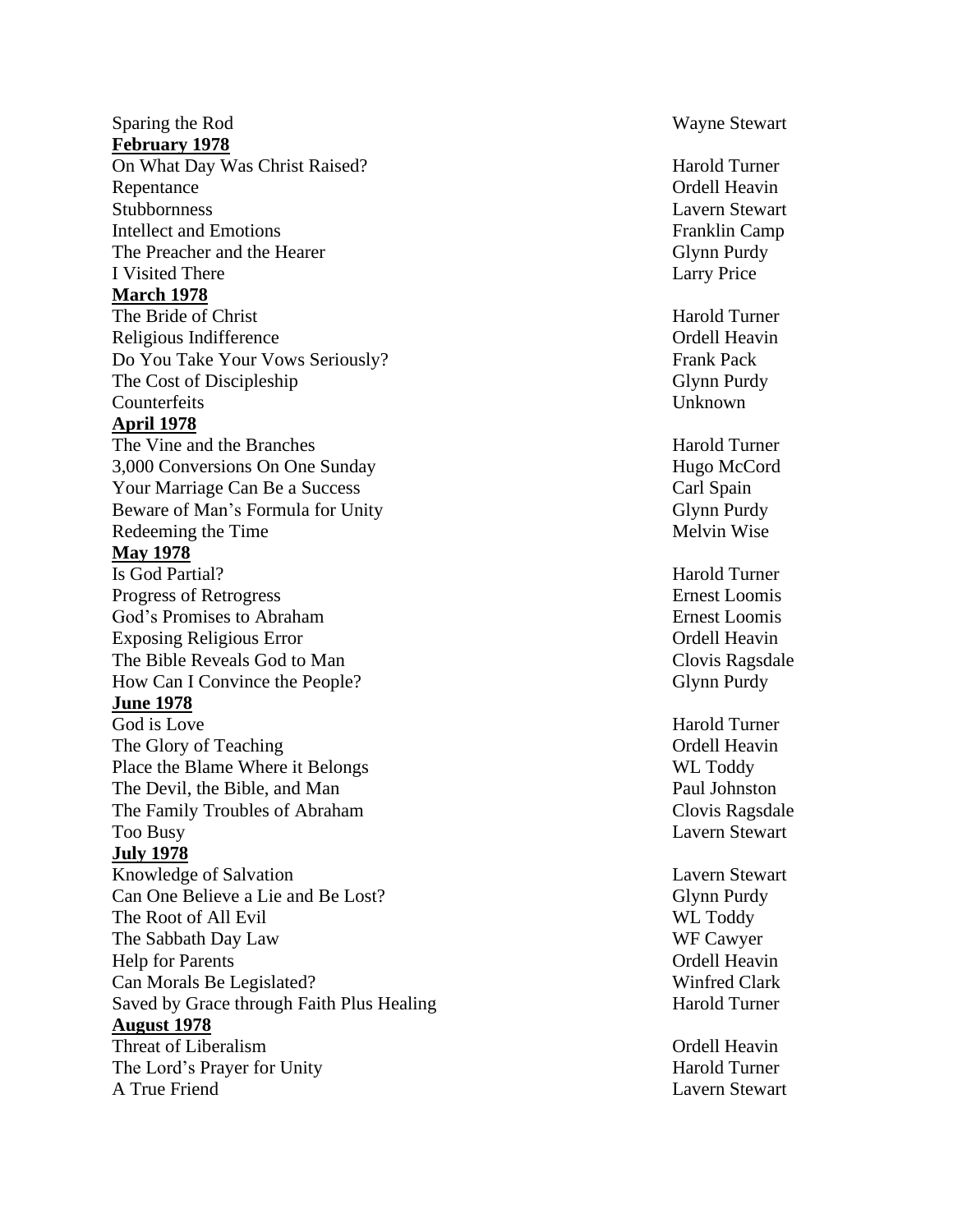Sparing the Rod — Wayne Stewart

**February 1978**

On What Day Was Christ Raised? — Harold Turner
Repentance — Ordell Heavin
Stubbornness — Lavern Stewart
Intellect and Emotions — Franklin Camp
The Preacher and the Hearer — Glynn Purdy
I Visited There — Larry Price

**March 1978**

The Bride of Christ — Harold Turner
Religious Indifference — Ordell Heavin
Do You Take Your Vows Seriously? — Frank Pack
The Cost of Discipleship — Glynn Purdy
Counterfeits — Unknown

**April 1978**

The Vine and the Branches — Harold Turner
3,000 Conversions On One Sunday — Hugo McCord
Your Marriage Can Be a Success — Carl Spain
Beware of Man's Formula for Unity — Glynn Purdy
Redeeming the Time — Melvin Wise

**May 1978**

Is God Partial? — Harold Turner
Progress of Retrogress — Ernest Loomis
God's Promises to Abraham — Ernest Loomis
Exposing Religious Error — Ordell Heavin
The Bible Reveals God to Man — Clovis Ragsdale
How Can I Convince the People? — Glynn Purdy

**June 1978**

God is Love — Harold Turner
The Glory of Teaching — Ordell Heavin
Place the Blame Where it Belongs — WL Toddy
The Devil, the Bible, and Man — Paul Johnston
The Family Troubles of Abraham — Clovis Ragsdale
Too Busy — Lavern Stewart

**July 1978**

Knowledge of Salvation — Lavern Stewart
Can One Believe a Lie and Be Lost? — Glynn Purdy
The Root of All Evil — WL Toddy
The Sabbath Day Law — WF Cawyer
Help for Parents — Ordell Heavin
Can Morals Be Legislated? — Winfred Clark
Saved by Grace through Faith Plus Healing — Harold Turner

**August 1978**

Threat of Liberalism — Ordell Heavin
The Lord's Prayer for Unity — Harold Turner
A True Friend — Lavern Stewart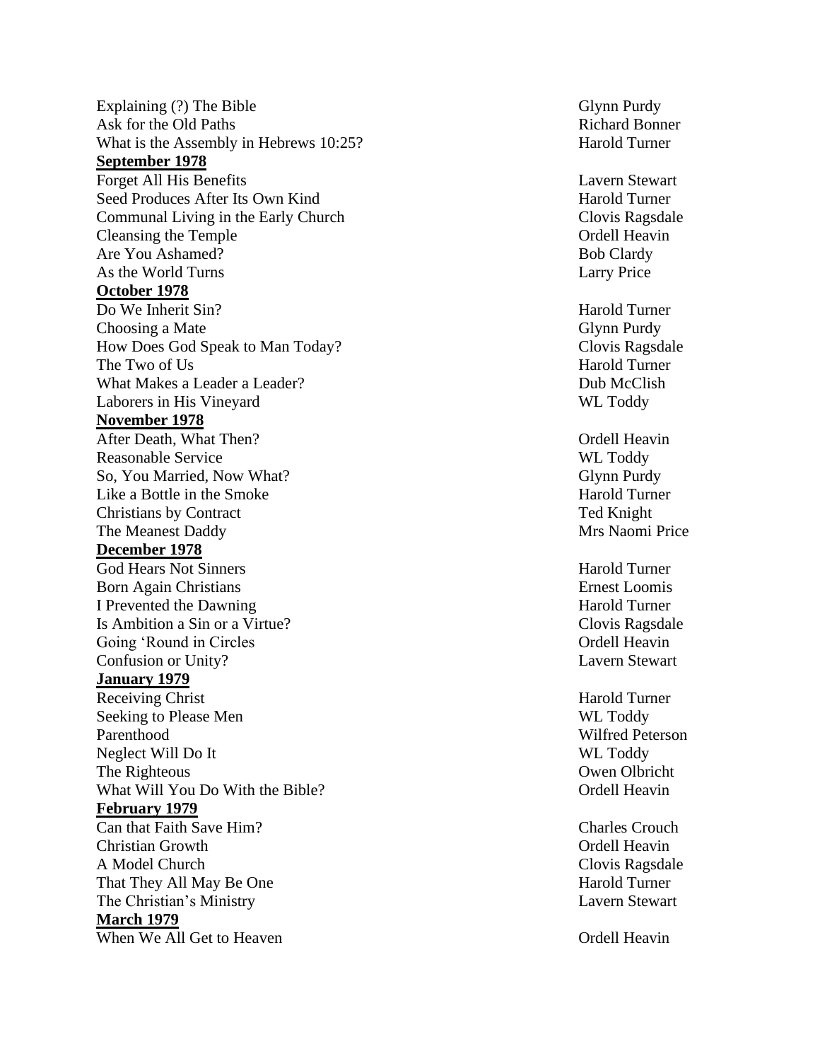Explaining (?) The Bible — Glynn Purdy
Ask for the Old Paths — Richard Bonner
What is the Assembly in Hebrews 10:25? — Harold Turner

**September 1978**

Forget All His Benefits — Lavern Stewart
Seed Produces After Its Own Kind — Harold Turner
Communal Living in the Early Church — Clovis Ragsdale
Cleansing the Temple — Ordell Heavin
Are You Ashamed? — Bob Clardy
As the World Turns — Larry Price

**October 1978**

Do We Inherit Sin? — Harold Turner
Choosing a Mate — Glynn Purdy
How Does God Speak to Man Today? — Clovis Ragsdale
The Two of Us — Harold Turner
What Makes a Leader a Leader? — Dub McClish
Laborers in His Vineyard — WL Toddy

**November 1978**

After Death, What Then? — Ordell Heavin
Reasonable Service — WL Toddy
So, You Married, Now What? — Glynn Purdy
Like a Bottle in the Smoke — Harold Turner
Christians by Contract — Ted Knight
The Meanest Daddy — Mrs Naomi Price

**December 1978**

God Hears Not Sinners — Harold Turner
Born Again Christians — Ernest Loomis
I Prevented the Dawning — Harold Turner
Is Ambition a Sin or a Virtue? — Clovis Ragsdale
Going 'Round in Circles — Ordell Heavin
Confusion or Unity? — Lavern Stewart

**January 1979**

Receiving Christ — Harold Turner
Seeking to Please Men — WL Toddy
Parenthood — Wilfred Peterson
Neglect Will Do It — WL Toddy
The Righteous — Owen Olbricht
What Will You Do With the Bible? — Ordell Heavin

**February 1979**

Can that Faith Save Him? — Charles Crouch
Christian Growth — Ordell Heavin
A Model Church — Clovis Ragsdale
That They All May Be One — Harold Turner
The Christian's Ministry — Lavern Stewart

**March 1979**

When We All Get to Heaven — Ordell Heavin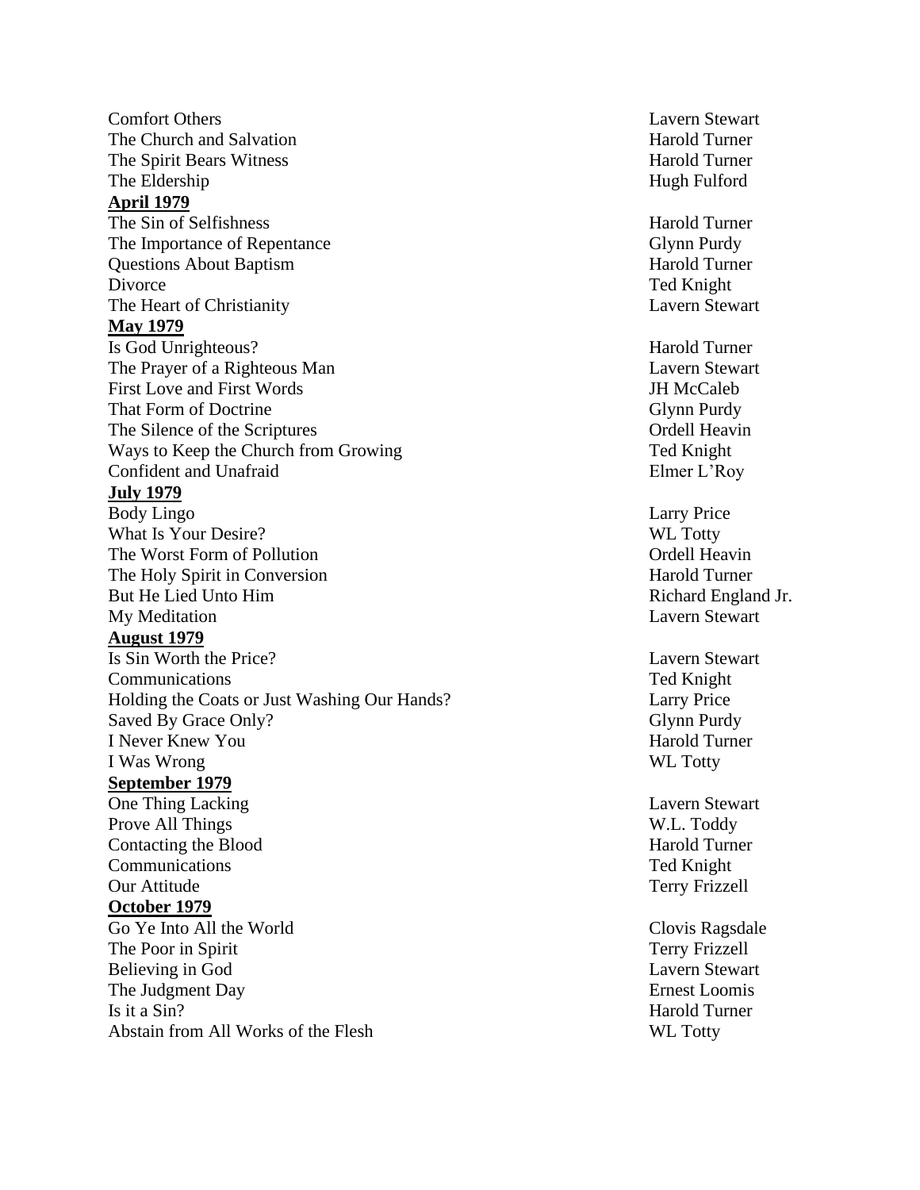| | |
|---|---|
| Comfort Others | Lavern Stewart |
| The Church and Salvation | Harold Turner |
| The Spirit Bears Witness | Harold Turner |
| The Eldership | Hugh Fulford |
| **April 1979** | |
| The Sin of Selfishness | Harold Turner |
| The Importance of Repentance | Glynn Purdy |
| Questions About Baptism | Harold Turner |
| Divorce | Ted Knight |
| The Heart of Christianity | Lavern Stewart |
| **May 1979** | |
| Is God Unrighteous? | Harold Turner |
| The Prayer of a Righteous Man | Lavern Stewart |
| First Love and First Words | JH McCaleb |
| That Form of Doctrine | Glynn Purdy |
| The Silence of the Scriptures | Ordell Heavin |
| Ways to Keep the Church from Growing | Ted Knight |
| Confident and Unafraid | Elmer L'Roy |
| **July 1979** | |
| Body Lingo | Larry Price |
| What Is Your Desire? | WL Totty |
| The Worst Form of Pollution | Ordell Heavin |
| The Holy Spirit in Conversion | Harold Turner |
| But He Lied Unto Him | Richard England Jr. |
| My Meditation | Lavern Stewart |
| **August 1979** | |
| Is Sin Worth the Price? | Lavern Stewart |
| Communications | Ted Knight |
| Holding the Coats or Just Washing Our Hands? | Larry Price |
| Saved By Grace Only? | Glynn Purdy |
| I Never Knew You | Harold Turner |
| I Was Wrong | WL Totty |
| **September 1979** | |
| One Thing Lacking | Lavern Stewart |
| Prove All Things | W.L. Toddy |
| Contacting the Blood | Harold Turner |
| Communications | Ted Knight |
| Our Attitude | Terry Frizzell |
| **October 1979** | |
| Go Ye Into All the World | Clovis Ragsdale |
| The Poor in Spirit | Terry Frizzell |
| Believing in God | Lavern Stewart |
| The Judgment Day | Ernest Loomis |
| Is it a Sin? | Harold Turner |
| Abstain from All Works of the Flesh | WL Totty |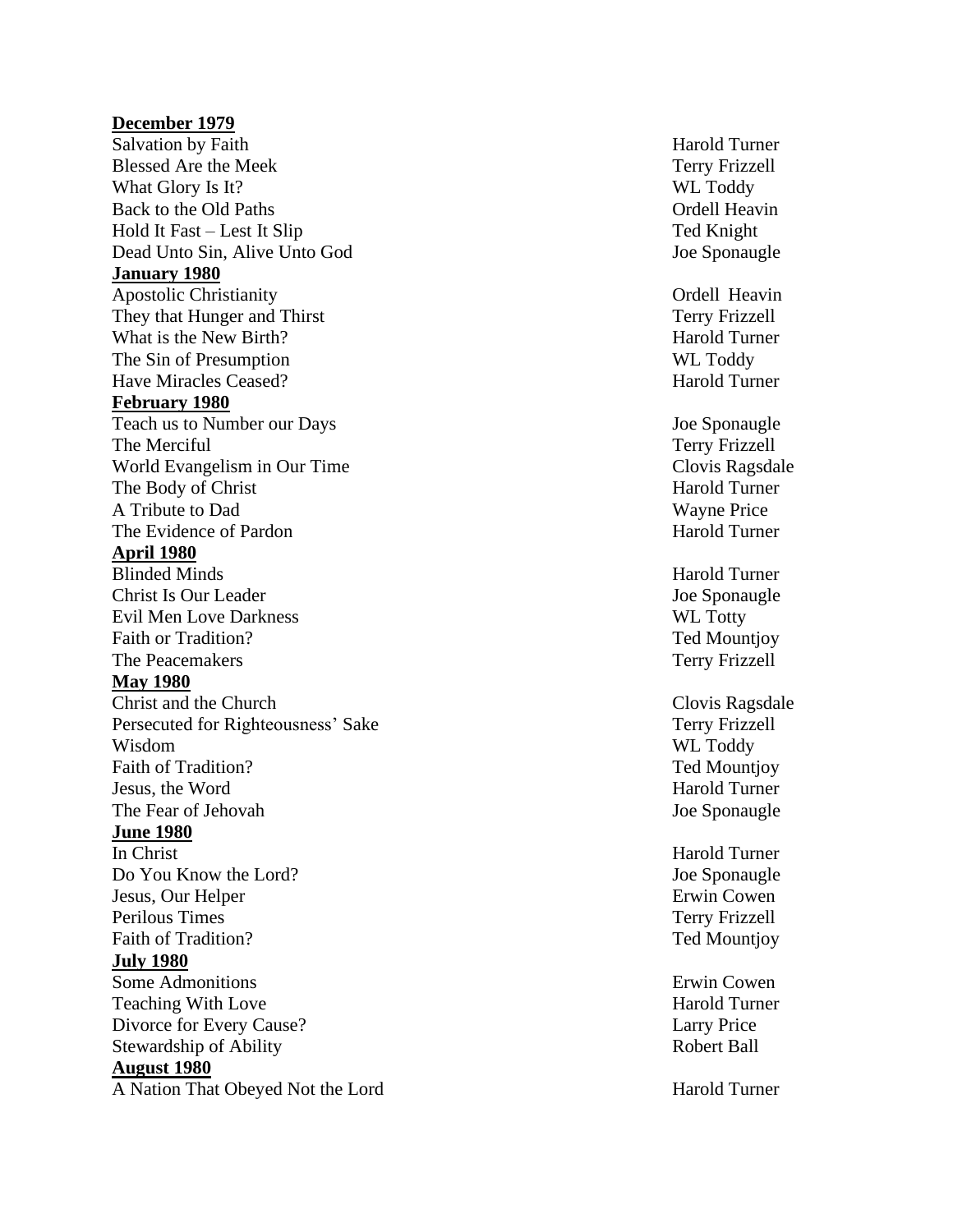**December 1979**

| | |
|---|---|
| Salvation by Faith | Harold Turner |
| Blessed Are the Meek | Terry Frizzell |
| What Glory Is It? | WL Toddy |
| Back to the Old Paths | Ordell Heavin |
| Hold It Fast – Lest It Slip | Ted Knight |
| Dead Unto Sin, Alive Unto God | Joe Sponaugle |

**January 1980**

| | |
|---|---|
| Apostolic Christianity | Ordell Heavin |
| They that Hunger and Thirst | Terry Frizzell |
| What is the New Birth? | Harold Turner |
| The Sin of Presumption | WL Toddy |
| Have Miracles Ceased? | Harold Turner |

**February 1980**

| | |
|---|---|
| Teach us to Number our Days | Joe Sponaugle |
| The Merciful | Terry Frizzell |
| World Evangelism in Our Time | Clovis Ragsdale |
| The Body of Christ | Harold Turner |
| A Tribute to Dad | Wayne Price |
| The Evidence of Pardon | Harold Turner |

**April 1980**

| | |
|---|---|
| Blinded Minds | Harold Turner |
| Christ Is Our Leader | Joe Sponaugle |
| Evil Men Love Darkness | WL Totty |
| Faith or Tradition? | Ted Mountjoy |
| The Peacemakers | Terry Frizzell |

**May 1980**

| | |
|---|---|
| Christ and the Church | Clovis Ragsdale |
| Persecuted for Righteousness' Sake | Terry Frizzell |
| Wisdom | WL Toddy |
| Faith of Tradition? | Ted Mountjoy |
| Jesus, the Word | Harold Turner |
| The Fear of Jehovah | Joe Sponaugle |

**June 1980**

| | |
|---|---|
| In Christ | Harold Turner |
| Do You Know the Lord? | Joe Sponaugle |
| Jesus, Our Helper | Erwin Cowen |
| Perilous Times | Terry Frizzell |
| Faith of Tradition? | Ted Mountjoy |

**July 1980**

| | |
|---|---|
| Some Admonitions | Erwin Cowen |
| Teaching With Love | Harold Turner |
| Divorce for Every Cause? | Larry Price |
| Stewardship of Ability | Robert Ball |

**August 1980**

| | |
|---|---|
| A Nation That Obeyed Not the Lord | Harold Turner |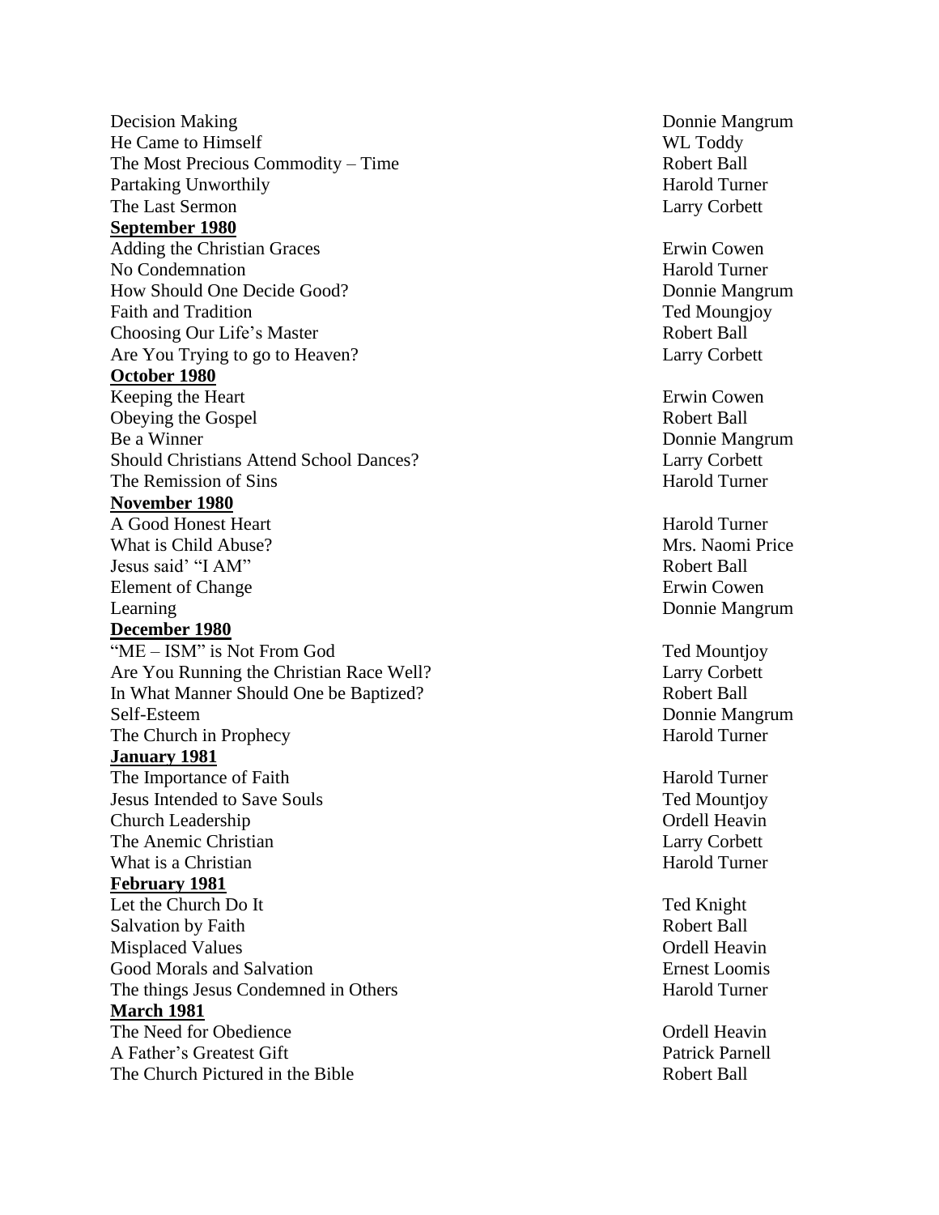| | |
|---|---|
| Decision Making | Donnie Mangrum |
| He Came to Himself | WL Toddy |
| The Most Precious Commodity – Time | Robert Ball |
| Partaking Unworthily | Harold Turner |
| The Last Sermon | Larry Corbett |
| **September 1980** | |
| Adding the Christian Graces | Erwin Cowen |
| No Condemnation | Harold Turner |
| How Should One Decide Good? | Donnie Mangrum |
| Faith and Tradition | Ted Moungjoy |
| Choosing Our Life's Master | Robert Ball |
| Are You Trying to go to Heaven? | Larry Corbett |
| **October 1980** | |
| Keeping the Heart | Erwin Cowen |
| Obeying the Gospel | Robert Ball |
| Be a Winner | Donnie Mangrum |
| Should Christians Attend School Dances? | Larry Corbett |
| The Remission of Sins | Harold Turner |
| **November 1980** | |
| A Good Honest Heart | Harold Turner |
| What is Child Abuse? | Mrs. Naomi Price |
| Jesus said' "I AM" | Robert Ball |
| Element of Change | Erwin Cowen |
| Learning | Donnie Mangrum |
| **December 1980** | |
| "ME – ISM" is Not From God | Ted Mountjoy |
| Are You Running the Christian Race Well? | Larry Corbett |
| In What Manner Should One be Baptized? | Robert Ball |
| Self-Esteem | Donnie Mangrum |
| The Church in Prophecy | Harold Turner |
| **January 1981** | |
| The Importance of Faith | Harold Turner |
| Jesus Intended to Save Souls | Ted Mountjoy |
| Church Leadership | Ordell Heavin |
| The Anemic Christian | Larry Corbett |
| What is a Christian | Harold Turner |
| **February 1981** | |
| Let the Church Do It | Ted Knight |
| Salvation by Faith | Robert Ball |
| Misplaced Values | Ordell Heavin |
| Good Morals and Salvation | Ernest Loomis |
| The things Jesus Condemned in Others | Harold Turner |
| **March 1981** | |
| The Need for Obedience | Ordell Heavin |
| A Father's Greatest Gift | Patrick Parnell |
| The Church Pictured in the Bible | Robert Ball |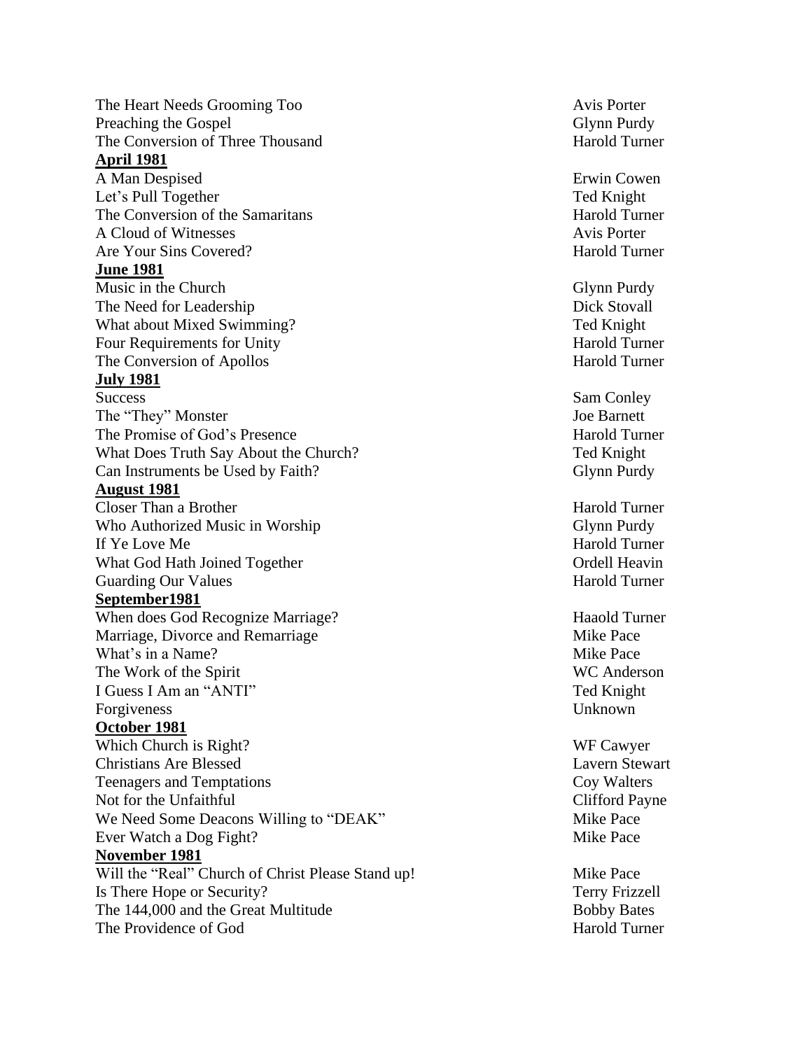| | |
|---|---|
| The Heart Needs Grooming Too | Avis Porter |
| Preaching the Gospel | Glynn Purdy |
| The Conversion of Three Thousand | Harold Turner |
| **April 1981** | |
| A Man Despised | Erwin Cowen |
| Let's Pull Together | Ted Knight |
| The Conversion of the Samaritans | Harold Turner |
| A Cloud of Witnesses | Avis Porter |
| Are Your Sins Covered? | Harold Turner |
| **June 1981** | |
| Music in the Church | Glynn Purdy |
| The Need for Leadership | Dick Stovall |
| What about Mixed Swimming? | Ted Knight |
| Four Requirements for Unity | Harold Turner |
| The Conversion of Apollos | Harold Turner |
| **July 1981** | |
| Success | Sam Conley |
| The "They" Monster | Joe Barnett |
| The Promise of God's Presence | Harold Turner |
| What Does Truth Say About the Church? | Ted Knight |
| Can Instruments be Used by Faith? | Glynn Purdy |
| **August 1981** | |
| Closer Than a Brother | Harold Turner |
| Who Authorized Music in Worship | Glynn Purdy |
| If Ye Love Me | Harold Turner |
| What God Hath Joined Together | Ordell Heavin |
| Guarding Our Values | Harold Turner |
| **September1981** | |
| When does God Recognize Marriage? | Haaold Turner |
| Marriage, Divorce and Remarriage | Mike Pace |
| What's in a Name? | Mike Pace |
| The Work of the Spirit | WC Anderson |
| I Guess I Am an "ANTI" | Ted Knight |
| Forgiveness | Unknown |
| **October 1981** | |
| Which Church is Right? | WF Cawyer |
| Christians Are Blessed | Lavern Stewart |
| Teenagers and Temptations | Coy Walters |
| Not for the Unfaithful | Clifford Payne |
| We Need Some Deacons Willing to "DEAK" | Mike Pace |
| Ever Watch a Dog Fight? | Mike Pace |
| **November 1981** | |
| Will the "Real" Church of Christ Please Stand up! | Mike Pace |
| Is There Hope or Security? | Terry Frizzell |
| The 144,000 and the Great Multitude | Bobby Bates |
| The Providence of God | Harold Turner |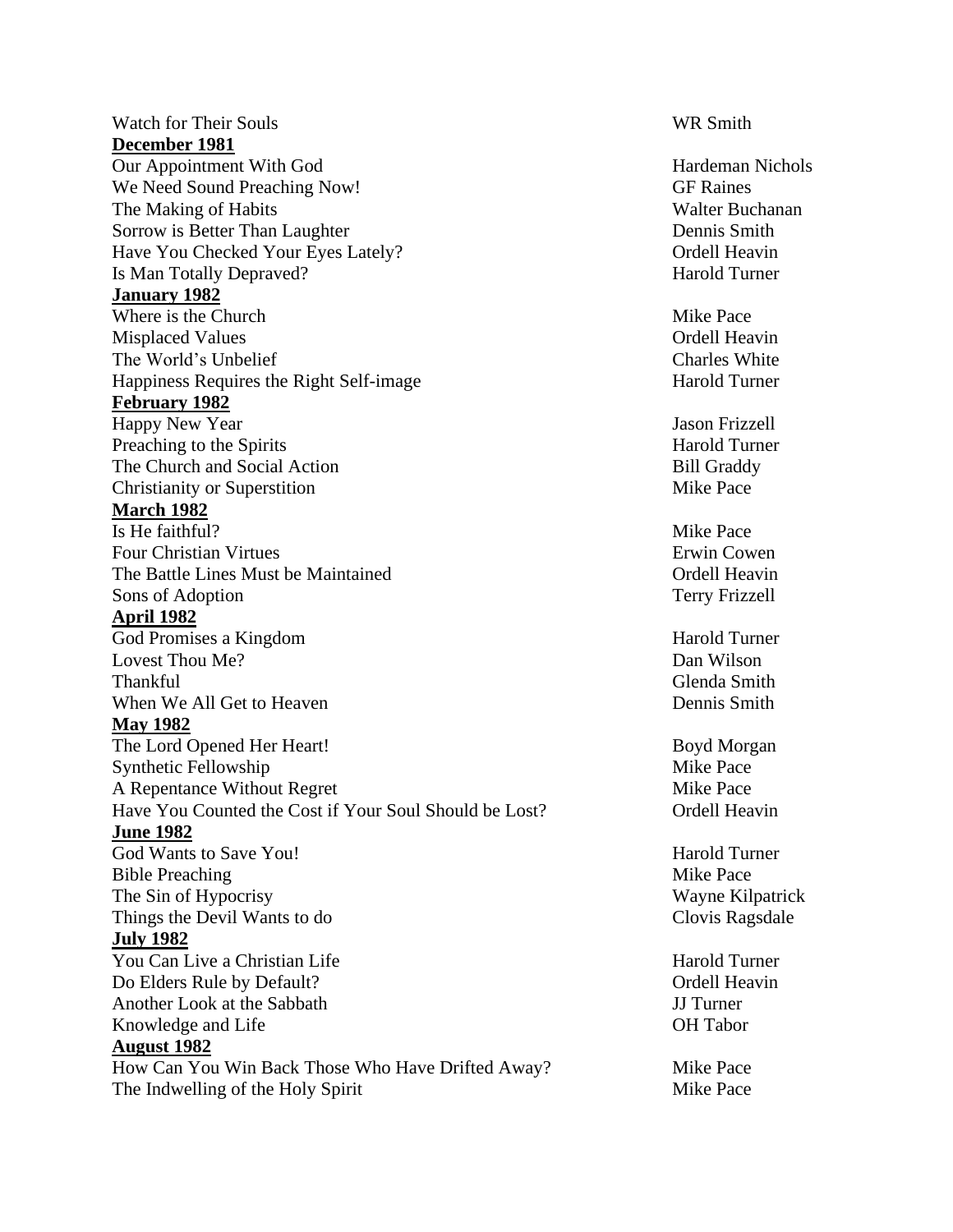Watch for Their Souls — WR Smith

**December 1981**

Our Appointment With God — Hardeman Nichols
We Need Sound Preaching Now! — GF Raines
The Making of Habits — Walter Buchanan
Sorrow is Better Than Laughter — Dennis Smith
Have You Checked Your Eyes Lately? — Ordell Heavin
Is Man Totally Depraved? — Harold Turner

**January 1982**

Where is the Church — Mike Pace
Misplaced Values — Ordell Heavin
The World's Unbelief — Charles White
Happiness Requires the Right Self-image — Harold Turner

**February 1982**

Happy New Year — Jason Frizzell
Preaching to the Spirits — Harold Turner
The Church and Social Action — Bill Graddy
Christianity or Superstition — Mike Pace

**March 1982**

Is He faithful? — Mike Pace
Four Christian Virtues — Erwin Cowen
The Battle Lines Must be Maintained — Ordell Heavin
Sons of Adoption — Terry Frizzell

**April 1982**

God Promises a Kingdom — Harold Turner
Lovest Thou Me? — Dan Wilson
Thankful — Glenda Smith
When We All Get to Heaven — Dennis Smith

**May 1982**

The Lord Opened Her Heart! — Boyd Morgan
Synthetic Fellowship — Mike Pace
A Repentance Without Regret — Mike Pace
Have You Counted the Cost if Your Soul Should be Lost? — Ordell Heavin

**June 1982**

God Wants to Save You! — Harold Turner
Bible Preaching — Mike Pace
The Sin of Hypocrisy — Wayne Kilpatrick
Things the Devil Wants to do — Clovis Ragsdale

**July 1982**

You Can Live a Christian Life — Harold Turner
Do Elders Rule by Default? — Ordell Heavin
Another Look at the Sabbath — JJ Turner
Knowledge and Life — OH Tabor

**August 1982**

How Can You Win Back Those Who Have Drifted Away? — Mike Pace
The Indwelling of the Holy Spirit — Mike Pace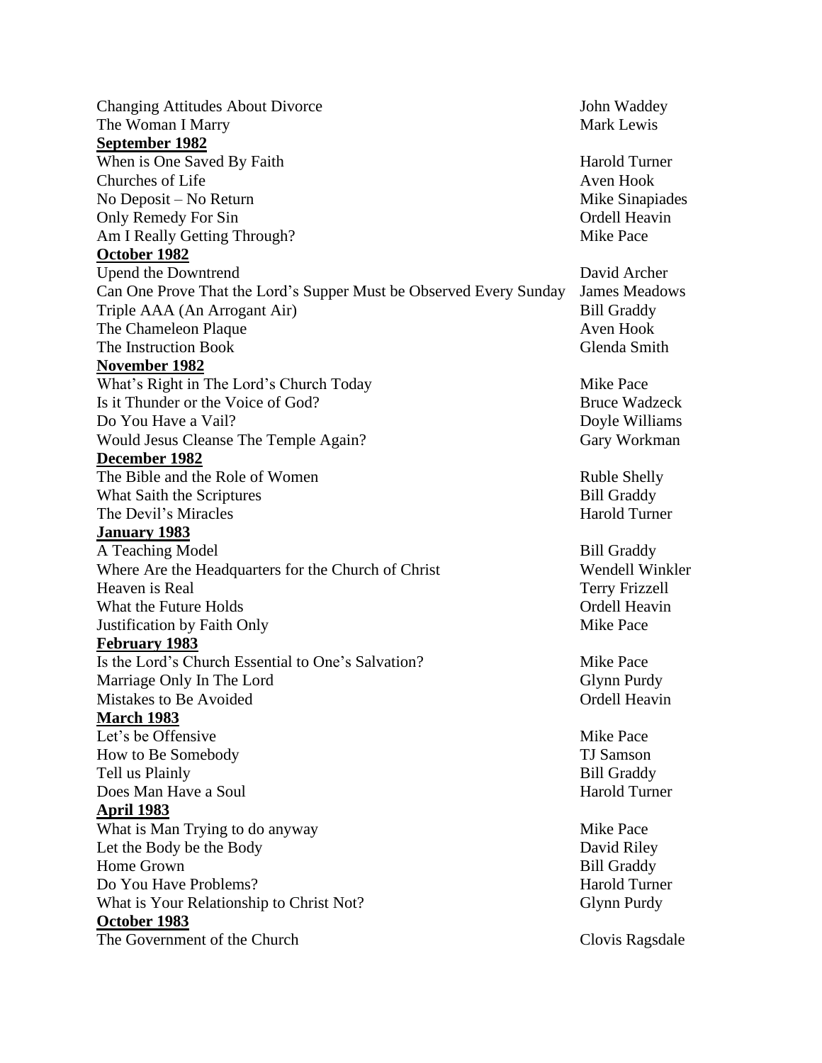| | |
|---|---|
| Changing Attitudes About Divorce | John Waddey |
| The Woman I Marry | Mark Lewis |
| **September 1982** | |
| When is One Saved By Faith | Harold Turner |
| Churches of Life | Aven Hook |
| No Deposit – No Return | Mike Sinapiades |
| Only Remedy For Sin | Ordell Heavin |
| Am I Really Getting Through? | Mike Pace |
| **October 1982** | |
| Upend the Downtrend | David Archer |
| Can One Prove That the Lord's Supper Must be Observed Every Sunday | James Meadows |
| Triple AAA (An Arrogant Air) | Bill Graddy |
| The Chameleon Plaque | Aven Hook |
| The Instruction Book | Glenda Smith |
| **November 1982** | |
| What's Right in The Lord's Church Today | Mike Pace |
| Is it Thunder or the Voice of God? | Bruce Wadzeck |
| Do You Have a Vail? | Doyle Williams |
| Would Jesus Cleanse The Temple Again? | Gary Workman |
| **December 1982** | |
| The Bible and the Role of Women | Ruble Shelly |
| What Saith the Scriptures | Bill Graddy |
| The Devil's Miracles | Harold Turner |
| **January 1983** | |
| A Teaching Model | Bill Graddy |
| Where Are the Headquarters for the Church of Christ | Wendell Winkler |
| Heaven is Real | Terry Frizzell |
| What the Future Holds | Ordell Heavin |
| Justification by Faith Only | Mike Pace |
| **February 1983** | |
| Is the Lord's Church Essential to One's Salvation? | Mike Pace |
| Marriage Only In The Lord | Glynn Purdy |
| Mistakes to Be Avoided | Ordell Heavin |
| **March 1983** | |
| Let's be Offensive | Mike Pace |
| How to Be Somebody | TJ Samson |
| Tell us Plainly | Bill Graddy |
| Does Man Have a Soul | Harold Turner |
| **April 1983** | |
| What is Man Trying to do anyway | Mike Pace |
| Let the Body be the Body | David Riley |
| Home Grown | Bill Graddy |
| Do You Have Problems? | Harold Turner |
| What is Your Relationship to Christ Not? | Glynn Purdy |
| **October 1983** | |
| The Government of the Church | Clovis Ragsdale |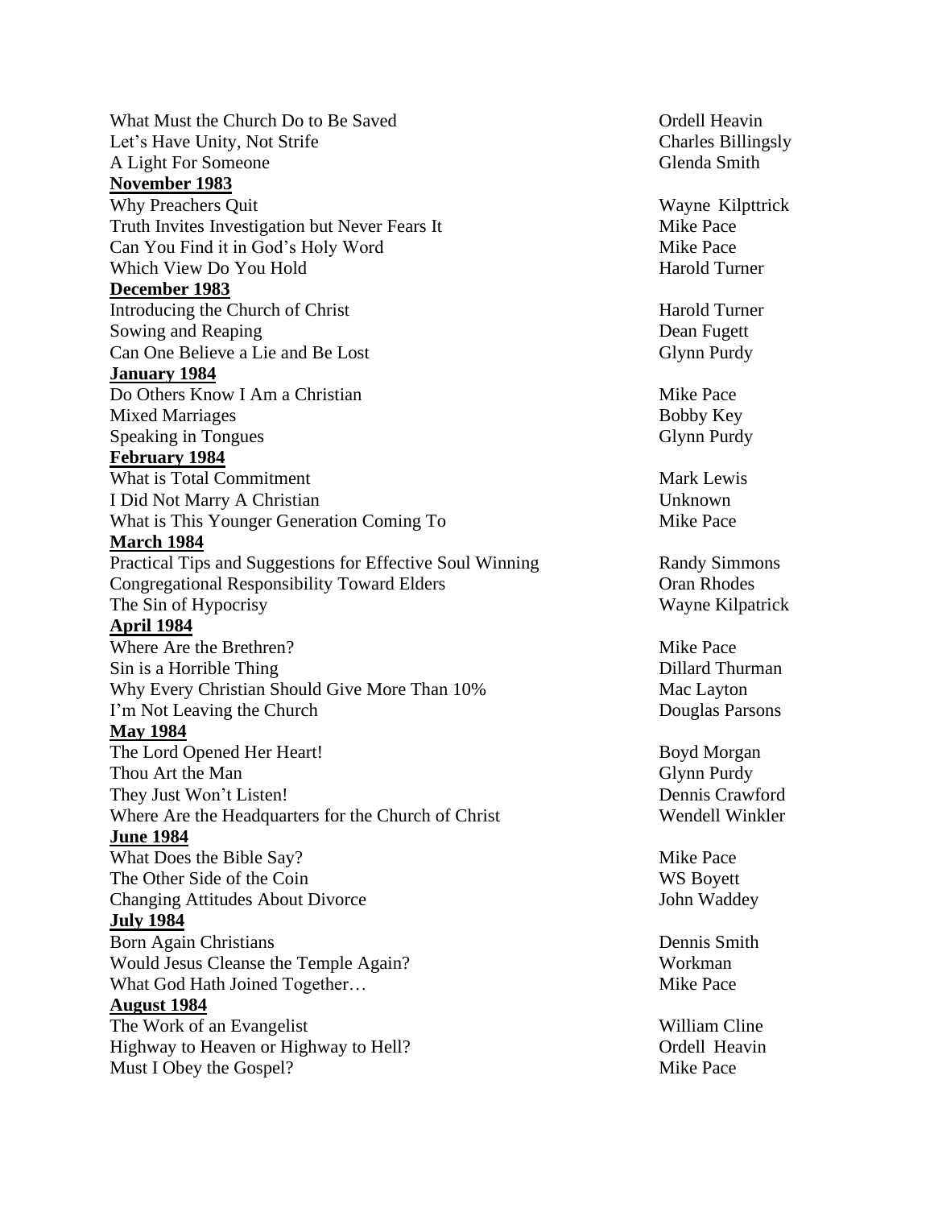What Must the Church Do to Be Saved — Ordell Heavin
Let's Have Unity, Not Strife — Charles Billingsly
A Light For Someone — Glenda Smith

**November 1983**

Why Preachers Quit — Wayne Kilpttrick
Truth Invites Investigation but Never Fears It — Mike Pace
Can You Find it in God's Holy Word — Mike Pace
Which View Do You Hold — Harold Turner

**December 1983**

Introducing the Church of Christ — Harold Turner
Sowing and Reaping — Dean Fugett
Can One Believe a Lie and Be Lost — Glynn Purdy

**January 1984**

Do Others Know I Am a Christian — Mike Pace
Mixed Marriages — Bobby Key
Speaking in Tongues — Glynn Purdy

**February 1984**

What is Total Commitment — Mark Lewis
I Did Not Marry A Christian — Unknown
What is This Younger Generation Coming To — Mike Pace

**March 1984**

Practical Tips and Suggestions for Effective Soul Winning — Randy Simmons
Congregational Responsibility Toward Elders — Oran Rhodes
The Sin of Hypocrisy — Wayne Kilpatrick

**April 1984**

Where Are the Brethren? — Mike Pace
Sin is a Horrible Thing — Dillard Thurman
Why Every Christian Should Give More Than 10% — Mac Layton
I'm Not Leaving the Church — Douglas Parsons

**May 1984**

The Lord Opened Her Heart! — Boyd Morgan
Thou Art the Man — Glynn Purdy
They Just Won't Listen! — Dennis Crawford
Where Are the Headquarters for the Church of Christ — Wendell Winkler

**June 1984**

What Does the Bible Say? — Mike Pace
The Other Side of the Coin — WS Boyett
Changing Attitudes About Divorce — John Waddey

**July 1984**

Born Again Christians — Dennis Smith
Would Jesus Cleanse the Temple Again? — Workman
What God Hath Joined Together… — Mike Pace

**August 1984**

The Work of an Evangelist — William Cline
Highway to Heaven or Highway to Hell? — Ordell Heavin
Must I Obey the Gospel? — Mike Pace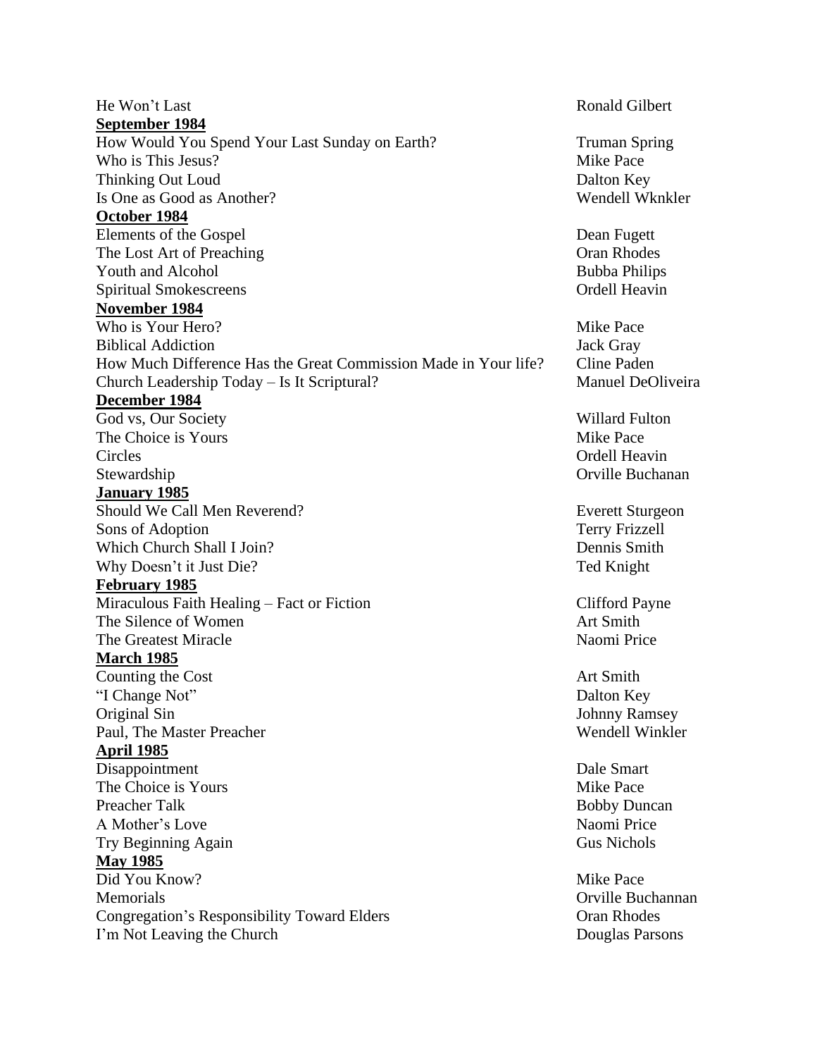He Won't Last — Ronald Gilbert

**September 1984**

How Would You Spend Your Last Sunday on Earth? — Truman Spring
Who is This Jesus? — Mike Pace
Thinking Out Loud — Dalton Key
Is One as Good as Another? — Wendell Wknkler

**October 1984**

Elements of the Gospel — Dean Fugett
The Lost Art of Preaching — Oran Rhodes
Youth and Alcohol — Bubba Philips
Spiritual Smokescreens — Ordell Heavin

**November 1984**

Who is Your Hero? — Mike Pace
Biblical Addiction — Jack Gray
How Much Difference Has the Great Commission Made in Your life? — Cline Paden
Church Leadership Today – Is It Scriptural? — Manuel DeOliveira

**December 1984**

God vs, Our Society — Willard Fulton
The Choice is Yours — Mike Pace
Circles — Ordell Heavin
Stewardship — Orville Buchanan

**January 1985**

Should We Call Men Reverend? — Everett Sturgeon
Sons of Adoption — Terry Frizzell
Which Church Shall I Join? — Dennis Smith
Why Doesn't it Just Die? — Ted Knight

**February 1985**

Miraculous Faith Healing – Fact or Fiction — Clifford Payne
The Silence of Women — Art Smith
The Greatest Miracle — Naomi Price

**March 1985**

Counting the Cost — Art Smith
"I Change Not" — Dalton Key
Original Sin — Johnny Ramsey
Paul, The Master Preacher — Wendell Winkler

**April 1985**

Disappointment — Dale Smart
The Choice is Yours — Mike Pace
Preacher Talk — Bobby Duncan
A Mother's Love — Naomi Price
Try Beginning Again — Gus Nichols

**May 1985**

Did You Know? — Mike Pace
Memorials — Orville Buchannan
Congregation's Responsibility Toward Elders — Oran Rhodes
I'm Not Leaving the Church — Douglas Parsons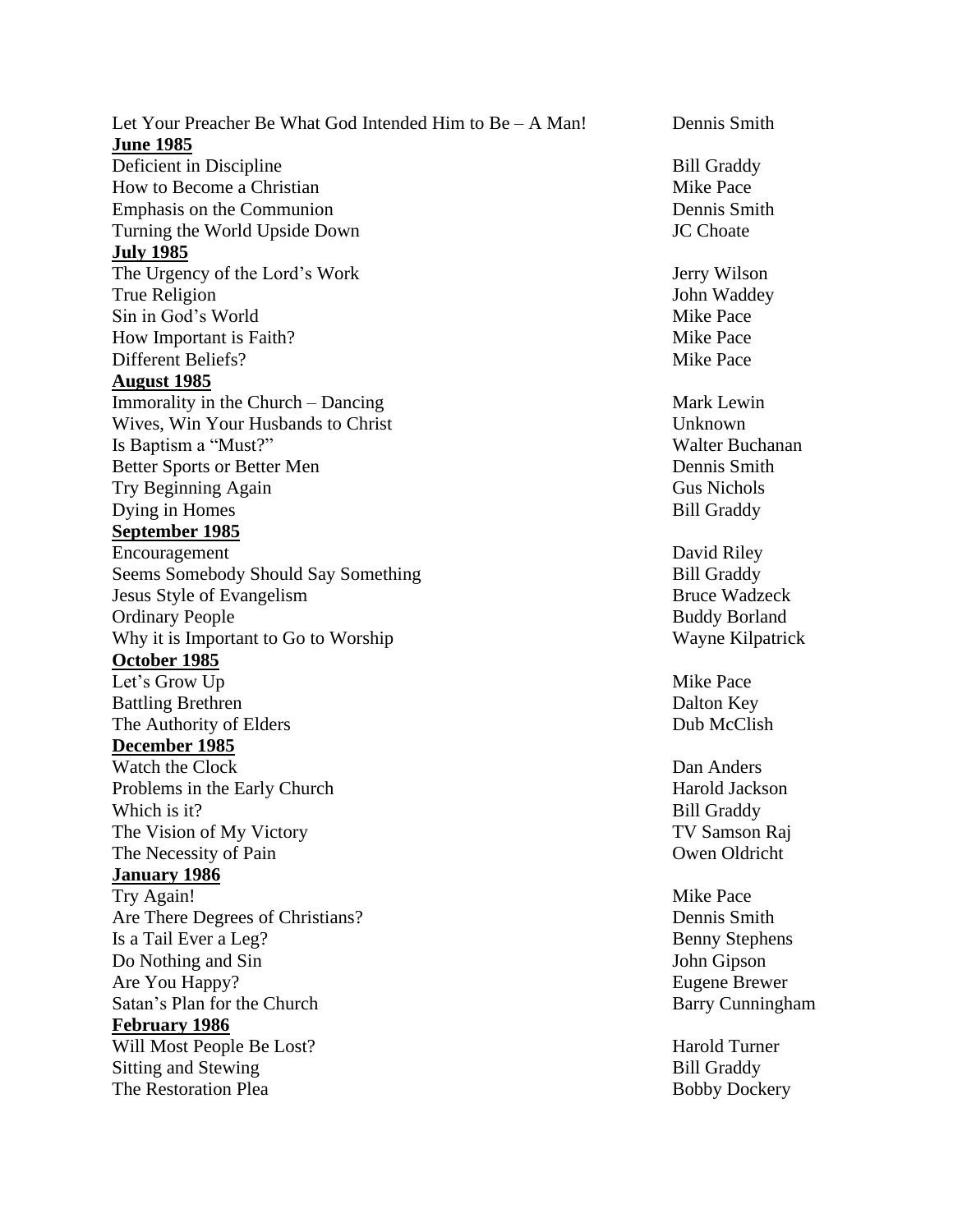Let Your Preacher Be What God Intended Him to Be – A Man! — Dennis Smith

**June 1985**

Deficient in Discipline — Bill Graddy
How to Become a Christian — Mike Pace
Emphasis on the Communion — Dennis Smith
Turning the World Upside Down — JC Choate

**July 1985**

The Urgency of the Lord's Work — Jerry Wilson
True Religion — John Waddey
Sin in God's World — Mike Pace
How Important is Faith? — Mike Pace
Different Beliefs? — Mike Pace

**August 1985**

Immorality in the Church – Dancing — Mark Lewin
Wives, Win Your Husbands to Christ — Unknown
Is Baptism a "Must?" — Walter Buchanan
Better Sports or Better Men — Dennis Smith
Try Beginning Again — Gus Nichols
Dying in Homes — Bill Graddy

**September 1985**

Encouragement — David Riley
Seems Somebody Should Say Something — Bill Graddy
Jesus Style of Evangelism — Bruce Wadzeck
Ordinary People — Buddy Borland
Why it is Important to Go to Worship — Wayne Kilpatrick

**October 1985**

Let's Grow Up — Mike Pace
Battling Brethren — Dalton Key
The Authority of Elders — Dub McClish

**December 1985**

Watch the Clock — Dan Anders
Problems in the Early Church — Harold Jackson
Which is it? — Bill Graddy
The Vision of My Victory — TV Samson Raj
The Necessity of Pain — Owen Oldricht

**January 1986**

Try Again! — Mike Pace
Are There Degrees of Christians? — Dennis Smith
Is a Tail Ever a Leg? — Benny Stephens
Do Nothing and Sin — John Gipson
Are You Happy? — Eugene Brewer
Satan's Plan for the Church — Barry Cunningham

**February 1986**

Will Most People Be Lost? — Harold Turner
Sitting and Stewing — Bill Graddy
The Restoration Plea — Bobby Dockery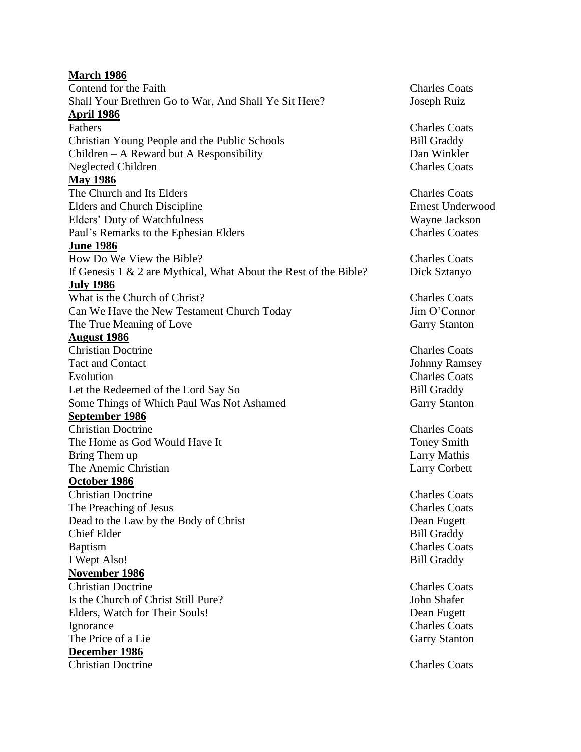**March 1986**

| | |
|---|---|
| Contend for the Faith | Charles Coats |
| Shall Your Brethren Go to War, And Shall Ye Sit Here? | Joseph Ruiz |

**April 1986**

| | |
|---|---|
| Fathers | Charles Coats |
| Christian Young People and the Public Schools | Bill Graddy |
| Children – A Reward but A Responsibility | Dan Winkler |
| Neglected Children | Charles Coats |

**May 1986**

| | |
|---|---|
| The Church and Its Elders | Charles Coats |
| Elders and Church Discipline | Ernest Underwood |
| Elders' Duty of Watchfulness | Wayne Jackson |
| Paul's Remarks to the Ephesian Elders | Charles Coates |

**June 1986**

| | |
|---|---|
| How Do We View the Bible? | Charles Coats |
| If Genesis 1 & 2 are Mythical, What About the Rest of the Bible? | Dick Sztanyo |

**July 1986**

| | |
|---|---|
| What is the Church of Christ? | Charles Coats |
| Can We Have the New Testament Church Today | Jim O'Connor |
| The True Meaning of Love | Garry Stanton |

**August 1986**

| | |
|---|---|
| Christian Doctrine | Charles Coats |
| Tact and Contact | Johnny Ramsey |
| Evolution | Charles Coats |
| Let the Redeemed of the Lord Say So | Bill Graddy |
| Some Things of Which Paul Was Not Ashamed | Garry Stanton |

**September 1986**

| | |
|---|---|
| Christian Doctrine | Charles Coats |
| The Home as God Would Have It | Toney Smith |
| Bring Them up | Larry Mathis |
| The Anemic Christian | Larry Corbett |

**October 1986**

| | |
|---|---|
| Christian Doctrine | Charles Coats |
| The Preaching of Jesus | Charles Coats |
| Dead to the Law by the Body of Christ | Dean Fugett |
| Chief Elder | Bill Graddy |
| Baptism | Charles Coats |
| I Wept Also! | Bill Graddy |

**November 1986**

| | |
|---|---|
| Christian Doctrine | Charles Coats |
| Is the Church of Christ Still Pure? | John Shafer |
| Elders, Watch for Their Souls! | Dean Fugett |
| Ignorance | Charles Coats |
| The Price of a Lie | Garry Stanton |

**December 1986**

| | |
|---|---|
| Christian Doctrine | Charles Coats |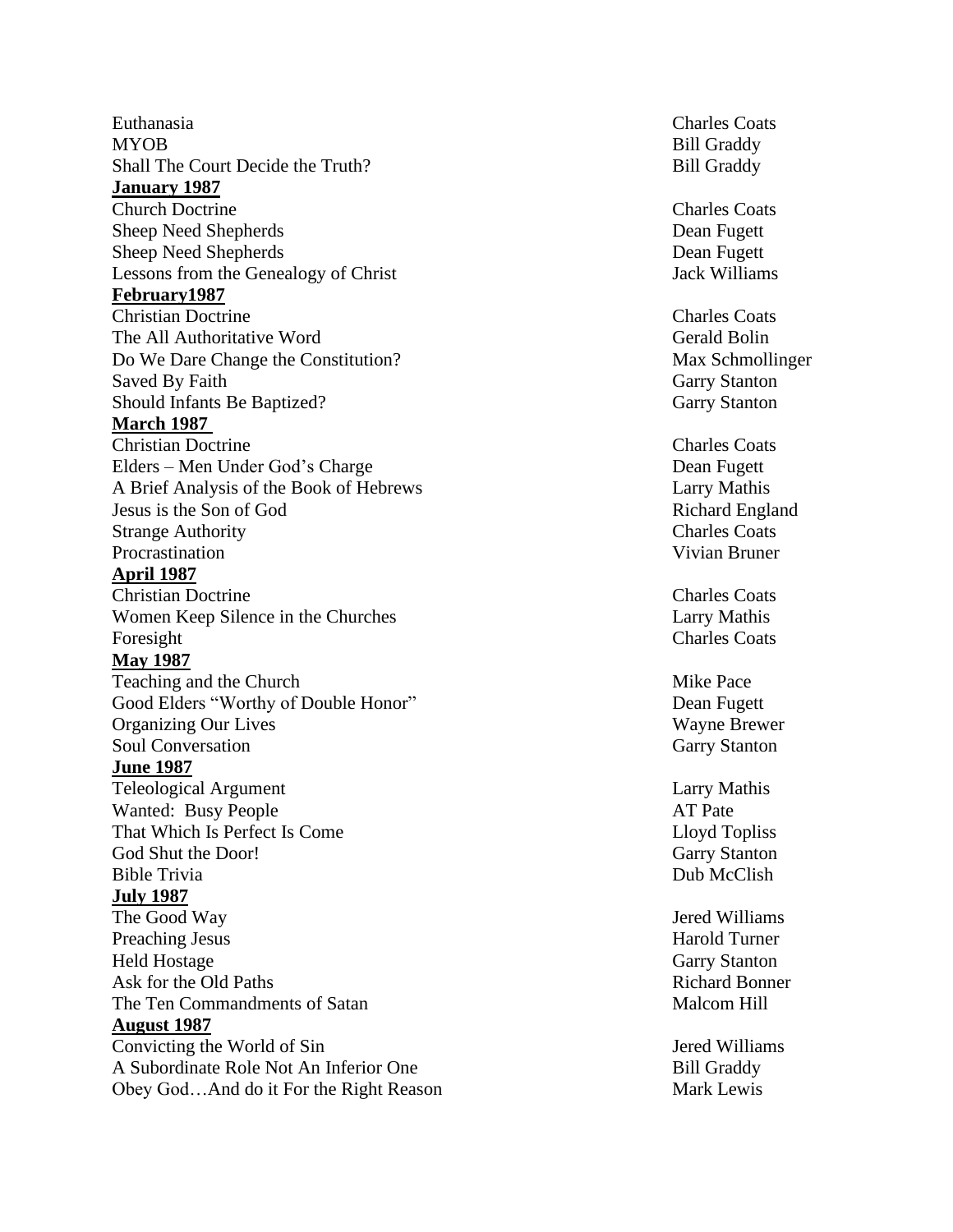| | |
|---|---|
| Euthanasia | Charles Coats |
| MYOB | Bill Graddy |
| Shall The Court Decide the Truth? | Bill Graddy |

**January 1987**

| | |
|---|---|
| Church Doctrine | Charles Coats |
| Sheep Need Shepherds | Dean Fugett |
| Sheep Need Shepherds | Dean Fugett |
| Lessons from the Genealogy of Christ | Jack Williams |

**February1987**

| | |
|---|---|
| Christian Doctrine | Charles Coats |
| The All Authoritative Word | Gerald Bolin |
| Do We Dare Change the Constitution? | Max Schmollinger |
| Saved By Faith | Garry Stanton |
| Should Infants Be Baptized? | Garry Stanton |

**March 1987**

| | |
|---|---|
| Christian Doctrine | Charles Coats |
| Elders – Men Under God's Charge | Dean Fugett |
| A Brief Analysis of the Book of Hebrews | Larry Mathis |
| Jesus is the Son of God | Richard England |
| Strange Authority | Charles Coats |
| Procrastination | Vivian Bruner |

**April 1987**

| | |
|---|---|
| Christian Doctrine | Charles Coats |
| Women Keep Silence in the Churches | Larry Mathis |
| Foresight | Charles Coats |

**May 1987**

| | |
|---|---|
| Teaching and the Church | Mike Pace |
| Good Elders "Worthy of Double Honor" | Dean Fugett |
| Organizing Our Lives | Wayne Brewer |
| Soul Conversation | Garry Stanton |

**June 1987**

| | |
|---|---|
| Teleological Argument | Larry Mathis |
| Wanted: Busy People | AT Pate |
| That Which Is Perfect Is Come | Lloyd Topliss |
| God Shut the Door! | Garry Stanton |
| Bible Trivia | Dub McClish |

**July 1987**

| | |
|---|---|
| The Good Way | Jered Williams |
| Preaching Jesus | Harold Turner |
| Held Hostage | Garry Stanton |
| Ask for the Old Paths | Richard Bonner |
| The Ten Commandments of Satan | Malcom Hill |

**August 1987**

| | |
|---|---|
| Convicting the World of Sin | Jered Williams |
| A Subordinate Role Not An Inferior One | Bill Graddy |
| Obey God…And do it For the Right Reason | Mark Lewis |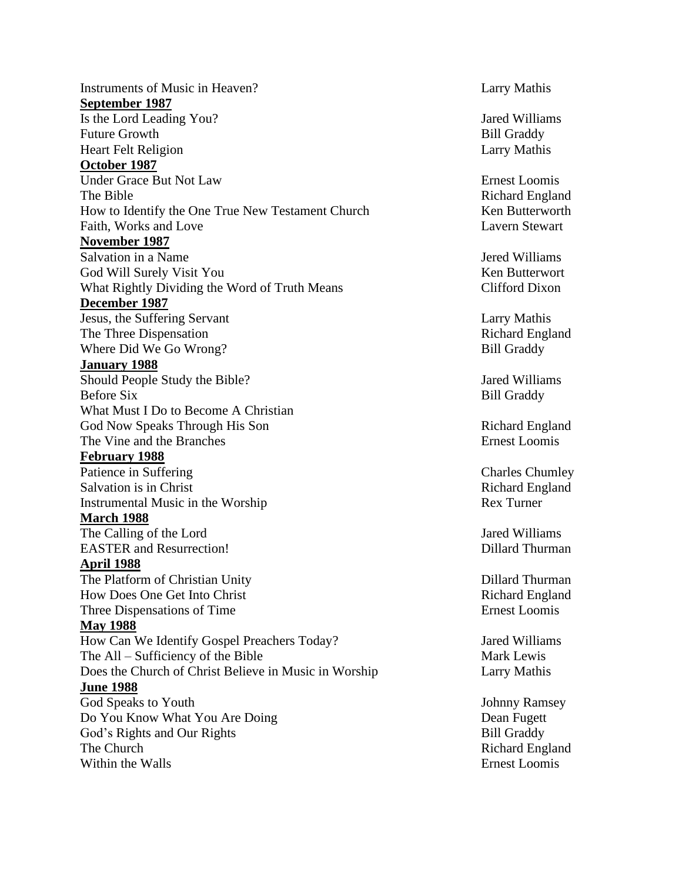| | |
|---|---|
| Instruments of Music in Heaven? | Larry Mathis |
| **September 1987** | |
| Is the Lord Leading You? | Jared Williams |
| Future Growth | Bill Graddy |
| Heart Felt Religion | Larry Mathis |
| **October 1987** | |
| Under Grace But Not Law | Ernest Loomis |
| The Bible | Richard England |
| How to Identify the One True New Testament Church | Ken Butterworth |
| Faith, Works and Love | Lavern Stewart |
| **November 1987** | |
| Salvation in a Name | Jered Williams |
| God Will Surely Visit You | Ken Butterwort |
| What Rightly Dividing the Word of Truth Means | Clifford Dixon |
| **December 1987** | |
| Jesus, the Suffering Servant | Larry Mathis |
| The Three Dispensation | Richard England |
| Where Did We Go Wrong? | Bill Graddy |
| **January 1988** | |
| Should People Study the Bible? | Jared Williams |
| Before Six | Bill Graddy |
| What Must I Do to Become A Christian | |
| God Now Speaks Through His Son | Richard England |
| The Vine and the Branches | Ernest Loomis |
| **February 1988** | |
| Patience in Suffering | Charles Chumley |
| Salvation is in Christ | Richard England |
| Instrumental Music in the Worship | Rex Turner |
| **March 1988** | |
| The Calling of the Lord | Jared Williams |
| EASTER and Resurrection! | Dillard Thurman |
| **April 1988** | |
| The Platform of Christian Unity | Dillard Thurman |
| How Does One Get Into Christ | Richard England |
| Three Dispensations of Time | Ernest Loomis |
| **May 1988** | |
| How Can We Identify Gospel Preachers Today? | Jared Williams |
| The All – Sufficiency of the Bible | Mark Lewis |
| Does the Church of Christ Believe in Music in Worship | Larry Mathis |
| **June 1988** | |
| God Speaks to Youth | Johnny Ramsey |
| Do You Know What You Are Doing | Dean Fugett |
| God's Rights and Our Rights | Bill Graddy |
| The Church | Richard England |
| Within the Walls | Ernest Loomis |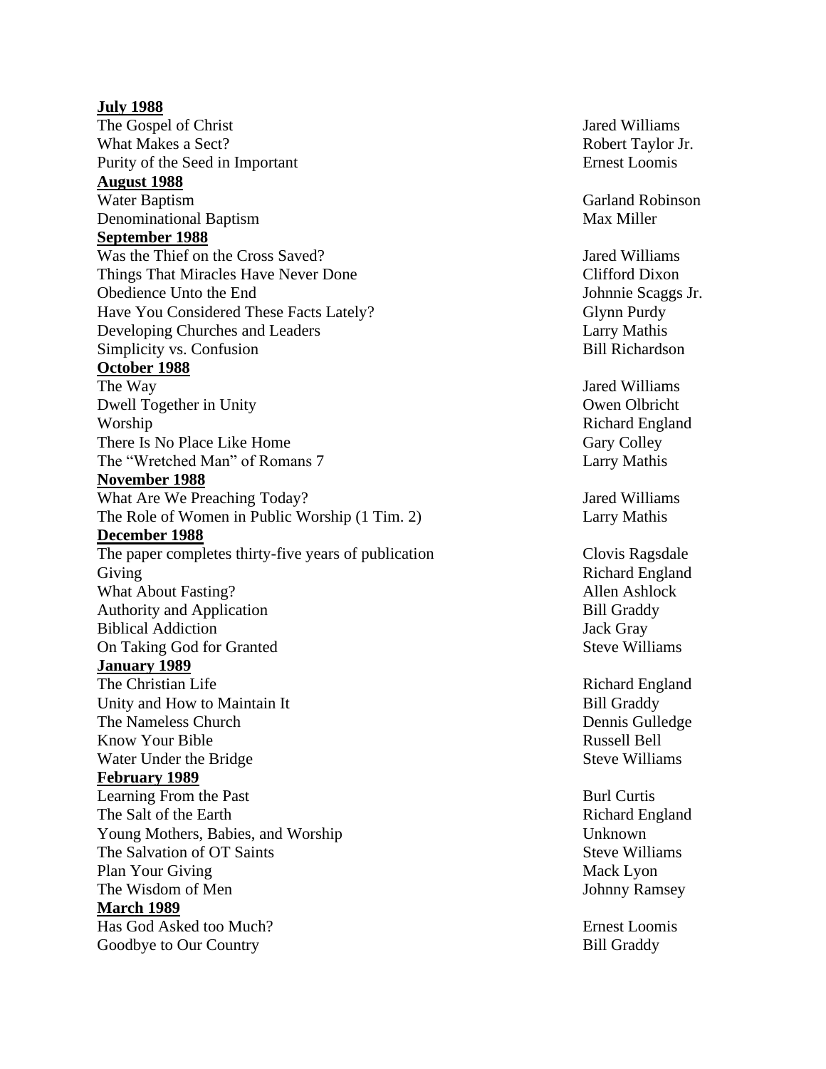**July 1988**

| | |
|---|---|
| The Gospel of Christ | Jared Williams |
| What Makes a Sect? | Robert Taylor Jr. |
| Purity of the Seed in Important | Ernest Loomis |

**August 1988**

| | |
|---|---|
| Water Baptism | Garland Robinson |
| Denominational Baptism | Max Miller |

**September 1988**

| | |
|---|---|
| Was the Thief on the Cross Saved? | Jared Williams |
| Things That Miracles Have Never Done | Clifford Dixon |
| Obedience Unto the End | Johnnie Scaggs Jr. |
| Have You Considered These Facts Lately? | Glynn Purdy |
| Developing Churches and Leaders | Larry Mathis |
| Simplicity vs. Confusion | Bill Richardson |

**October 1988**

| | |
|---|---|
| The Way | Jared Williams |
| Dwell Together in Unity | Owen Olbricht |
| Worship | Richard England |
| There Is No Place Like Home | Gary Colley |
| The "Wretched Man" of Romans 7 | Larry Mathis |

**November 1988**

| | |
|---|---|
| What Are We Preaching Today? | Jared Williams |
| The Role of Women in Public Worship (1 Tim. 2) | Larry Mathis |

**December 1988**

| | |
|---|---|
| The paper completes thirty-five years of publication | Clovis Ragsdale |
| Giving | Richard England |
| What About Fasting? | Allen Ashlock |
| Authority and Application | Bill Graddy |
| Biblical Addiction | Jack Gray |
| On Taking God for Granted | Steve Williams |

**January 1989**

| | |
|---|---|
| The Christian Life | Richard England |
| Unity and How to Maintain It | Bill Graddy |
| The Nameless Church | Dennis Gulledge |
| Know Your Bible | Russell Bell |
| Water Under the Bridge | Steve Williams |

**February 1989**

| | |
|---|---|
| Learning From the Past | Burl Curtis |
| The Salt of the Earth | Richard England |
| Young Mothers, Babies, and Worship | Unknown |
| The Salvation of OT Saints | Steve Williams |
| Plan Your Giving | Mack Lyon |
| The Wisdom of Men | Johnny Ramsey |

**March 1989**

| | |
|---|---|
| Has God Asked too Much? | Ernest Loomis |
| Goodbye to Our Country | Bill Graddy |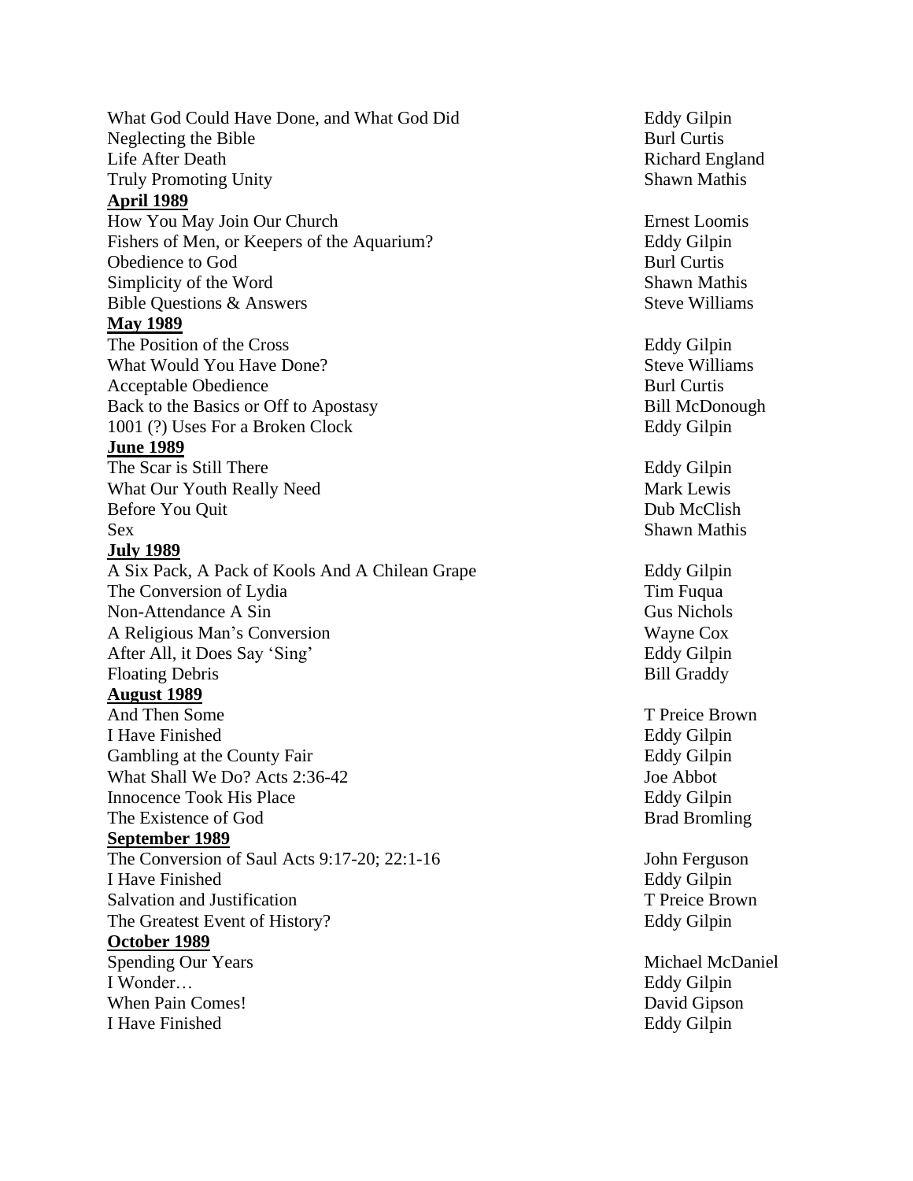What God Could Have Done, and What God Did — Eddy Gilpin
Neglecting the Bible — Burl Curtis
Life After Death — Richard England
Truly Promoting Unity — Shawn Mathis

**April 1989**

How You May Join Our Church — Ernest Loomis
Fishers of Men, or Keepers of the Aquarium? — Eddy Gilpin
Obedience to God — Burl Curtis
Simplicity of the Word — Shawn Mathis
Bible Questions & Answers — Steve Williams

**May 1989**

The Position of the Cross — Eddy Gilpin
What Would You Have Done? — Steve Williams
Acceptable Obedience — Burl Curtis
Back to the Basics or Off to Apostasy — Bill McDonough
1001 (?) Uses For a Broken Clock — Eddy Gilpin

**June 1989**

The Scar is Still There — Eddy Gilpin
What Our Youth Really Need — Mark Lewis
Before You Quit — Dub McClish
Sex — Shawn Mathis

**July 1989**

A Six Pack, A Pack of Kools And A Chilean Grape — Eddy Gilpin
The Conversion of Lydia — Tim Fuqua
Non-Attendance A Sin — Gus Nichols
A Religious Man's Conversion — Wayne Cox
After All, it Does Say 'Sing' — Eddy Gilpin
Floating Debris — Bill Graddy

**August 1989**

And Then Some — T Preice Brown
I Have Finished — Eddy Gilpin
Gambling at the County Fair — Eddy Gilpin
What Shall We Do? Acts 2:36-42 — Joe Abbot
Innocence Took His Place — Eddy Gilpin
The Existence of God — Brad Bromling

**September 1989**

The Conversion of Saul Acts 9:17-20; 22:1-16 — John Ferguson
I Have Finished — Eddy Gilpin
Salvation and Justification — T Preice Brown
The Greatest Event of History? — Eddy Gilpin

**October 1989**

Spending Our Years — Michael McDaniel
I Wonder… — Eddy Gilpin
When Pain Comes! — David Gipson
I Have Finished — Eddy Gilpin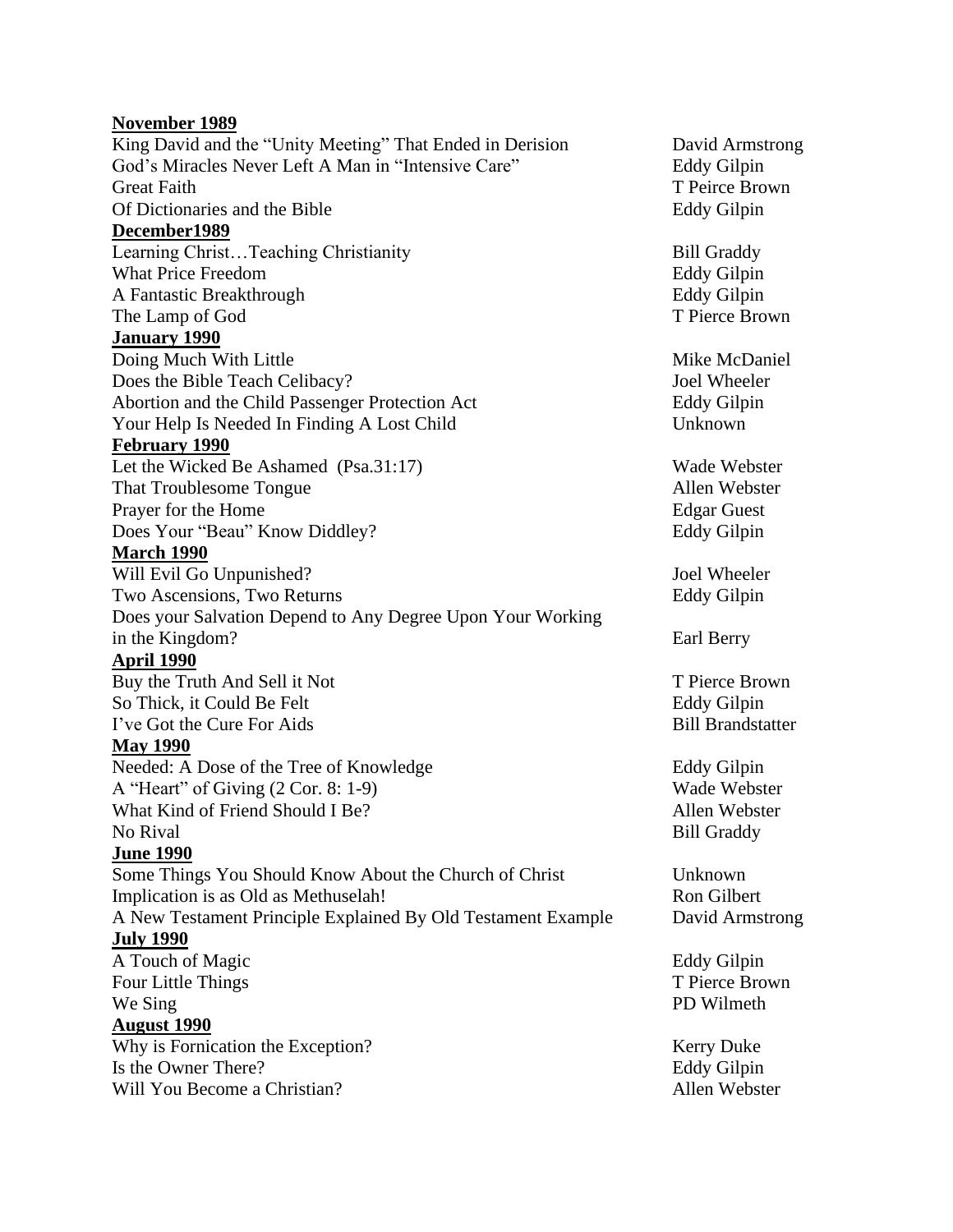**November 1989**

| | |
|---|---|
| King David and the "Unity Meeting" That Ended in Derision | David Armstrong |
| God's Miracles Never Left A Man in "Intensive Care" | Eddy Gilpin |
| Great Faith | T Peirce Brown |
| Of Dictionaries and the Bible | Eddy Gilpin |

**December1989**

| | |
|---|---|
| Learning Christ…Teaching Christianity | Bill Graddy |
| What Price Freedom | Eddy Gilpin |
| A Fantastic Breakthrough | Eddy Gilpin |
| The Lamp of God | T Pierce Brown |

**January 1990**

| | |
|---|---|
| Doing Much With Little | Mike McDaniel |
| Does the Bible Teach Celibacy? | Joel Wheeler |
| Abortion and the Child Passenger Protection Act | Eddy Gilpin |
| Your Help Is Needed In Finding A Lost Child | Unknown |

**February 1990**

| | |
|---|---|
| Let the Wicked Be Ashamed (Psa.31:17) | Wade Webster |
| That Troublesome Tongue | Allen Webster |
| Prayer for the Home | Edgar Guest |
| Does Your "Beau" Know Diddley? | Eddy Gilpin |

**March 1990**

| | |
|---|---|
| Will Evil Go Unpunished? | Joel Wheeler |
| Two Ascensions, Two Returns | Eddy Gilpin |
| Does your Salvation Depend to Any Degree Upon Your Working in the Kingdom? | Earl Berry |

**April 1990**

| | |
|---|---|
| Buy the Truth And Sell it Not | T Pierce Brown |
| So Thick, it Could Be Felt | Eddy Gilpin |
| I've Got the Cure For Aids | Bill Brandstatter |

**May 1990**

| | |
|---|---|
| Needed: A Dose of the Tree of Knowledge | Eddy Gilpin |
| A "Heart" of Giving (2 Cor. 8: 1-9) | Wade Webster |
| What Kind of Friend Should I Be? | Allen Webster |
| No Rival | Bill Graddy |

**June 1990**

| | |
|---|---|
| Some Things You Should Know About the Church of Christ | Unknown |
| Implication is as Old as Methuselah! | Ron Gilbert |
| A New Testament Principle Explained By Old Testament Example | David Armstrong |

**July 1990**

| | |
|---|---|
| A Touch of Magic | Eddy Gilpin |
| Four Little Things | T Pierce Brown |
| We Sing | PD Wilmeth |

**August 1990**

| | |
|---|---|
| Why is Fornication the Exception? | Kerry Duke |
| Is the Owner There? | Eddy Gilpin |
| Will You Become a Christian? | Allen Webster |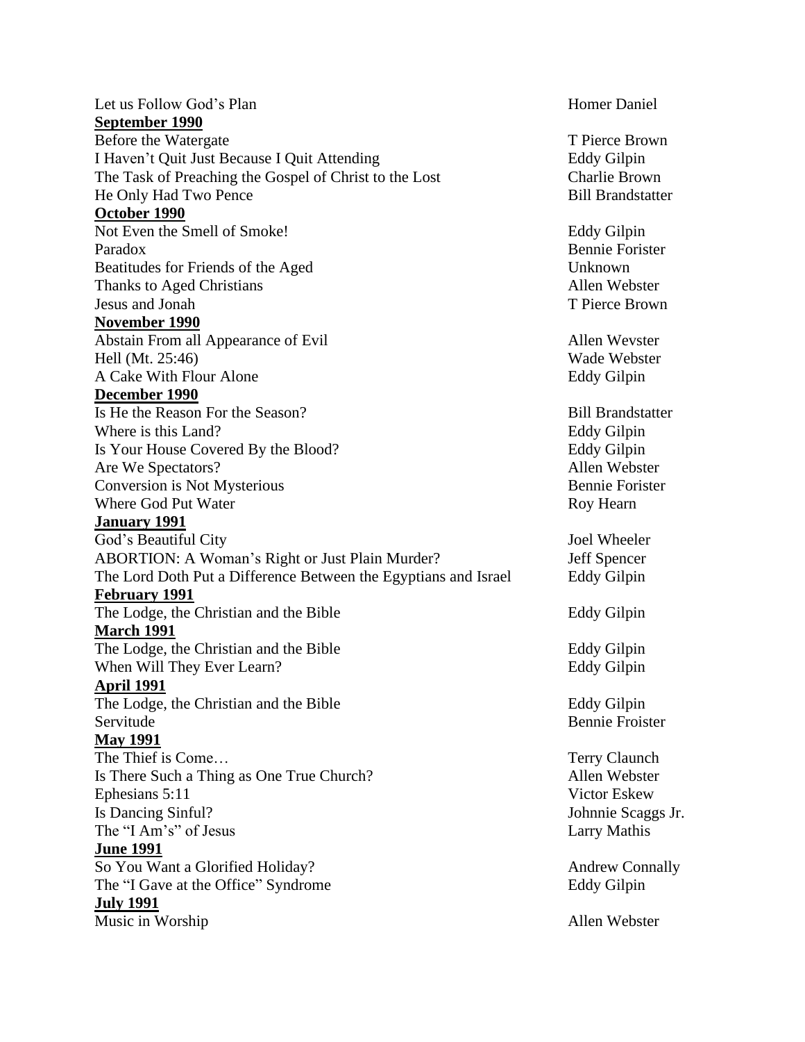Let us Follow God's Plan — Homer Daniel

**September 1990**

Before the Watergate — T Pierce Brown
I Haven't Quit Just Because I Quit Attending — Eddy Gilpin
The Task of Preaching the Gospel of Christ to the Lost — Charlie Brown
He Only Had Two Pence — Bill Brandstatter

**October 1990**

Not Even the Smell of Smoke! — Eddy Gilpin
Paradox — Bennie Forister
Beatitudes for Friends of the Aged — Unknown
Thanks to Aged Christians — Allen Webster
Jesus and Jonah — T Pierce Brown

**November 1990**

Abstain From all Appearance of Evil — Allen Wevster
Hell (Mt. 25:46) — Wade Webster
A Cake With Flour Alone — Eddy Gilpin

**December 1990**

Is He the Reason For the Season? — Bill Brandstatter
Where is this Land? — Eddy Gilpin
Is Your House Covered By the Blood? — Eddy Gilpin
Are We Spectators? — Allen Webster
Conversion is Not Mysterious — Bennie Forister
Where God Put Water — Roy Hearn

**January 1991**

God's Beautiful City — Joel Wheeler
ABORTION: A Woman's Right or Just Plain Murder? — Jeff Spencer
The Lord Doth Put a Difference Between the Egyptians and Israel — Eddy Gilpin

**February 1991**

The Lodge, the Christian and the Bible — Eddy Gilpin

**March 1991**

The Lodge, the Christian and the Bible — Eddy Gilpin
When Will They Ever Learn? — Eddy Gilpin

**April 1991**

The Lodge, the Christian and the Bible — Eddy Gilpin
Servitude — Bennie Froister

**May 1991**

The Thief is Come… — Terry Claunch
Is There Such a Thing as One True Church? — Allen Webster
Ephesians 5:11 — Victor Eskew
Is Dancing Sinful? — Johnnie Scaggs Jr.
The "I Am's" of Jesus — Larry Mathis

**June 1991**

So You Want a Glorified Holiday? — Andrew Connally
The "I Gave at the Office" Syndrome — Eddy Gilpin

**July 1991**

Music in Worship — Allen Webster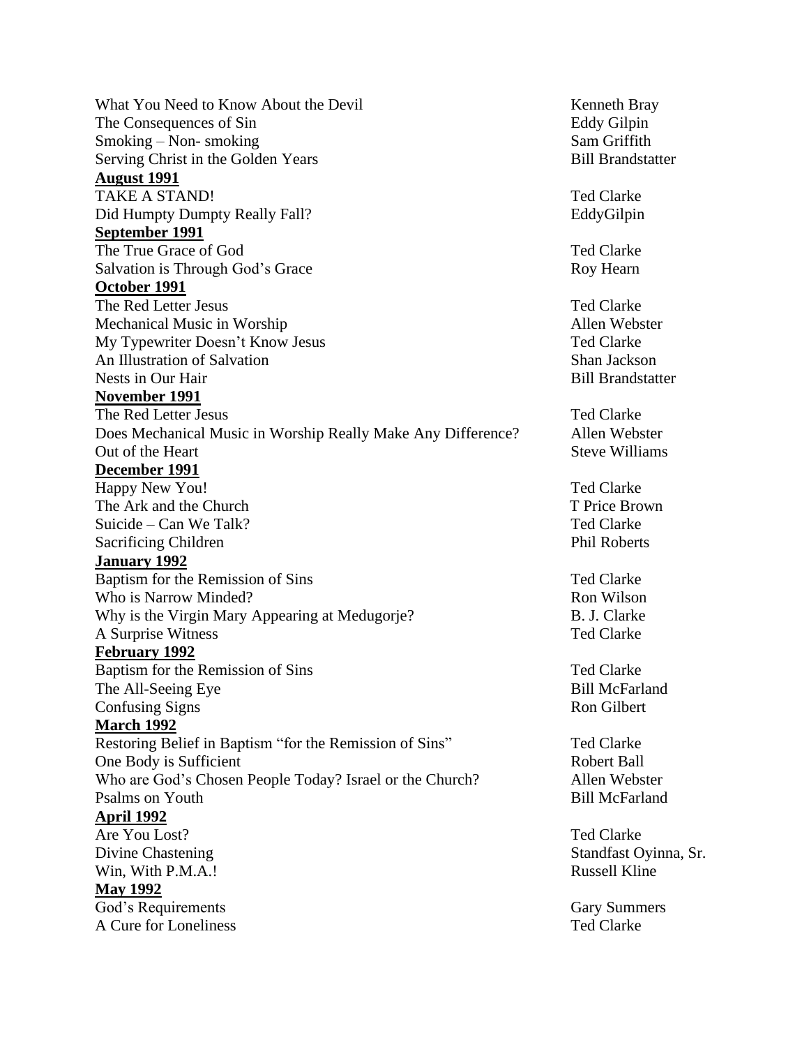What You Need to Know About the Devil — Kenneth Bray
The Consequences of Sin — Eddy Gilpin
Smoking – Non- smoking — Sam Griffith
Serving Christ in the Golden Years — Bill Brandstatter

**August 1991**

TAKE A STAND! — Ted Clarke
Did Humpty Dumpty Really Fall? — EddyGilpin

**September 1991**

The True Grace of God — Ted Clarke
Salvation is Through God's Grace — Roy Hearn

**October 1991**

The Red Letter Jesus — Ted Clarke
Mechanical Music in Worship — Allen Webster
My Typewriter Doesn't Know Jesus — Ted Clarke
An Illustration of Salvation — Shan Jackson
Nests in Our Hair — Bill Brandstatter

**November 1991**

The Red Letter Jesus — Ted Clarke
Does Mechanical Music in Worship Really Make Any Difference? — Allen Webster
Out of the Heart — Steve Williams

**December 1991**

Happy New You! — Ted Clarke
The Ark and the Church — T Price Brown
Suicide – Can We Talk? — Ted Clarke
Sacrificing Children — Phil Roberts

**January 1992**

Baptism for the Remission of Sins — Ted Clarke
Who is Narrow Minded? — Ron Wilson
Why is the Virgin Mary Appearing at Medugorje? — B. J. Clarke
A Surprise Witness — Ted Clarke

**February 1992**

Baptism for the Remission of Sins — Ted Clarke
The All-Seeing Eye — Bill McFarland
Confusing Signs — Ron Gilbert

**March 1992**

Restoring Belief in Baptism "for the Remission of Sins" — Ted Clarke
One Body is Sufficient — Robert Ball
Who are God's Chosen People Today? Israel or the Church? — Allen Webster
Psalms on Youth — Bill McFarland

**April 1992**

Are You Lost? — Ted Clarke
Divine Chastening — Standfast Oyinna, Sr.
Win, With P.M.A.! — Russell Kline

**May 1992**

God's Requirements — Gary Summers
A Cure for Loneliness — Ted Clarke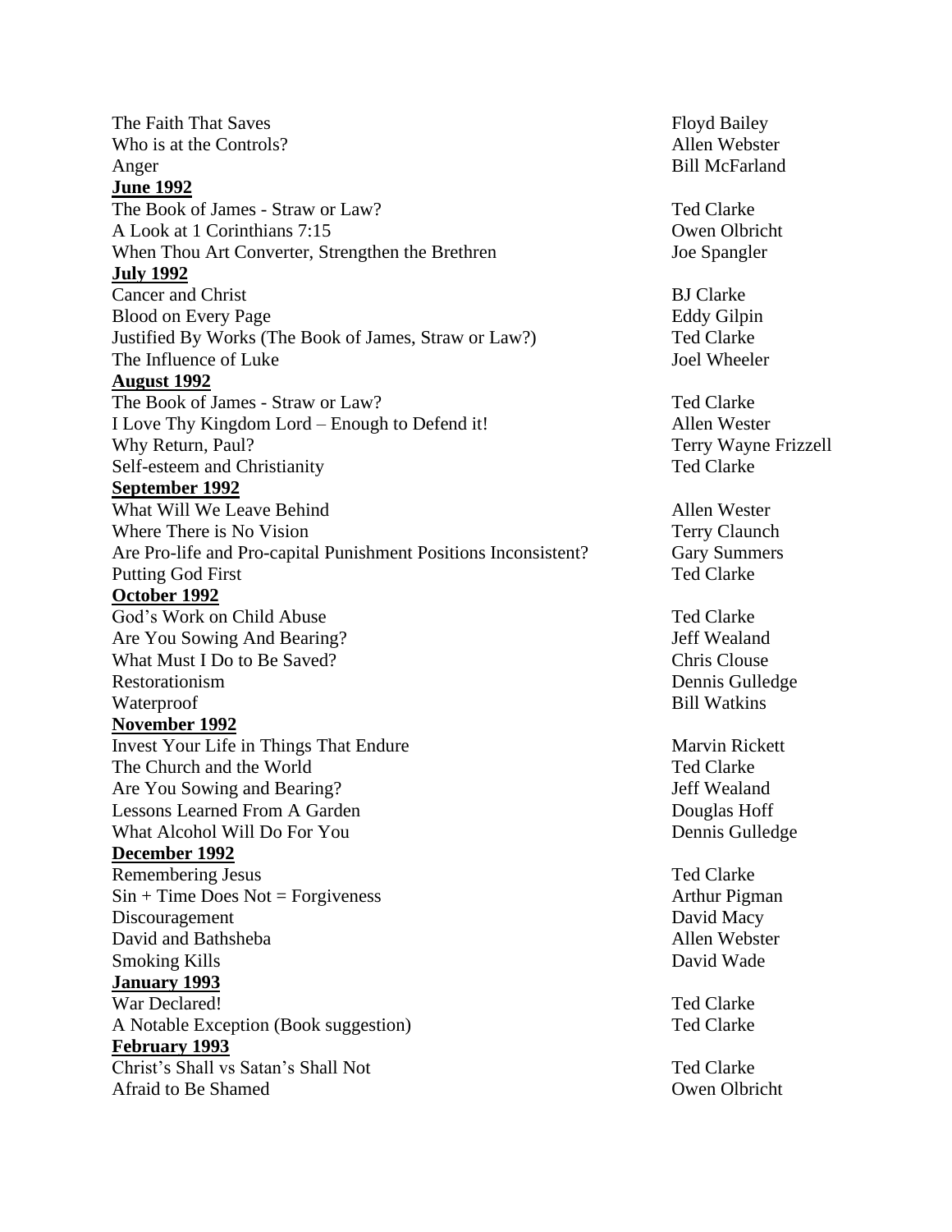The Faith That Saves — Floyd Bailey
Who is at the Controls? — Allen Webster
Anger — Bill McFarland

**June 1992**

The Book of James - Straw or Law? — Ted Clarke
A Look at 1 Corinthians 7:15 — Owen Olbricht
When Thou Art Converter, Strengthen the Brethren — Joe Spangler

**July 1992**

Cancer and Christ — BJ Clarke
Blood on Every Page — Eddy Gilpin
Justified By Works (The Book of James, Straw or Law?) — Ted Clarke
The Influence of Luke — Joel Wheeler

**August 1992**

The Book of James - Straw or Law? — Ted Clarke
I Love Thy Kingdom Lord – Enough to Defend it! — Allen Wester
Why Return, Paul? — Terry Wayne Frizzell
Self-esteem and Christianity — Ted Clarke

**September 1992**

What Will We Leave Behind — Allen Wester
Where There is No Vision — Terry Claunch
Are Pro-life and Pro-capital Punishment Positions Inconsistent? — Gary Summers
Putting God First — Ted Clarke

**October 1992**

God's Work on Child Abuse — Ted Clarke
Are You Sowing And Bearing? — Jeff Wealand
What Must I Do to Be Saved? — Chris Clouse
Restorationism — Dennis Gulledge
Waterproof — Bill Watkins

**November 1992**

Invest Your Life in Things That Endure — Marvin Rickett
The Church and the World — Ted Clarke
Are You Sowing and Bearing? — Jeff Wealand
Lessons Learned From A Garden — Douglas Hoff
What Alcohol Will Do For You — Dennis Gulledge

**December 1992**

Remembering Jesus — Ted Clarke
Sin + Time Does Not = Forgiveness — Arthur Pigman
Discouragement — David Macy
David and Bathsheba — Allen Webster
Smoking Kills — David Wade

**January 1993**

War Declared! — Ted Clarke
A Notable Exception (Book suggestion) — Ted Clarke

**February 1993**

Christ's Shall vs Satan's Shall Not — Ted Clarke
Afraid to Be Shamed — Owen Olbricht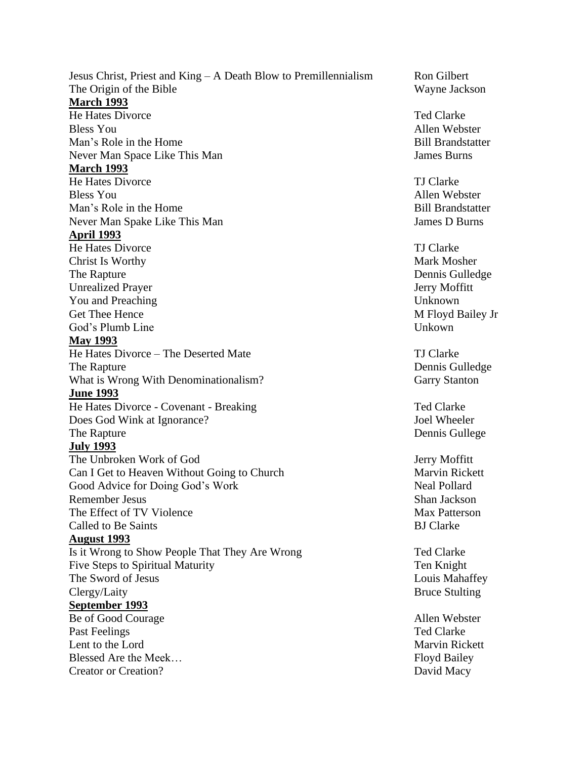| | |
|---|---|
| Jesus Christ, Priest and King – A Death Blow to Premillennialism | Ron Gilbert |
| The Origin of the Bible | Wayne Jackson |
| **March 1993** | |
| He Hates Divorce | Ted Clarke |
| Bless You | Allen Webster |
| Man's Role in the Home | Bill Brandstatter |
| Never Man Space Like This Man | James Burns |
| **March 1993** | |
| He Hates Divorce | TJ Clarke |
| Bless You | Allen Webster |
| Man's Role in the Home | Bill Brandstatter |
| Never Man Spake Like This Man | James D Burns |
| **April 1993** | |
| He Hates Divorce | TJ Clarke |
| Christ Is Worthy | Mark Mosher |
| The Rapture | Dennis Gulledge |
| Unrealized Prayer | Jerry Moffitt |
| You and Preaching | Unknown |
| Get Thee Hence | M Floyd Bailey Jr |
| God's Plumb Line | Unkown |
| **May 1993** | |
| He Hates Divorce – The Deserted Mate | TJ Clarke |
| The Rapture | Dennis Gulledge |
| What is Wrong With Denominationalism? | Garry Stanton |
| **June 1993** | |
| He Hates Divorce - Covenant - Breaking | Ted Clarke |
| Does God Wink at Ignorance? | Joel Wheeler |
| The Rapture | Dennis Gullege |
| **July 1993** | |
| The Unbroken Work of God | Jerry Moffitt |
| Can I Get to Heaven Without Going to Church | Marvin Rickett |
| Good Advice for Doing God's Work | Neal Pollard |
| Remember Jesus | Shan Jackson |
| The Effect of TV Violence | Max Patterson |
| Called to Be Saints | BJ Clarke |
| **August 1993** | |
| Is it Wrong to Show People That They Are Wrong | Ted Clarke |
| Five Steps to Spiritual Maturity | Ten Knight |
| The Sword of Jesus | Louis Mahaffey |
| Clergy/Laity | Bruce Stulting |
| **September 1993** | |
| Be of Good Courage | Allen Webster |
| Past Feelings | Ted Clarke |
| Lent to the Lord | Marvin Rickett |
| Blessed Are the Meek… | Floyd Bailey |
| Creator or Creation? | David Macy |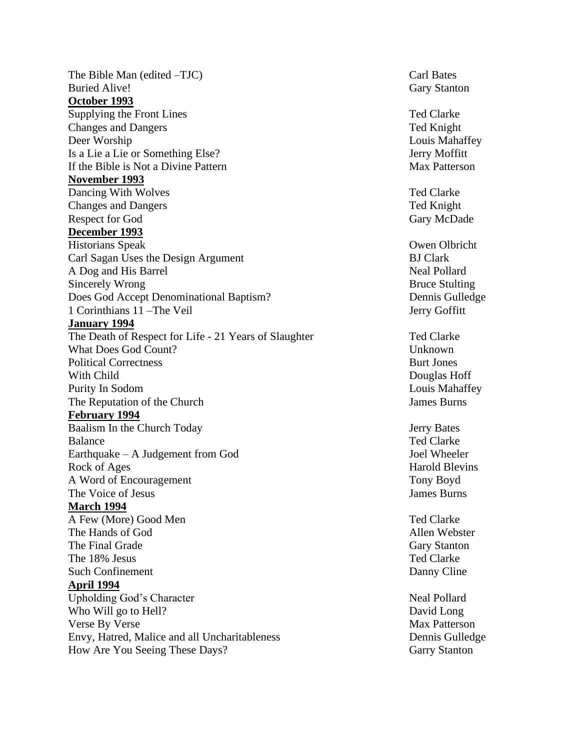The Bible Man (edited –TJC) Carl Bates
Buried Alive! Gary Stanton

**<u>October 1993</u>**

Supplying the Front Lines Ted Clarke
Changes and Dangers Ted Knight
Deer Worship Louis Mahaffey
Is a Lie a Lie or Something Else? Jerry Moffitt
If the Bible is Not a Divine Pattern Max Patterson

**<u>November 1993</u>**

Dancing With Wolves Ted Clarke
Changes and Dangers Ted Knight
Respect for God Gary McDade

**<u>December 1993</u>**

Historians Speak Owen Olbricht
Carl Sagan Uses the Design Argument BJ Clark
A Dog and His Barrel Neal Pollard
Sincerely Wrong Bruce Stulting
Does God Accept Denominational Baptism? Dennis Gulledge
1 Corinthians 11 –The Veil Jerry Goffitt

**<u>January 1994</u>**

The Death of Respect for Life - 21 Years of Slaughter Ted Clarke
What Does God Count? Unknown
Political Correctness Burt Jones
With Child Douglas Hoff
Purity In Sodom Louis Mahaffey
The Reputation of the Church James Burns

**<u>February 1994</u>**

Baalism In the Church Today Jerry Bates
Balance Ted Clarke
Earthquake – A Judgement from God Joel Wheeler
Rock of Ages Harold Blevins
A Word of Encouragement Tony Boyd
The Voice of Jesus James Burns

**<u>March 1994</u>**

A Few (More) Good Men Ted Clarke
The Hands of God Allen Webster
The Final Grade Gary Stanton
The 18% Jesus Ted Clarke
Such Confinement Danny Cline

**<u>April 1994</u>**

Upholding God's Character Neal Pollard
Who Will go to Hell? David Long
Verse By Verse Max Patterson
Envy, Hatred, Malice and all Uncharitableness Dennis Gulledge
How Are You Seeing These Days? Garry Stanton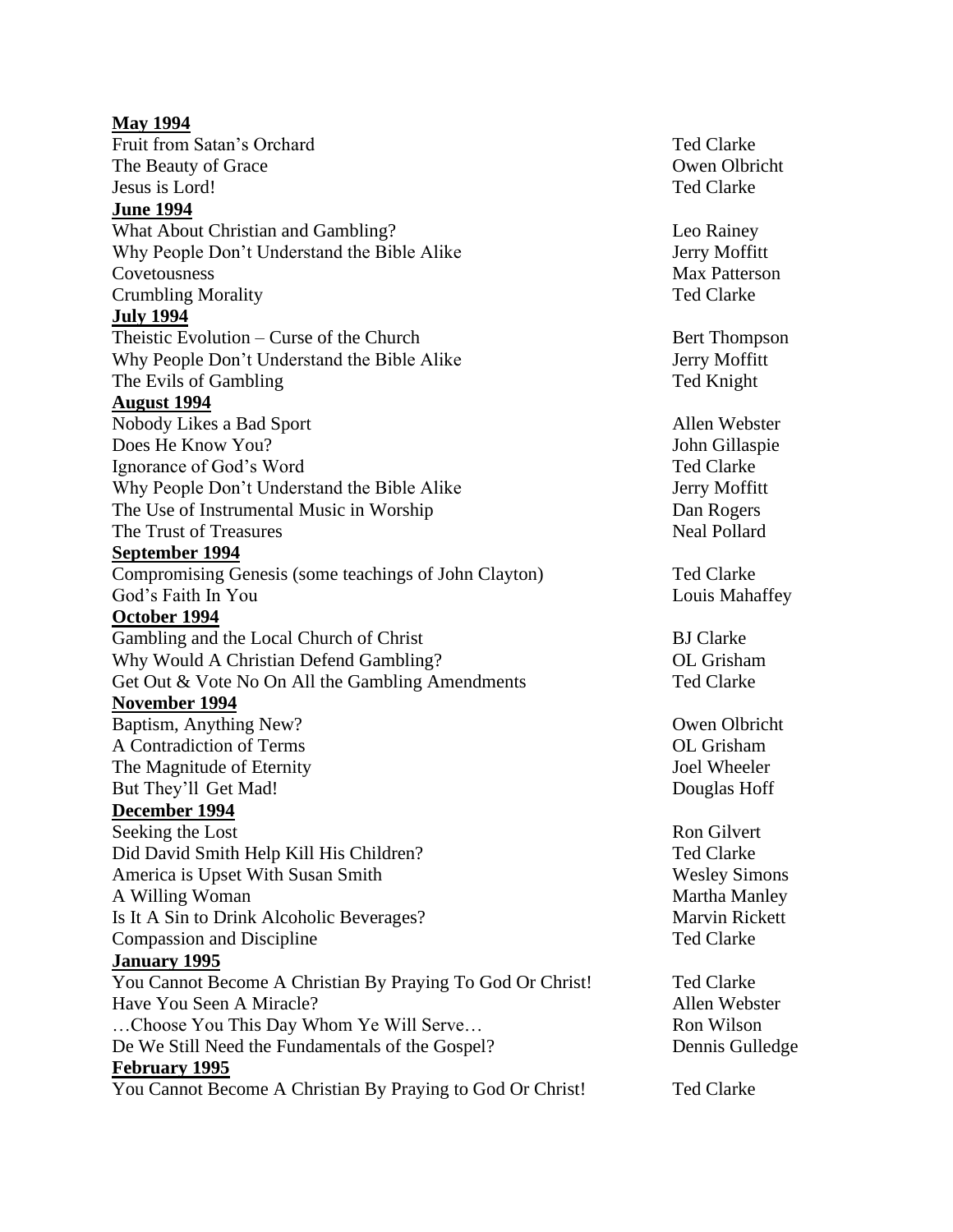**May 1994**

| | |
|---|---|
| Fruit from Satan's Orchard | Ted Clarke |
| The Beauty of Grace | Owen Olbricht |
| Jesus is Lord! | Ted Clarke |

**June 1994**

| | |
|---|---|
| What About Christian and Gambling? | Leo Rainey |
| Why People Don't Understand the Bible Alike | Jerry Moffitt |
| Covetousness | Max Patterson |
| Crumbling Morality | Ted Clarke |

**July 1994**

| | |
|---|---|
| Theistic Evolution – Curse of the Church | Bert Thompson |
| Why People Don't Understand the Bible Alike | Jerry Moffitt |
| The Evils of Gambling | Ted Knight |

**August 1994**

| | |
|---|---|
| Nobody Likes a Bad Sport | Allen Webster |
| Does He Know You? | John Gillaspie |
| Ignorance of God's Word | Ted Clarke |
| Why People Don't Understand the Bible Alike | Jerry Moffitt |
| The Use of Instrumental Music in Worship | Dan Rogers |
| The Trust of Treasures | Neal Pollard |

**September 1994**

| | |
|---|---|
| Compromising Genesis (some teachings of John Clayton) | Ted Clarke |
| God's Faith In You | Louis Mahaffey |

**October 1994**

| | |
|---|---|
| Gambling and the Local Church of Christ | BJ Clarke |
| Why Would A Christian Defend Gambling? | OL Grisham |
| Get Out & Vote No On All the Gambling Amendments | Ted Clarke |

**November 1994**

| | |
|---|---|
| Baptism, Anything New? | Owen Olbricht |
| A Contradiction of Terms | OL Grisham |
| The Magnitude of Eternity | Joel Wheeler |
| But They'll Get Mad! | Douglas Hoff |

**December 1994**

| | |
|---|---|
| Seeking the Lost | Ron Gilvert |
| Did David Smith Help Kill His Children? | Ted Clarke |
| America is Upset With Susan Smith | Wesley Simons |
| A Willing Woman | Martha Manley |
| Is It A Sin to Drink Alcoholic Beverages? | Marvin Rickett |
| Compassion and Discipline | Ted Clarke |

**January 1995**

| | |
|---|---|
| You Cannot Become A Christian By Praying To God Or Christ! | Ted Clarke |
| Have You Seen A Miracle? | Allen Webster |
| …Choose You This Day Whom Ye Will Serve… | Ron Wilson |
| De We Still Need the Fundamentals of the Gospel? | Dennis Gulledge |

**February 1995**

| | |
|---|---|
| You Cannot Become A Christian By Praying to God Or Christ! | Ted Clarke |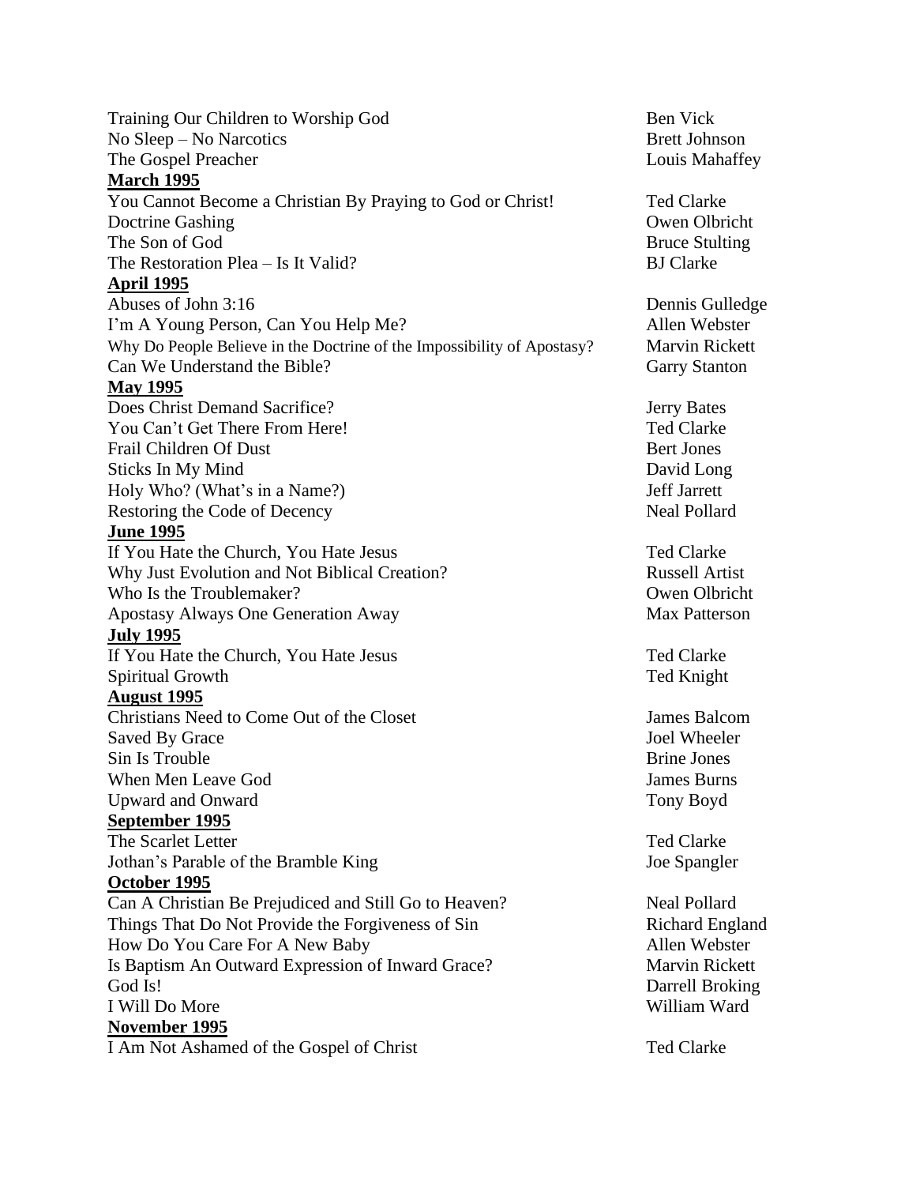| | |
|---|---|
| Training Our Children to Worship God | Ben Vick |
| No Sleep – No Narcotics | Brett Johnson |
| The Gospel Preacher | Louis Mahaffey |

**March 1995**

| | |
|---|---|
| You Cannot Become a Christian By Praying to God or Christ! | Ted Clarke |
| Doctrine Gashing | Owen Olbricht |
| The Son of God | Bruce Stulting |
| The Restoration Plea – Is It Valid? | BJ Clarke |

**April 1995**

| | |
|---|---|
| Abuses of John 3:16 | Dennis Gulledge |
| I'm A Young Person, Can You Help Me? | Allen Webster |
| Why Do People Believe in the Doctrine of the Impossibility of Apostasy? | Marvin Rickett |
| Can We Understand the Bible? | Garry Stanton |

**May 1995**

| | |
|---|---|
| Does Christ Demand Sacrifice? | Jerry Bates |
| You Can't Get There From Here! | Ted Clarke |
| Frail Children Of Dust | Bert Jones |
| Sticks In My Mind | David Long |
| Holy Who? (What's in a Name?) | Jeff Jarrett |
| Restoring the Code of Decency | Neal Pollard |

**June 1995**

| | |
|---|---|
| If You Hate the Church, You Hate Jesus | Ted Clarke |
| Why Just Evolution and Not Biblical Creation? | Russell Artist |
| Who Is the Troublemaker? | Owen Olbricht |
| Apostasy Always One Generation Away | Max Patterson |

**July 1995**

| | |
|---|---|
| If You Hate the Church, You Hate Jesus | Ted Clarke |
| Spiritual Growth | Ted Knight |

**August 1995**

| | |
|---|---|
| Christians Need to Come Out of the Closet | James Balcom |
| Saved By Grace | Joel Wheeler |
| Sin Is Trouble | Brine Jones |
| When Men Leave God | James Burns |
| Upward and Onward | Tony Boyd |

**September 1995**

| | |
|---|---|
| The Scarlet Letter | Ted Clarke |
| Jothan's Parable of the Bramble King | Joe Spangler |

**October 1995**

| | |
|---|---|
| Can A Christian Be Prejudiced and Still Go to Heaven? | Neal Pollard |
| Things That Do Not Provide the Forgiveness of Sin | Richard England |
| How Do You Care For A New Baby | Allen Webster |
| Is Baptism An Outward Expression of Inward Grace? | Marvin Rickett |
| God Is! | Darrell Broking |
| I Will Do More | William Ward |

**November 1995**

| | |
|---|---|
| I Am Not Ashamed of the Gospel of Christ | Ted Clarke |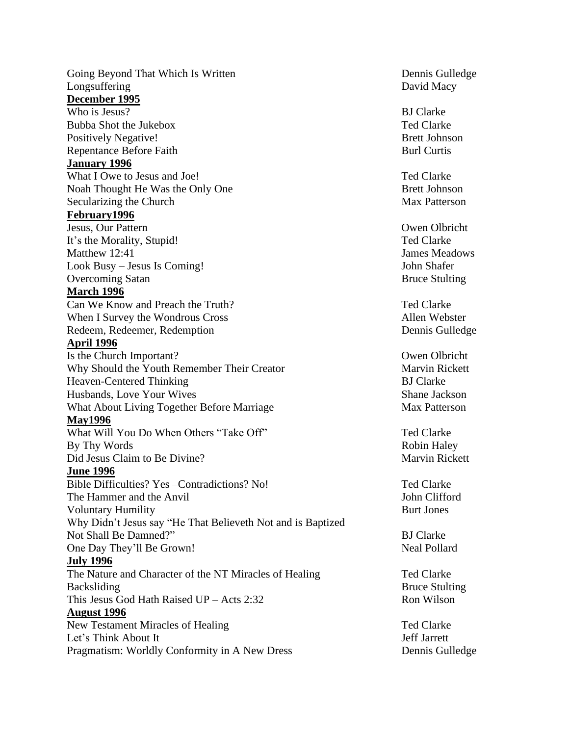Going Beyond That Which Is Written — Dennis Gulledge
Longsuffering — David Macy

**December 1995**

Who is Jesus? — BJ Clarke
Bubba Shot the Jukebox — Ted Clarke
Positively Negative! — Brett Johnson
Repentance Before Faith — Burl Curtis

**January 1996**

What I Owe to Jesus and Joe! — Ted Clarke
Noah Thought He Was the Only One — Brett Johnson
Secularizing the Church — Max Patterson

**February1996**

Jesus, Our Pattern — Owen Olbricht
It's the Morality, Stupid! — Ted Clarke
Matthew 12:41 — James Meadows
Look Busy – Jesus Is Coming! — John Shafer
Overcoming Satan — Bruce Stulting

**March 1996**

Can We Know and Preach the Truth? — Ted Clarke
When I Survey the Wondrous Cross — Allen Webster
Redeem, Redeemer, Redemption — Dennis Gulledge

**April 1996**

Is the Church Important? — Owen Olbricht
Why Should the Youth Remember Their Creator — Marvin Rickett
Heaven-Centered Thinking — BJ Clarke
Husbands, Love Your Wives — Shane Jackson
What About Living Together Before Marriage — Max Patterson

**May1996**

What Will You Do When Others "Take Off" — Ted Clarke
By Thy Words — Robin Haley
Did Jesus Claim to Be Divine? — Marvin Rickett

**June 1996**

Bible Difficulties? Yes –Contradictions? No! — Ted Clarke
The Hammer and the Anvil — John Clifford
Voluntary Humility — Burt Jones
Why Didn't Jesus say "He That Believeth Not and is Baptized Not Shall Be Damned?" — BJ Clarke
One Day They'll Be Grown! — Neal Pollard

**July 1996**

The Nature and Character of the NT Miracles of Healing — Ted Clarke
Backsliding — Bruce Stulting
This Jesus God Hath Raised UP – Acts 2:32 — Ron Wilson

**August 1996**

New Testament Miracles of Healing — Ted Clarke
Let's Think About It — Jeff Jarrett
Pragmatism: Worldly Conformity in A New Dress — Dennis Gulledge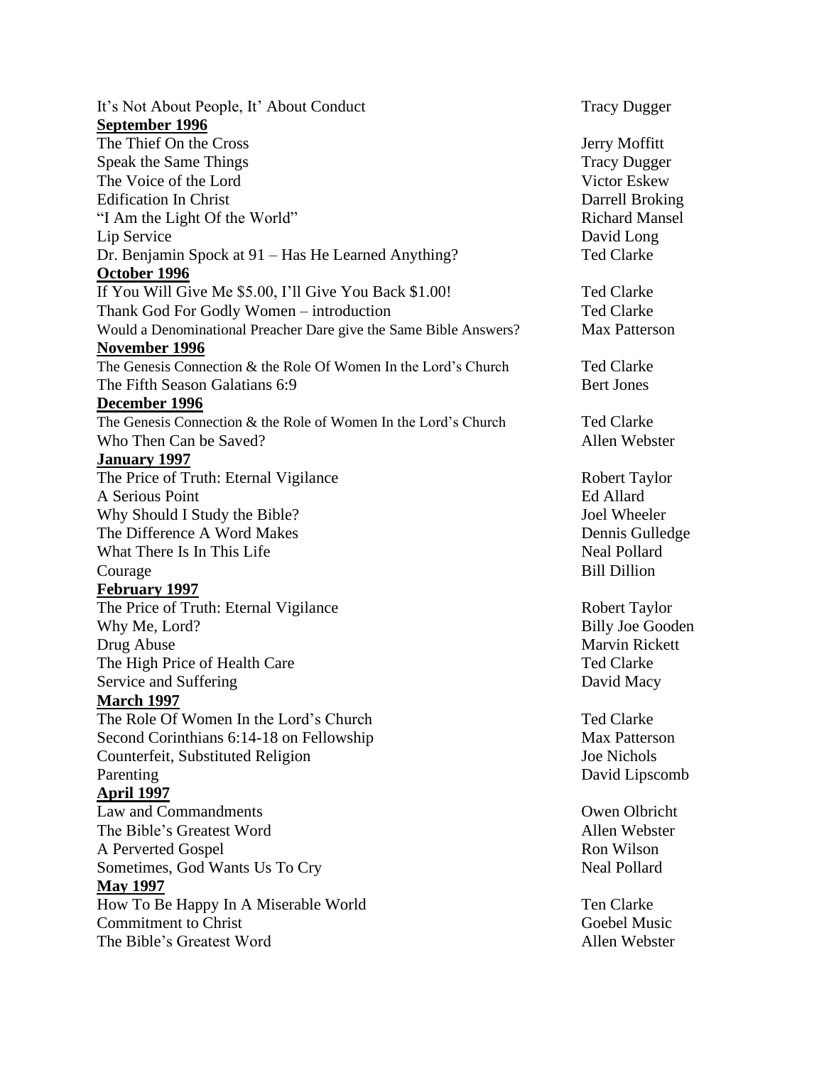It's Not About People, It' About Conduct Tracy Dugger

**September 1996**

The Thief On the Cross Jerry Moffitt
Speak the Same Things Tracy Dugger
The Voice of the Lord Victor Eskew
Edification In Christ Darrell Broking
"I Am the Light Of the World" Richard Mansel
Lip Service David Long
Dr. Benjamin Spock at 91 – Has He Learned Anything? Ted Clarke

**October 1996**

If You Will Give Me $5.00, I'll Give You Back $1.00! Ted Clarke
Thank God For Godly Women – introduction Ted Clarke
Would a Denominational Preacher Dare give the Same Bible Answers? Max Patterson

**November 1996**

The Genesis Connection & the Role Of Women In the Lord's Church Ted Clarke
The Fifth Season Galatians 6:9 Bert Jones

**December 1996**

The Genesis Connection & the Role of Women In the Lord's Church Ted Clarke
Who Then Can be Saved? Allen Webster

**January 1997**

The Price of Truth: Eternal Vigilance Robert Taylor
A Serious Point Ed Allard
Why Should I Study the Bible? Joel Wheeler
The Difference A Word Makes Dennis Gulledge
What There Is In This Life Neal Pollard
Courage Bill Dillion

**February 1997**

The Price of Truth: Eternal Vigilance Robert Taylor
Why Me, Lord? Billy Joe Gooden
Drug Abuse Marvin Rickett
The High Price of Health Care Ted Clarke
Service and Suffering David Macy

**March 1997**

The Role Of Women In the Lord's Church Ted Clarke
Second Corinthians 6:14-18 on Fellowship Max Patterson
Counterfeit, Substituted Religion Joe Nichols
Parenting David Lipscomb

**April 1997**

Law and Commandments Owen Olbricht
The Bible's Greatest Word Allen Webster
A Perverted Gospel Ron Wilson
Sometimes, God Wants Us To Cry Neal Pollard

**May 1997**

How To Be Happy In A Miserable World Ten Clarke
Commitment to Christ Goebel Music
The Bible's Greatest Word Allen Webster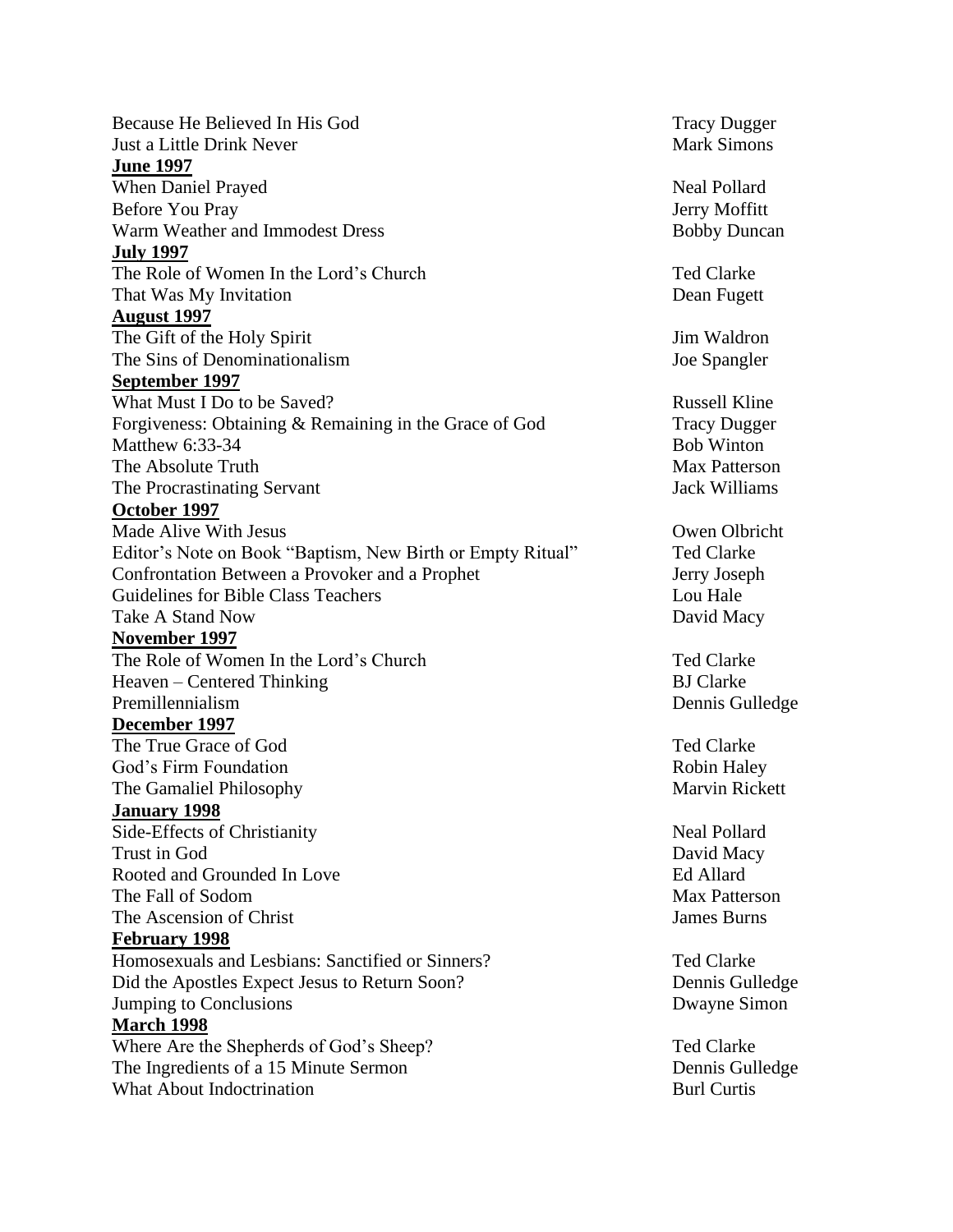Because He Believed In His God — Tracy Dugger
Just a Little Drink Never — Mark Simons

**June 1997**

When Daniel Prayed — Neal Pollard
Before You Pray — Jerry Moffitt
Warm Weather and Immodest Dress — Bobby Duncan

**July 1997**

The Role of Women In the Lord's Church — Ted Clarke
That Was My Invitation — Dean Fugett

**August 1997**

The Gift of the Holy Spirit — Jim Waldron
The Sins of Denominationalism — Joe Spangler

**September 1997**

What Must I Do to be Saved? — Russell Kline
Forgiveness: Obtaining & Remaining in the Grace of God — Tracy Dugger
Matthew 6:33-34 — Bob Winton
The Absolute Truth — Max Patterson
The Procrastinating Servant — Jack Williams

**October 1997**

Made Alive With Jesus — Owen Olbricht
Editor's Note on Book "Baptism, New Birth or Empty Ritual" — Ted Clarke
Confrontation Between a Provoker and a Prophet — Jerry Joseph
Guidelines for Bible Class Teachers — Lou Hale
Take A Stand Now — David Macy

**November 1997**

The Role of Women In the Lord's Church — Ted Clarke
Heaven – Centered Thinking — BJ Clarke
Premillennialism — Dennis Gulledge

**December 1997**

The True Grace of God — Ted Clarke
God's Firm Foundation — Robin Haley
The Gamaliel Philosophy — Marvin Rickett

**January 1998**

Side-Effects of Christianity — Neal Pollard
Trust in God — David Macy
Rooted and Grounded In Love — Ed Allard
The Fall of Sodom — Max Patterson
The Ascension of Christ — James Burns

**February 1998**

Homosexuals and Lesbians: Sanctified or Sinners? — Ted Clarke
Did the Apostles Expect Jesus to Return Soon? — Dennis Gulledge
Jumping to Conclusions — Dwayne Simon

**March 1998**

Where Are the Shepherds of God's Sheep? — Ted Clarke
The Ingredients of a 15 Minute Sermon — Dennis Gulledge
What About Indoctrination — Burl Curtis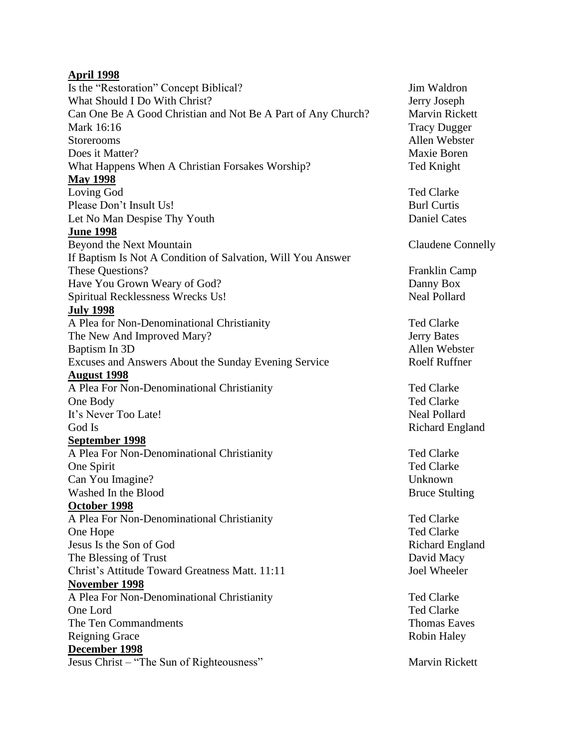**April 1998**

| | |
|---|---|
| Is the "Restoration" Concept Biblical? | Jim Waldron |
| What Should I Do With Christ? | Jerry Joseph |
| Can One Be A Good Christian and Not Be A Part of Any Church? | Marvin Rickett |
| Mark 16:16 | Tracy Dugger |
| Storerooms | Allen Webster |
| Does it Matter? | Maxie Boren |
| What Happens When A Christian Forsakes Worship? | Ted Knight |

**May 1998**

| | |
|---|---|
| Loving God | Ted Clarke |
| Please Don't Insult Us! | Burl Curtis |
| Let No Man Despise Thy Youth | Daniel Cates |

**June 1998**

| | |
|---|---|
| Beyond the Next Mountain | Claudene Connelly |
| If Baptism Is Not A Condition of Salvation, Will You Answer These Questions? | Franklin Camp |
| Have You Grown Weary of God? | Danny Box |
| Spiritual Recklessness Wrecks Us! | Neal Pollard |

**July 1998**

| | |
|---|---|
| A Plea for Non-Denominational Christianity | Ted Clarke |
| The New And Improved Mary? | Jerry Bates |
| Baptism In 3D | Allen Webster |
| Excuses and Answers About the Sunday Evening Service | Roelf Ruffner |

**August 1998**

| | |
|---|---|
| A Plea For Non-Denominational Christianity | Ted Clarke |
| One Body | Ted Clarke |
| It's Never Too Late! | Neal Pollard |
| God Is | Richard England |

**September 1998**

| | |
|---|---|
| A Plea For Non-Denominational Christianity | Ted Clarke |
| One Spirit | Ted Clarke |
| Can You Imagine? | Unknown |
| Washed In the Blood | Bruce Stulting |

**October 1998**

| | |
|---|---|
| A Plea For Non-Denominational Christianity | Ted Clarke |
| One Hope | Ted Clarke |
| Jesus Is the Son of God | Richard England |
| The Blessing of Trust | David Macy |
| Christ's Attitude Toward Greatness Matt. 11:11 | Joel Wheeler |

**November 1998**

| | |
|---|---|
| A Plea For Non-Denominational Christianity | Ted Clarke |
| One Lord | Ted Clarke |
| The Ten Commandments | Thomas Eaves |
| Reigning Grace | Robin Haley |

**December 1998**

| | |
|---|---|
| Jesus Christ – "The Sun of Righteousness" | Marvin Rickett |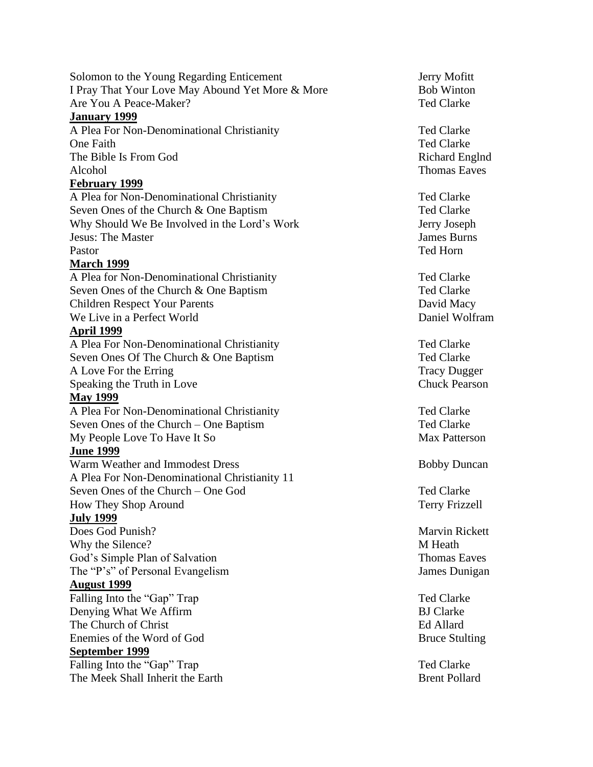| | |
|---|---|
| Solomon to the Young Regarding Enticement | Jerry Mofitt |
| I Pray That Your Love May Abound Yet More & More | Bob Winton |
| Are You A Peace-Maker? | Ted Clarke |
| **January 1999** | |
| A Plea For Non-Denominational Christianity | Ted Clarke |
| One Faith | Ted Clarke |
| The Bible Is From God | Richard Englnd |
| Alcohol | Thomas Eaves |
| **February 1999** | |
| A Plea for Non-Denominational Christianity | Ted Clarke |
| Seven Ones of the Church & One Baptism | Ted Clarke |
| Why Should We Be Involved in the Lord's Work | Jerry Joseph |
| Jesus: The Master | James Burns |
| Pastor | Ted Horn |
| **March 1999** | |
| A Plea for Non-Denominational Christianity | Ted Clarke |
| Seven Ones of the Church & One Baptism | Ted Clarke |
| Children Respect Your Parents | David Macy |
| We Live in a Perfect World | Daniel Wolfram |
| **April 1999** | |
| A Plea For Non-Denominational Christianity | Ted Clarke |
| Seven Ones Of The Church & One Baptism | Ted Clarke |
| A Love For the Erring | Tracy Dugger |
| Speaking the Truth in Love | Chuck Pearson |
| **May 1999** | |
| A Plea For Non-Denominational Christianity | Ted Clarke |
| Seven Ones of the Church – One Baptism | Ted Clarke |
| My People Love To Have It So | Max Patterson |
| **June 1999** | |
| Warm Weather and Immodest Dress | Bobby Duncan |
| A Plea For Non-Denominational Christianity 11 | |
| Seven Ones of the Church – One God | Ted Clarke |
| How They Shop Around | Terry Frizzell |
| **July 1999** | |
| Does God Punish? | Marvin Rickett |
| Why the Silence? | M Heath |
| God's Simple Plan of Salvation | Thomas Eaves |
| The "P's" of Personal Evangelism | James Dunigan |
| **August 1999** | |
| Falling Into the "Gap" Trap | Ted Clarke |
| Denying What We Affirm | BJ Clarke |
| The Church of Christ | Ed Allard |
| Enemies of the Word of God | Bruce Stulting |
| **September 1999** | |
| Falling Into the "Gap" Trap | Ted Clarke |
| The Meek Shall Inherit the Earth | Brent Pollard |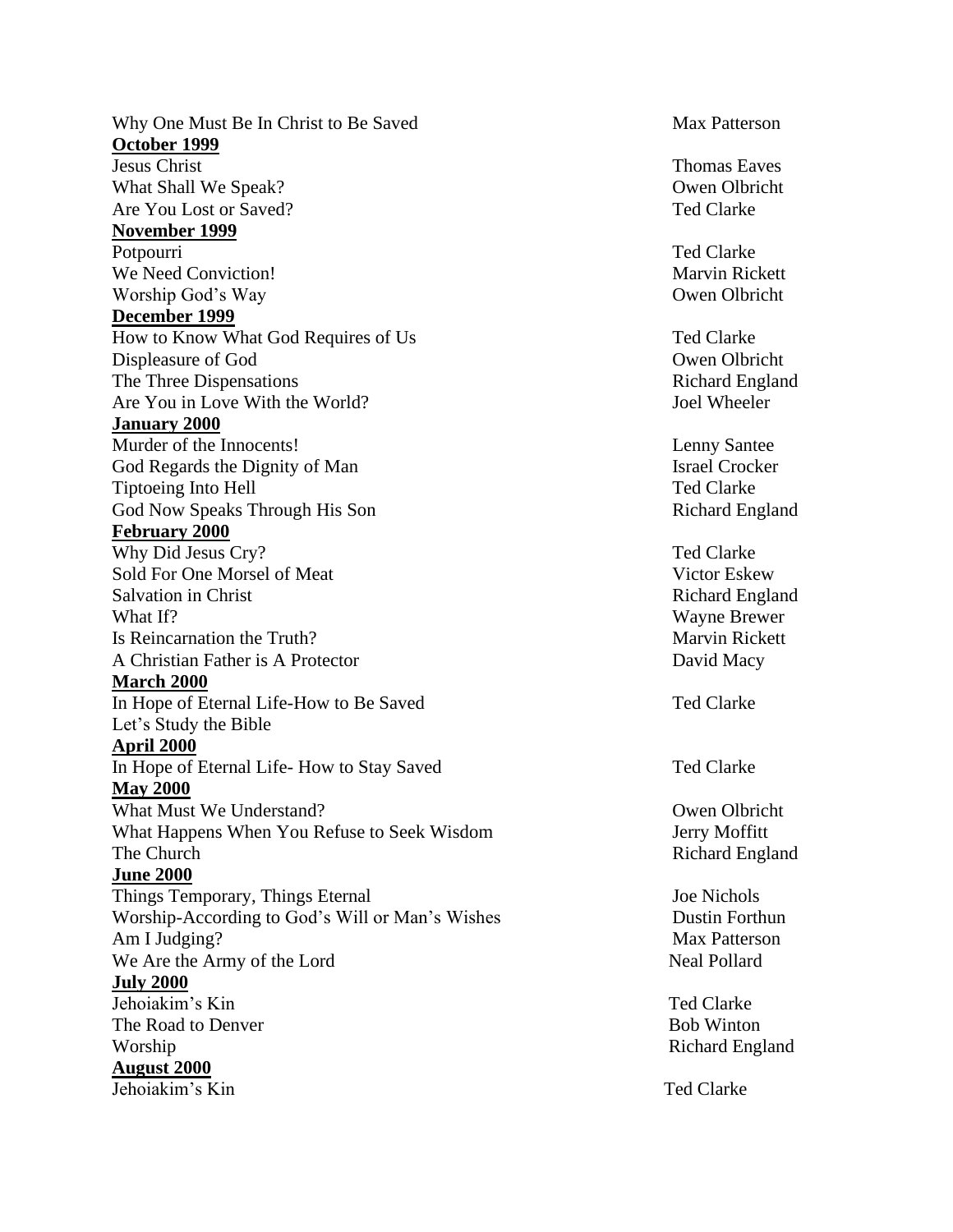Why One Must Be In Christ to Be Saved — Max Patterson

**October 1999**

Jesus Christ — Thomas Eaves
What Shall We Speak? — Owen Olbricht
Are You Lost or Saved? — Ted Clarke

**November 1999**

Potpourri — Ted Clarke
We Need Conviction! — Marvin Rickett
Worship God's Way — Owen Olbricht

**December 1999**

How to Know What God Requires of Us — Ted Clarke
Displeasure of God — Owen Olbricht
The Three Dispensations — Richard England
Are You in Love With the World? — Joel Wheeler

**January 2000**

Murder of the Innocents! — Lenny Santee
God Regards the Dignity of Man — Israel Crocker
Tiptoeing Into Hell — Ted Clarke
God Now Speaks Through His Son — Richard England

**February 2000**

Why Did Jesus Cry? — Ted Clarke
Sold For One Morsel of Meat — Victor Eskew
Salvation in Christ — Richard England
What If? — Wayne Brewer
Is Reincarnation the Truth? — Marvin Rickett
A Christian Father is A Protector — David Macy

**March 2000**

In Hope of Eternal Life-How to Be Saved — Ted Clarke
Let's Study the Bible

**April 2000**

In Hope of Eternal Life- How to Stay Saved — Ted Clarke

**May 2000**

What Must We Understand? — Owen Olbricht
What Happens When You Refuse to Seek Wisdom — Jerry Moffitt
The Church — Richard England

**June 2000**

Things Temporary, Things Eternal — Joe Nichols
Worship-According to God's Will or Man's Wishes — Dustin Forthun
Am I Judging? — Max Patterson
We Are the Army of the Lord — Neal Pollard

**July 2000**

Jehoiakim's Kin — Ted Clarke
The Road to Denver — Bob Winton
Worship — Richard England

**August 2000**

Jehoiakim's Kin — Ted Clarke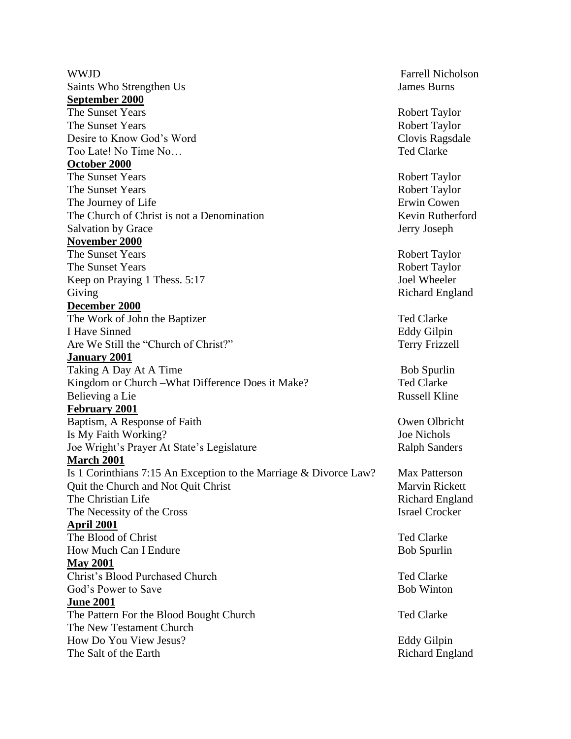| | |
|---|---|
| WWJD | Farrell Nicholson |
| Saints Who Strengthen Us | James Burns |
| **September 2000** | |
| The Sunset Years | Robert Taylor |
| The Sunset Years | Robert Taylor |
| Desire to Know God's Word | Clovis Ragsdale |
| Too Late! No Time No… | Ted Clarke |
| **October 2000** | |
| The Sunset Years | Robert Taylor |
| The Sunset Years | Robert Taylor |
| The Journey of Life | Erwin Cowen |
| The Church of Christ is not a Denomination | Kevin Rutherford |
| Salvation by Grace | Jerry Joseph |
| **November 2000** | |
| The Sunset Years | Robert Taylor |
| The Sunset Years | Robert Taylor |
| Keep on Praying 1 Thess. 5:17 | Joel Wheeler |
| Giving | Richard England |
| **December 2000** | |
| The Work of John the Baptizer | Ted Clarke |
| I Have Sinned | Eddy Gilpin |
| Are We Still the "Church of Christ?" | Terry Frizzell |
| **January 2001** | |
| Taking A Day At A Time | Bob Spurlin |
| Kingdom or Church –What Difference Does it Make? | Ted Clarke |
| Believing a Lie | Russell Kline |
| **February 2001** | |
| Baptism, A Response of Faith | Owen Olbricht |
| Is My Faith Working? | Joe Nichols |
| Joe Wright's Prayer At State's Legislature | Ralph Sanders |
| **March 2001** | |
| Is 1 Corinthians 7:15 An Exception to the Marriage & Divorce Law? | Max Patterson |
| Quit the Church and Not Quit Christ | Marvin Rickett |
| The Christian Life | Richard England |
| The Necessity of the Cross | Israel Crocker |
| **April 2001** | |
| The Blood of Christ | Ted Clarke |
| How Much Can I Endure | Bob Spurlin |
| **May 2001** | |
| Christ's Blood Purchased Church | Ted Clarke |
| God's Power to Save | Bob Winton |
| **June 2001** | |
| The Pattern For the Blood Bought Church | Ted Clarke |
| The New Testament Church | |
| How Do You View Jesus? | Eddy Gilpin |
| The Salt of the Earth | Richard England |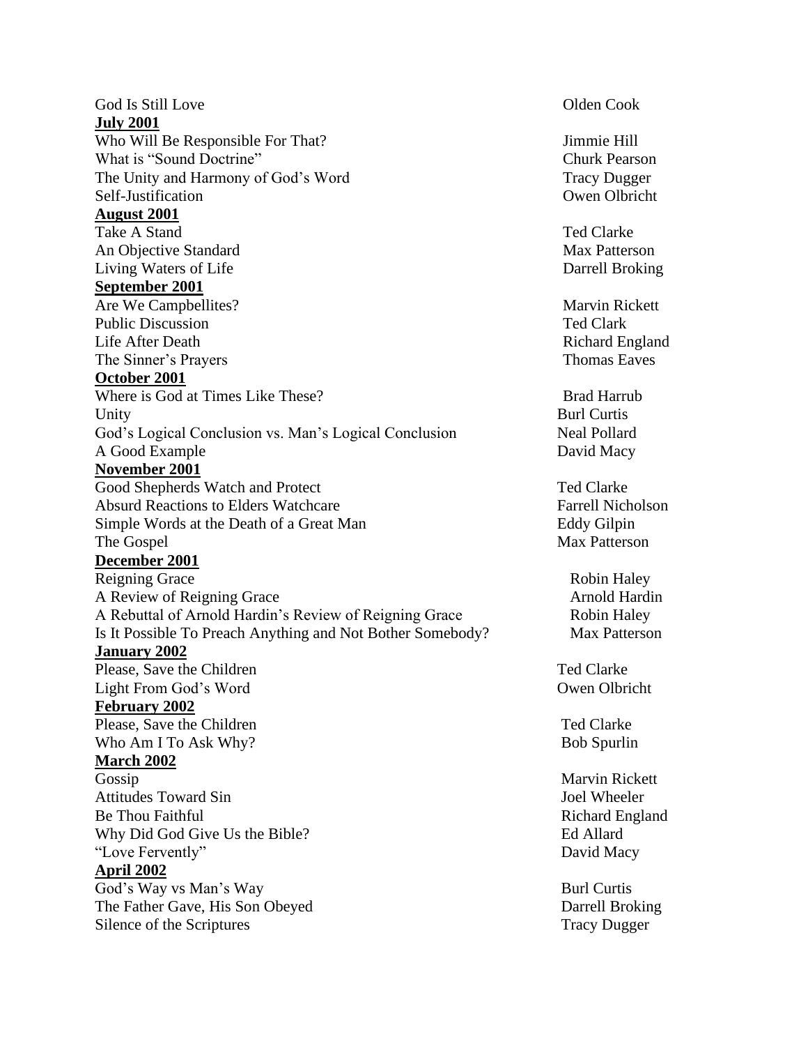God Is Still Love — Olden Cook

**July 2001**

| | |
|---|---|
| Who Will Be Responsible For That? | Jimmie Hill |
| What is "Sound Doctrine" | Churk Pearson |
| The Unity and Harmony of God's Word | Tracy Dugger |
| Self-Justification | Owen Olbricht |

**August 2001**

| | |
|---|---|
| Take A Stand | Ted Clarke |
| An Objective Standard | Max Patterson |
| Living Waters of Life | Darrell Broking |

**September 2001**

| | |
|---|---|
| Are We Campbellites? | Marvin Rickett |
| Public Discussion | Ted Clark |
| Life After Death | Richard England |
| The Sinner's Prayers | Thomas Eaves |

**October 2001**

| | |
|---|---|
| Where is God at Times Like These? | Brad Harrub |
| Unity | Burl Curtis |
| God's Logical Conclusion vs. Man's Logical Conclusion | Neal Pollard |
| A Good Example | David Macy |

**November 2001**

| | |
|---|---|
| Good Shepherds Watch and Protect | Ted Clarke |
| Absurd Reactions to Elders Watchcare | Farrell Nicholson |
| Simple Words at the Death of a Great Man | Eddy Gilpin |
| The Gospel | Max Patterson |

**December 2001**

| | |
|---|---|
| Reigning Grace | Robin Haley |
| A Review of Reigning Grace | Arnold Hardin |
| A Rebuttal of Arnold Hardin's Review of Reigning Grace | Robin Haley |
| Is It Possible To Preach Anything and Not Bother Somebody? | Max Patterson |

**January 2002**

| | |
|---|---|
| Please, Save the Children | Ted Clarke |
| Light From God's Word | Owen Olbricht |

**February 2002**

| | |
|---|---|
| Please, Save the Children | Ted Clarke |
| Who Am I To Ask Why? | Bob Spurlin |

**March 2002**

| | |
|---|---|
| Gossip | Marvin Rickett |
| Attitudes Toward Sin | Joel Wheeler |
| Be Thou Faithful | Richard England |
| Why Did God Give Us the Bible? | Ed Allard |
| "Love Fervently" | David Macy |

**April 2002**

| | |
|---|---|
| God's Way vs Man's Way | Burl Curtis |
| The Father Gave, His Son Obeyed | Darrell Broking |
| Silence of the Scriptures | Tracy Dugger |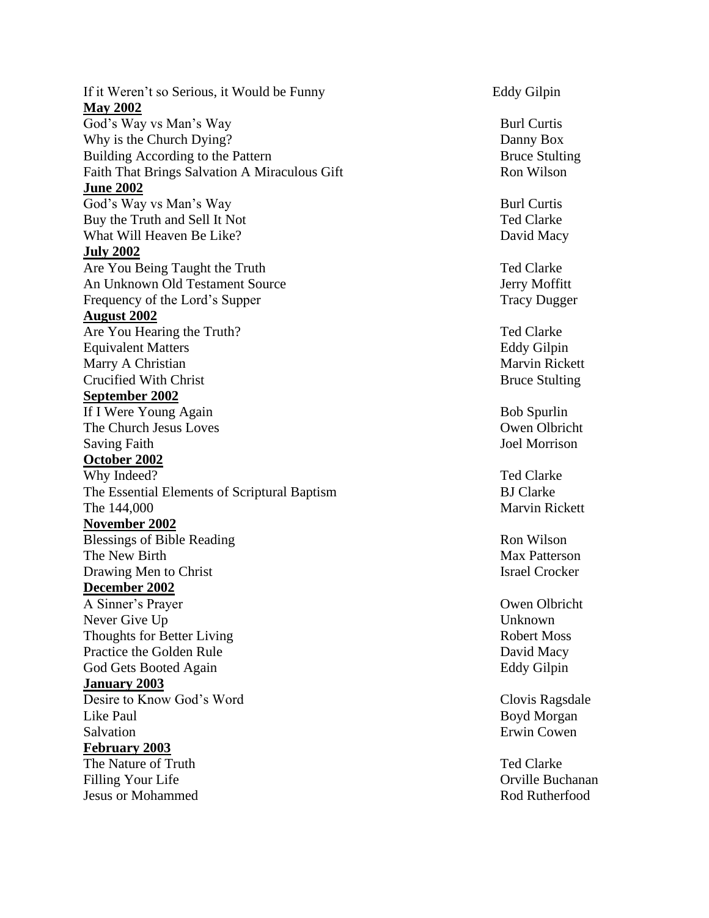If it Weren't so Serious, it Would be Funny — Eddy Gilpin

**May 2002**

| Title | Author |
|---|---|
| God's Way vs Man's Way | Burl Curtis |
| Why is the Church Dying? | Danny Box |
| Building According to the Pattern | Bruce Stulting |
| Faith That Brings Salvation A Miraculous Gift | Ron Wilson |

**June 2002**

| Title | Author |
|---|---|
| God's Way vs Man's Way | Burl Curtis |
| Buy the Truth and Sell It Not | Ted Clarke |
| What Will Heaven Be Like? | David Macy |

**July 2002**

| Title | Author |
|---|---|
| Are You Being Taught the Truth | Ted Clarke |
| An Unknown Old Testament Source | Jerry Moffitt |
| Frequency of the Lord's Supper | Tracy Dugger |

**August 2002**

| Title | Author |
|---|---|
| Are You Hearing the Truth? | Ted Clarke |
| Equivalent Matters | Eddy Gilpin |
| Marry A Christian | Marvin Rickett |
| Crucified With Christ | Bruce Stulting |

**September 2002**

| Title | Author |
|---|---|
| If I Were Young Again | Bob Spurlin |
| The Church Jesus Loves | Owen Olbricht |
| Saving Faith | Joel Morrison |

**October 2002**

| Title | Author |
|---|---|
| Why Indeed? | Ted Clarke |
| The Essential Elements of Scriptural Baptism | BJ Clarke |
| The 144,000 | Marvin Rickett |

**November 2002**

| Title | Author |
|---|---|
| Blessings of Bible Reading | Ron Wilson |
| The New Birth | Max Patterson |
| Drawing Men to Christ | Israel Crocker |

**December 2002**

| Title | Author |
|---|---|
| A Sinner's Prayer | Owen Olbricht |
| Never Give Up | Unknown |
| Thoughts for Better Living | Robert Moss |
| Practice the Golden Rule | David Macy |
| God Gets Booted Again | Eddy Gilpin |

**January 2003**

| Title | Author |
|---|---|
| Desire to Know God's Word | Clovis Ragsdale |
| Like Paul | Boyd Morgan |
| Salvation | Erwin Cowen |

**February 2003**

| Title | Author |
|---|---|
| The Nature of Truth | Ted Clarke |
| Filling Your Life | Orville Buchanan |
| Jesus or Mohammed | Rod Rutherfood |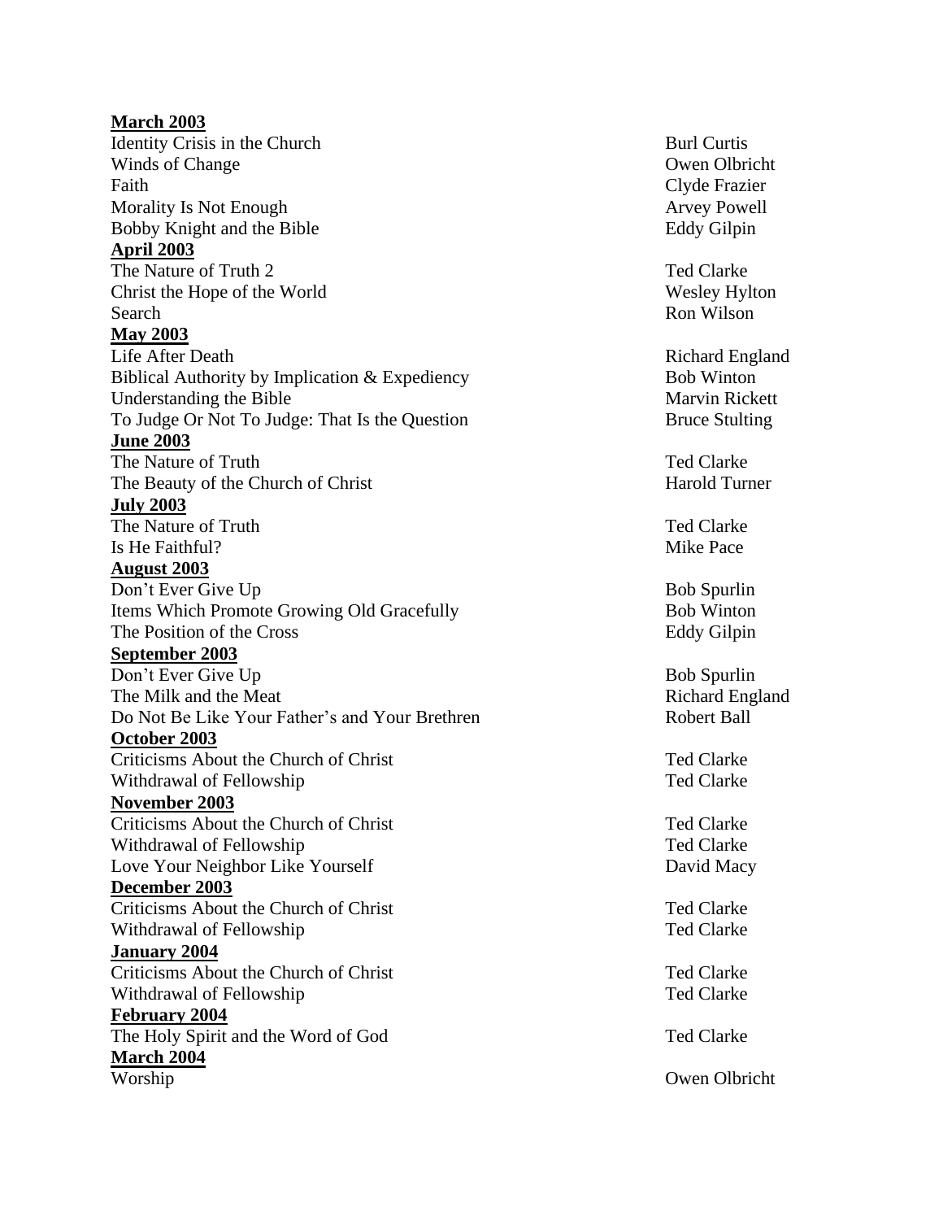**March 2003**

Identity Crisis in the Church — Burl Curtis
Winds of Change — Owen Olbricht
Faith — Clyde Frazier
Morality Is Not Enough — Arvey Powell
Bobby Knight and the Bible — Eddy Gilpin

**April 2003**

The Nature of Truth 2 — Ted Clarke
Christ the Hope of the World — Wesley Hylton
Search — Ron Wilson

**May 2003**

Life After Death — Richard England
Biblical Authority by Implication & Expediency — Bob Winton
Understanding the Bible — Marvin Rickett
To Judge Or Not To Judge: That Is the Question — Bruce Stulting

**June 2003**

The Nature of Truth — Ted Clarke
The Beauty of the Church of Christ — Harold Turner

**July 2003**

The Nature of Truth — Ted Clarke
Is He Faithful? — Mike Pace

**August 2003**

Don't Ever Give Up — Bob Spurlin
Items Which Promote Growing Old Gracefully — Bob Winton
The Position of the Cross — Eddy Gilpin

**September 2003**

Don't Ever Give Up — Bob Spurlin
The Milk and the Meat — Richard England
Do Not Be Like Your Father's and Your Brethren — Robert Ball

**October 2003**

Criticisms About the Church of Christ — Ted Clarke
Withdrawal of Fellowship — Ted Clarke

**November 2003**

Criticisms About the Church of Christ — Ted Clarke
Withdrawal of Fellowship — Ted Clarke
Love Your Neighbor Like Yourself — David Macy

**December 2003**

Criticisms About the Church of Christ — Ted Clarke
Withdrawal of Fellowship — Ted Clarke

**January 2004**

Criticisms About the Church of Christ — Ted Clarke
Withdrawal of Fellowship — Ted Clarke

**February 2004**

The Holy Spirit and the Word of God — Ted Clarke

**March 2004**

Worship — Owen Olbricht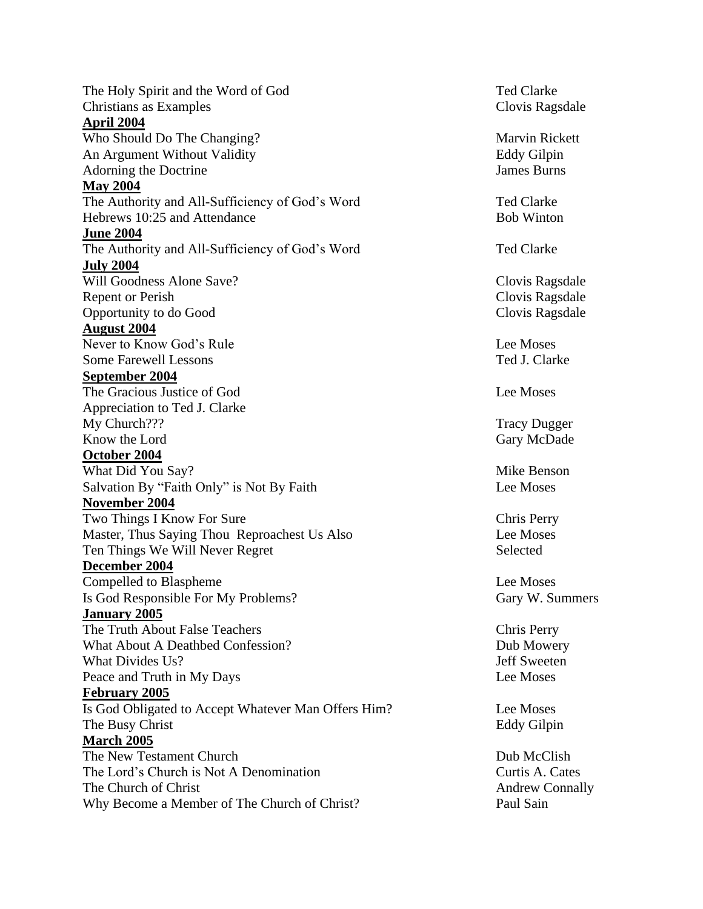The Holy Spirit and the Word of God — Ted Clarke
Christians as Examples — Clovis Ragsdale

**April 2004**

Who Should Do The Changing? — Marvin Rickett
An Argument Without Validity — Eddy Gilpin
Adorning the Doctrine — James Burns

**May 2004**

The Authority and All-Sufficiency of God's Word — Ted Clarke
Hebrews 10:25 and Attendance — Bob Winton

**June 2004**

The Authority and All-Sufficiency of God's Word — Ted Clarke

**July 2004**

Will Goodness Alone Save? — Clovis Ragsdale
Repent or Perish — Clovis Ragsdale
Opportunity to do Good — Clovis Ragsdale

**August 2004**

Never to Know God's Rule — Lee Moses
Some Farewell Lessons — Ted J. Clarke

**September 2004**

The Gracious Justice of God — Lee Moses
Appreciation to Ted J. Clarke
My Church??? — Tracy Dugger
Know the Lord — Gary McDade

**October 2004**

What Did You Say? — Mike Benson
Salvation By "Faith Only" is Not By Faith — Lee Moses

**November 2004**

Two Things I Know For Sure — Chris Perry
Master, Thus Saying Thou Reproachest Us Also — Lee Moses
Ten Things We Will Never Regret — Selected

**December 2004**

Compelled to Blaspheme — Lee Moses
Is God Responsible For My Problems? — Gary W. Summers

**January 2005**

The Truth About False Teachers — Chris Perry
What About A Deathbed Confession? — Dub Mowery
What Divides Us? — Jeff Sweeten
Peace and Truth in My Days — Lee Moses

**February 2005**

Is God Obligated to Accept Whatever Man Offers Him? — Lee Moses
The Busy Christ — Eddy Gilpin

**March 2005**

The New Testament Church — Dub McClish
The Lord's Church is Not A Denomination — Curtis A. Cates
The Church of Christ — Andrew Connally
Why Become a Member of The Church of Christ? — Paul Sain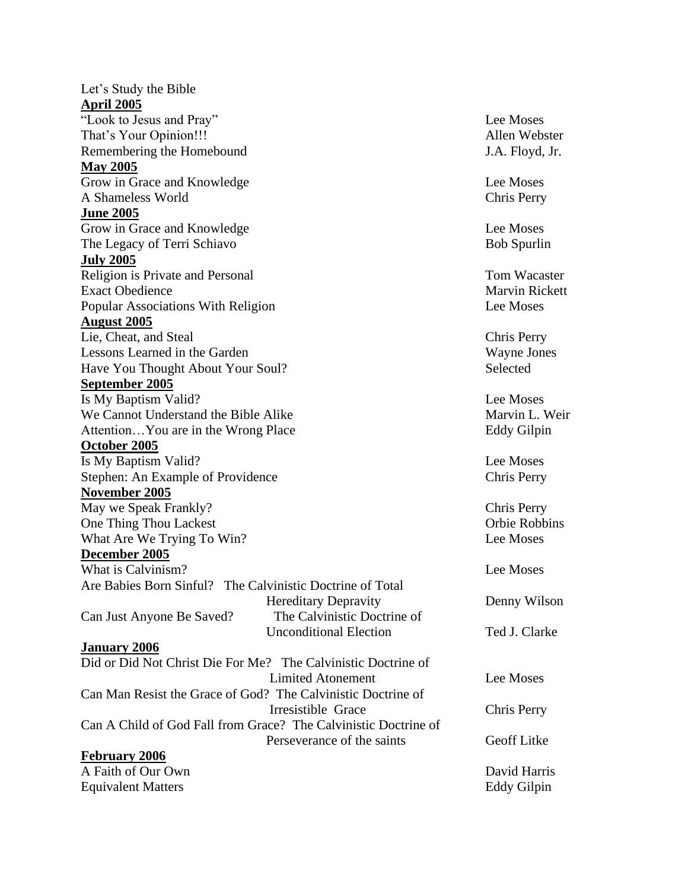Let's Study the Bible

**April 2005**

| | |
|---|---|
| "Look to Jesus and Pray" | Lee Moses |
| That's Your Opinion!!! | Allen Webster |
| Remembering the Homebound | J.A. Floyd, Jr. |

**May 2005**

| | |
|---|---|
| Grow in Grace and Knowledge | Lee Moses |
| A Shameless World | Chris Perry |

**June 2005**

| | |
|---|---|
| Grow in Grace and Knowledge | Lee Moses |
| The Legacy of Terri Schiavo | Bob Spurlin |

**July 2005**

| | |
|---|---|
| Religion is Private and Personal | Tom Wacaster |
| Exact Obedience | Marvin Rickett |
| Popular Associations With Religion | Lee Moses |

**August 2005**

| | |
|---|---|
| Lie, Cheat, and Steal | Chris Perry |
| Lessons Learned in the Garden | Wayne Jones |
| Have You Thought About Your Soul? | Selected |

**September 2005**

| | |
|---|---|
| Is My Baptism Valid? | Lee Moses |
| We Cannot Understand the Bible Alike | Marvin L. Weir |
| Attention…You are in the Wrong Place | Eddy Gilpin |

**October 2005**

| | |
|---|---|
| Is My Baptism Valid? | Lee Moses |
| Stephen: An Example of Providence | Chris Perry |

**November 2005**

| | |
|---|---|
| May we Speak Frankly? | Chris Perry |
| One Thing Thou Lackest | Orbie Robbins |
| What Are We Trying To Win? | Lee Moses |

**December 2005**

| | |
|---|---|
| What is Calvinism? | Lee Moses |
| Are Babies Born Sinful? The Calvinistic Doctrine of Total Hereditary Depravity | Denny Wilson |
| Can Just Anyone Be Saved? The Calvinistic Doctrine of Unconditional Election | Ted J. Clarke |

**January 2006**

| | |
|---|---|
| Did or Did Not Christ Die For Me? The Calvinistic Doctrine of Limited Atonement | Lee Moses |
| Can Man Resist the Grace of God? The Calvinistic Doctrine of Irresistible Grace | Chris Perry |
| Can A Child of God Fall from Grace? The Calvinistic Doctrine of Perseverance of the saints | Geoff Litke |

**February 2006**

| | |
|---|---|
| A Faith of Our Own | David Harris |
| Equivalent Matters | Eddy Gilpin |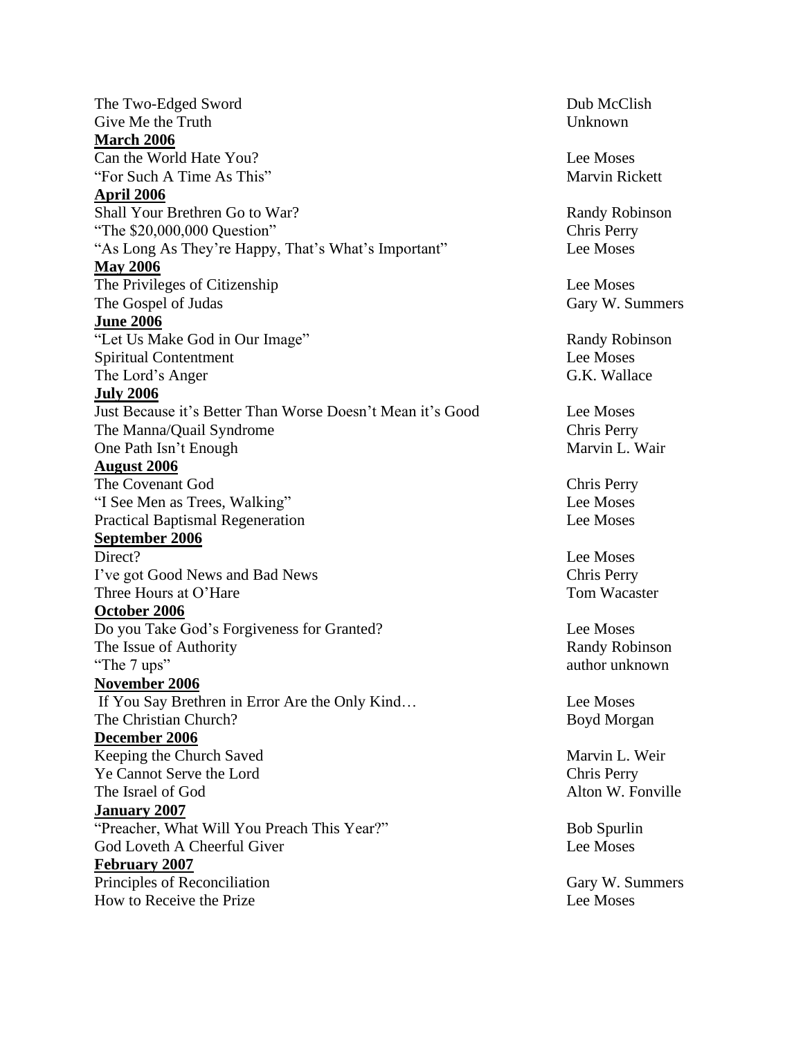The Two-Edged Sword — Dub McClish
Give Me the Truth — Unknown

**March 2006**

Can the World Hate You? — Lee Moses
"For Such A Time As This" — Marvin Rickett

**April 2006**

Shall Your Brethren Go to War? — Randy Robinson
"The $20,000,000 Question" — Chris Perry
"As Long As They're Happy, That's What's Important" — Lee Moses

**May 2006**

The Privileges of Citizenship — Lee Moses
The Gospel of Judas — Gary W. Summers

**June 2006**

"Let Us Make God in Our Image" — Randy Robinson
Spiritual Contentment — Lee Moses
The Lord's Anger — G.K. Wallace

**July 2006**

Just Because it's Better Than Worse Doesn't Mean it's Good — Lee Moses
The Manna/Quail Syndrome — Chris Perry
One Path Isn't Enough — Marvin L. Wair

**August 2006**

The Covenant God — Chris Perry
"I See Men as Trees, Walking" — Lee Moses
Practical Baptismal Regeneration — Lee Moses

**September 2006**

Direct? — Lee Moses
I've got Good News and Bad News — Chris Perry
Three Hours at O'Hare — Tom Wacaster

**October 2006**

Do you Take God's Forgiveness for Granted? — Lee Moses
The Issue of Authority — Randy Robinson
"The 7 ups" — author unknown

**November 2006**

If You Say Brethren in Error Are the Only Kind… — Lee Moses
The Christian Church? — Boyd Morgan

**December 2006**

Keeping the Church Saved — Marvin L. Weir
Ye Cannot Serve the Lord — Chris Perry
The Israel of God — Alton W. Fonville

**January 2007**

"Preacher, What Will You Preach This Year?" — Bob Spurlin
God Loveth A Cheerful Giver — Lee Moses

**February 2007**

Principles of Reconciliation — Gary W. Summers
How to Receive the Prize — Lee Moses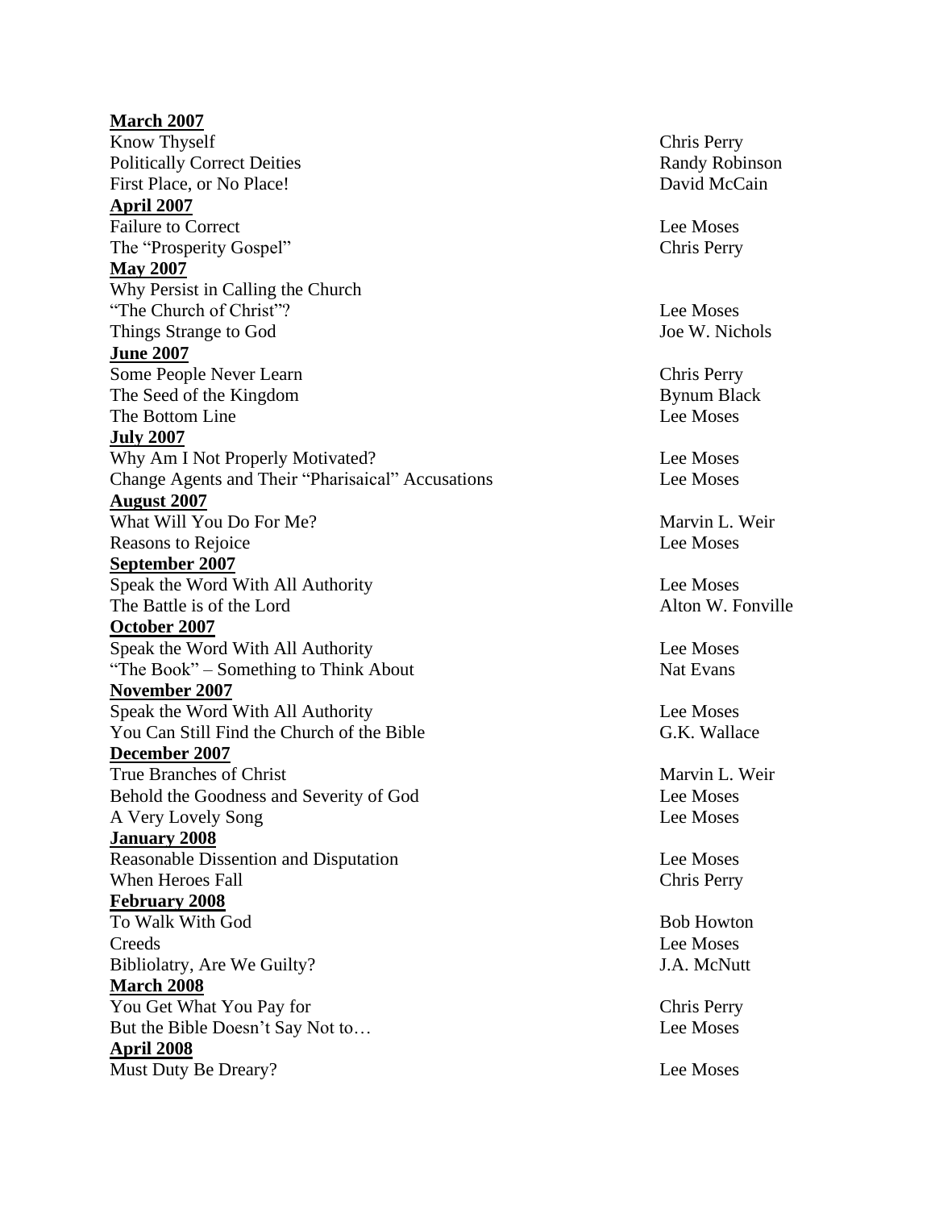**March 2007**

| | |
|---|---|
| Know Thyself | Chris Perry |
| Politically Correct Deities | Randy Robinson |
| First Place, or No Place! | David McCain |

**April 2007**

| | |
|---|---|
| Failure to Correct | Lee Moses |
| The "Prosperity Gospel" | Chris Perry |

**May 2007**

| | |
|---|---|
| Why Persist in Calling the Church "The Church of Christ"? | Lee Moses |
| Things Strange to God | Joe W. Nichols |

**June 2007**

| | |
|---|---|
| Some People Never Learn | Chris Perry |
| The Seed of the Kingdom | Bynum Black |
| The Bottom Line | Lee Moses |

**July 2007**

| | |
|---|---|
| Why Am I Not Properly Motivated? | Lee Moses |
| Change Agents and Their "Pharisaical" Accusations | Lee Moses |

**August 2007**

| | |
|---|---|
| What Will You Do For Me? | Marvin L. Weir |
| Reasons to Rejoice | Lee Moses |

**September 2007**

| | |
|---|---|
| Speak the Word With All Authority | Lee Moses |
| The Battle is of the Lord | Alton W. Fonville |

**October 2007**

| | |
|---|---|
| Speak the Word With All Authority | Lee Moses |
| "The Book" – Something to Think About | Nat Evans |

**November 2007**

| | |
|---|---|
| Speak the Word With All Authority | Lee Moses |
| You Can Still Find the Church of the Bible | G.K. Wallace |

**December 2007**

| | |
|---|---|
| True Branches of Christ | Marvin L. Weir |
| Behold the Goodness and Severity of God | Lee Moses |
| A Very Lovely Song | Lee Moses |

**January 2008**

| | |
|---|---|
| Reasonable Dissention and Disputation | Lee Moses |
| When Heroes Fall | Chris Perry |

**February 2008**

| | |
|---|---|
| To Walk With God | Bob Howton |
| Creeds | Lee Moses |
| Bibliolatry, Are We Guilty? | J.A. McNutt |

**March 2008**

| | |
|---|---|
| You Get What You Pay for | Chris Perry |
| But the Bible Doesn't Say Not to… | Lee Moses |

**April 2008**

| | |
|---|---|
| Must Duty Be Dreary? | Lee Moses |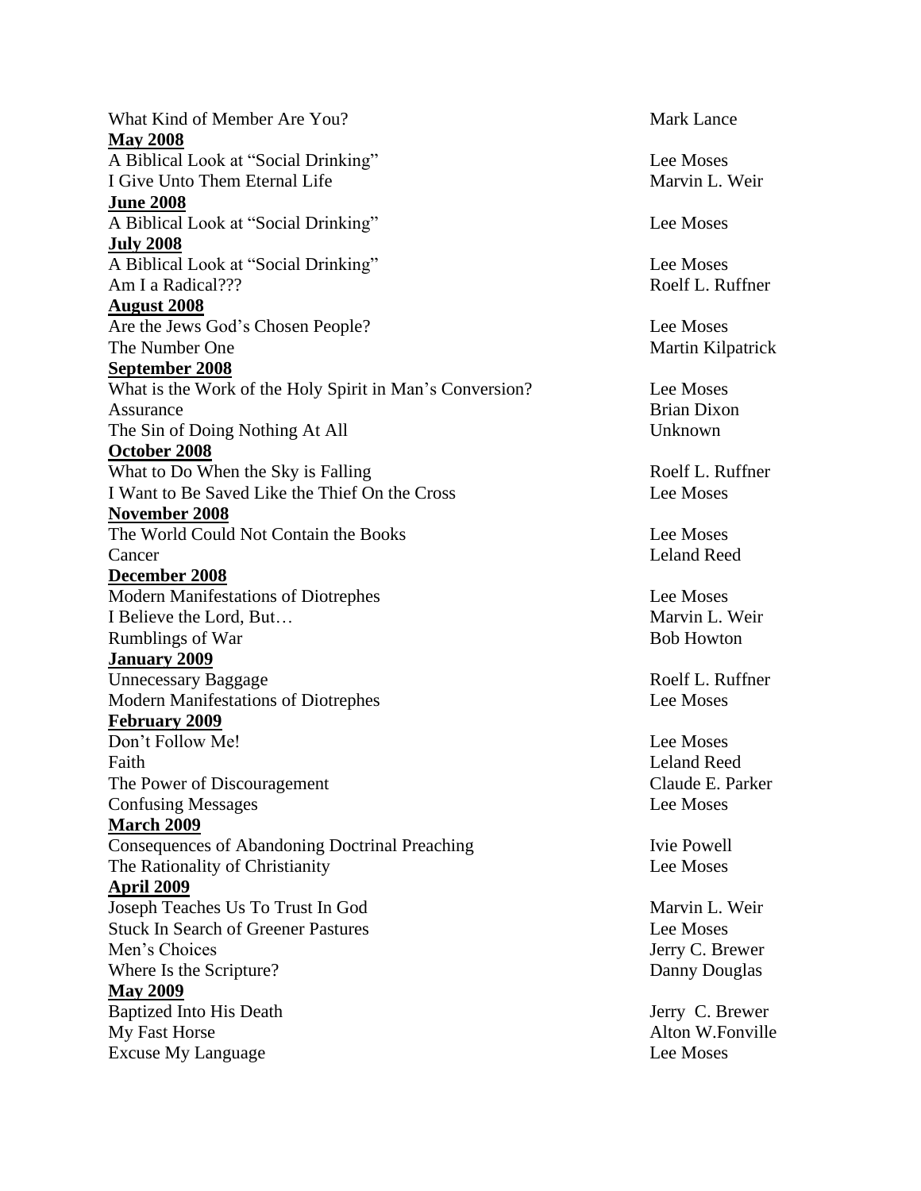What Kind of Member Are You? Mark Lance

**May 2008**

A Biblical Look at "Social Drinking" Lee Moses
I Give Unto Them Eternal Life Marvin L. Weir

**June 2008**

A Biblical Look at "Social Drinking" Lee Moses

**July 2008**

A Biblical Look at "Social Drinking" Lee Moses
Am I a Radical??? Roelf L. Ruffner

**August 2008**

Are the Jews God's Chosen People? Lee Moses
The Number One Martin Kilpatrick

**September 2008**

What is the Work of the Holy Spirit in Man's Conversion? Lee Moses
Assurance Brian Dixon
The Sin of Doing Nothing At All Unknown

**October 2008**

What to Do When the Sky is Falling Roelf L. Ruffner
I Want to Be Saved Like the Thief On the Cross Lee Moses

**November 2008**

The World Could Not Contain the Books Lee Moses
Cancer Leland Reed

**December 2008**

Modern Manifestations of Diotrephes Lee Moses
I Believe the Lord, But… Marvin L. Weir
Rumblings of War Bob Howton

**January 2009**

Unnecessary Baggage Roelf L. Ruffner
Modern Manifestations of Diotrephes Lee Moses

**February 2009**

Don't Follow Me! Lee Moses
Faith Leland Reed
The Power of Discouragement Claude E. Parker
Confusing Messages Lee Moses

**March 2009**

Consequences of Abandoning Doctrinal Preaching Ivie Powell
The Rationality of Christianity Lee Moses

**April 2009**

Joseph Teaches Us To Trust In God Marvin L. Weir
Stuck In Search of Greener Pastures Lee Moses
Men's Choices Jerry C. Brewer
Where Is the Scripture? Danny Douglas

**May 2009**

Baptized Into His Death Jerry C. Brewer
My Fast Horse Alton W.Fonville
Excuse My Language Lee Moses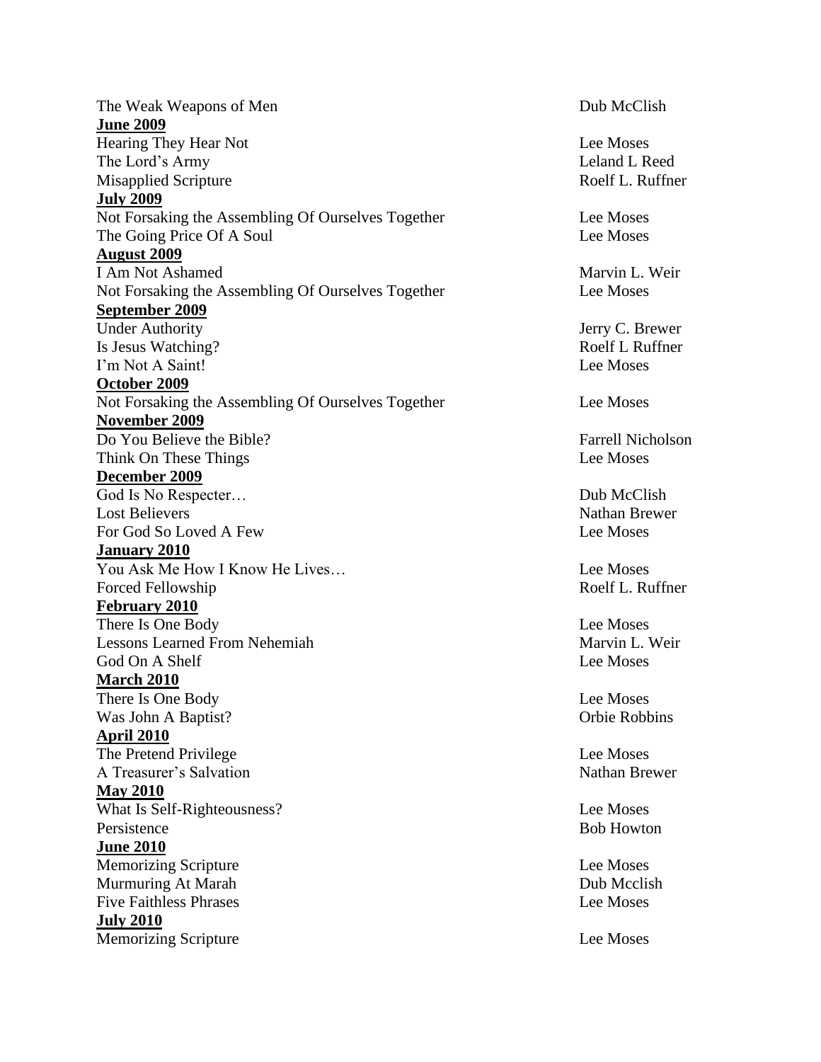The Weak Weapons of Men — Dub McClish

**June 2009**

Hearing They Hear Not — Lee Moses
The Lord's Army — Leland L Reed
Misapplied Scripture — Roelf L. Ruffner

**July 2009**

Not Forsaking the Assembling Of Ourselves Together — Lee Moses
The Going Price Of A Soul — Lee Moses

**August 2009**

I Am Not Ashamed — Marvin L. Weir
Not Forsaking the Assembling Of Ourselves Together — Lee Moses

**September 2009**

Under Authority — Jerry C. Brewer
Is Jesus Watching? — Roelf L Ruffner
I'm Not A Saint! — Lee Moses

**October 2009**

Not Forsaking the Assembling Of Ourselves Together — Lee Moses

**November 2009**

Do You Believe the Bible? — Farrell Nicholson
Think On These Things — Lee Moses

**December 2009**

God Is No Respecter… — Dub McClish
Lost Believers — Nathan Brewer
For God So Loved A Few — Lee Moses

**January 2010**

You Ask Me How I Know He Lives… — Lee Moses
Forced Fellowship — Roelf L. Ruffner

**February 2010**

There Is One Body — Lee Moses
Lessons Learned From Nehemiah — Marvin L. Weir
God On A Shelf — Lee Moses

**March 2010**

There Is One Body — Lee Moses
Was John A Baptist? — Orbie Robbins

**April 2010**

The Pretend Privilege — Lee Moses
A Treasurer's Salvation — Nathan Brewer

**May 2010**

What Is Self-Righteousness? — Lee Moses
Persistence — Bob Howton

**June 2010**

Memorizing Scripture — Lee Moses
Murmuring At Marah — Dub Mcclish
Five Faithless Phrases — Lee Moses

**July 2010**

Memorizing Scripture — Lee Moses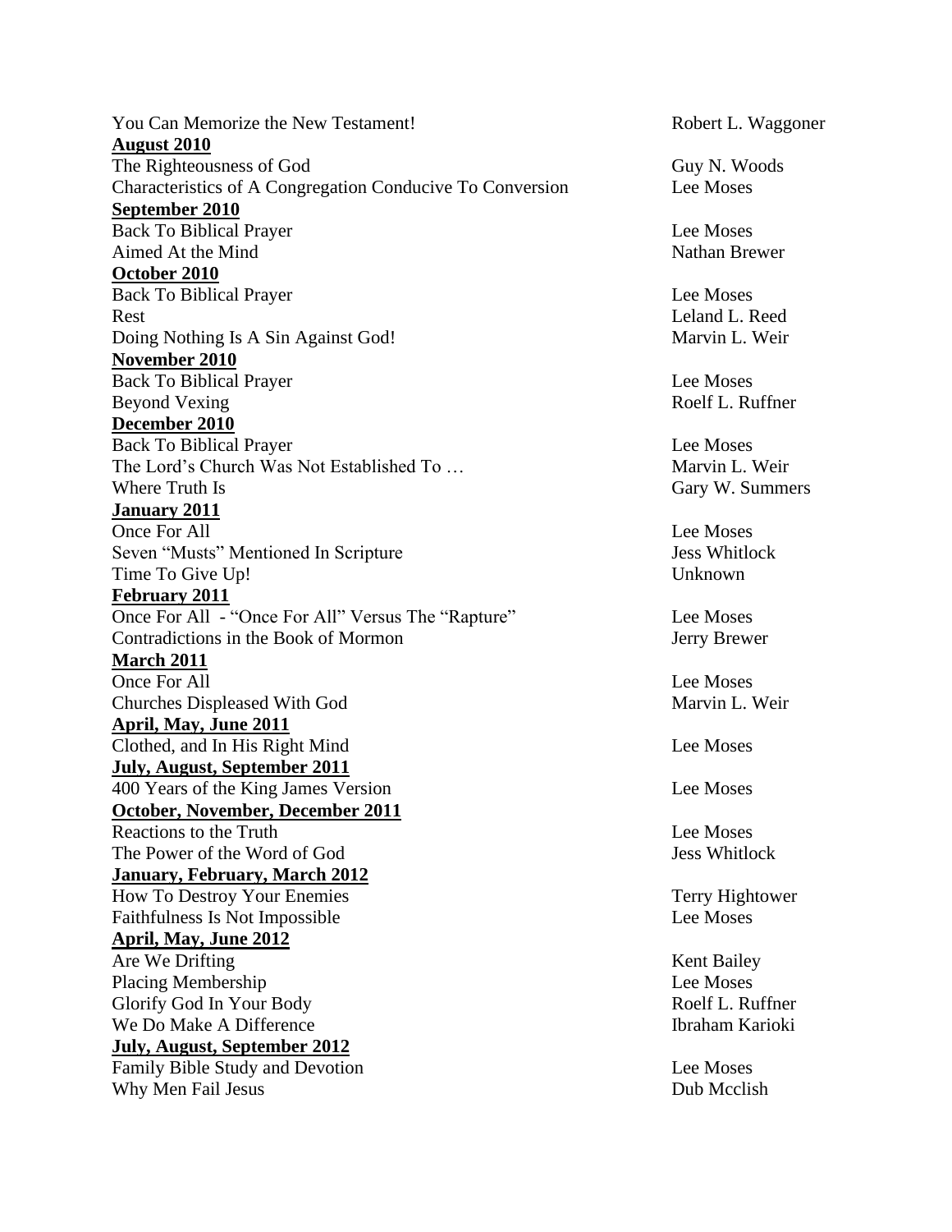| | |
|---|---|
| You Can Memorize the New Testament! | Robert L. Waggoner |
| **August 2010** | |
| The Righteousness of God | Guy N. Woods |
| Characteristics of A Congregation Conducive To Conversion | Lee Moses |
| **September 2010** | |
| Back To Biblical Prayer | Lee Moses |
| Aimed At the Mind | Nathan Brewer |
| **October 2010** | |
| Back To Biblical Prayer | Lee Moses |
| Rest | Leland L. Reed |
| Doing Nothing Is A Sin Against God! | Marvin L. Weir |
| **November 2010** | |
| Back To Biblical Prayer | Lee Moses |
| Beyond Vexing | Roelf L. Ruffner |
| **December 2010** | |
| Back To Biblical Prayer | Lee Moses |
| The Lord's Church Was Not Established To … | Marvin L. Weir |
| Where Truth Is | Gary W. Summers |
| **January 2011** | |
| Once For All | Lee Moses |
| Seven "Musts" Mentioned In Scripture | Jess Whitlock |
| Time To Give Up! | Unknown |
| **February 2011** | |
| Once For All - "Once For All" Versus The "Rapture" | Lee Moses |
| Contradictions in the Book of Mormon | Jerry Brewer |
| **March 2011** | |
| Once For All | Lee Moses |
| Churches Displeased With God | Marvin L. Weir |
| **April, May, June 2011** | |
| Clothed, and In His Right Mind | Lee Moses |
| **July, August, September 2011** | |
| 400 Years of the King James Version | Lee Moses |
| **October, November, December 2011** | |
| Reactions to the Truth | Lee Moses |
| The Power of the Word of God | Jess Whitlock |
| **January, February, March 2012** | |
| How To Destroy Your Enemies | Terry Hightower |
| Faithfulness Is Not Impossible | Lee Moses |
| **April, May, June 2012** | |
| Are We Drifting | Kent Bailey |
| Placing Membership | Lee Moses |
| Glorify God In Your Body | Roelf L. Ruffner |
| We Do Make A Difference | Ibraham Karioki |
| **July, August, September 2012** | |
| Family Bible Study and Devotion | Lee Moses |
| Why Men Fail Jesus | Dub Mcclish |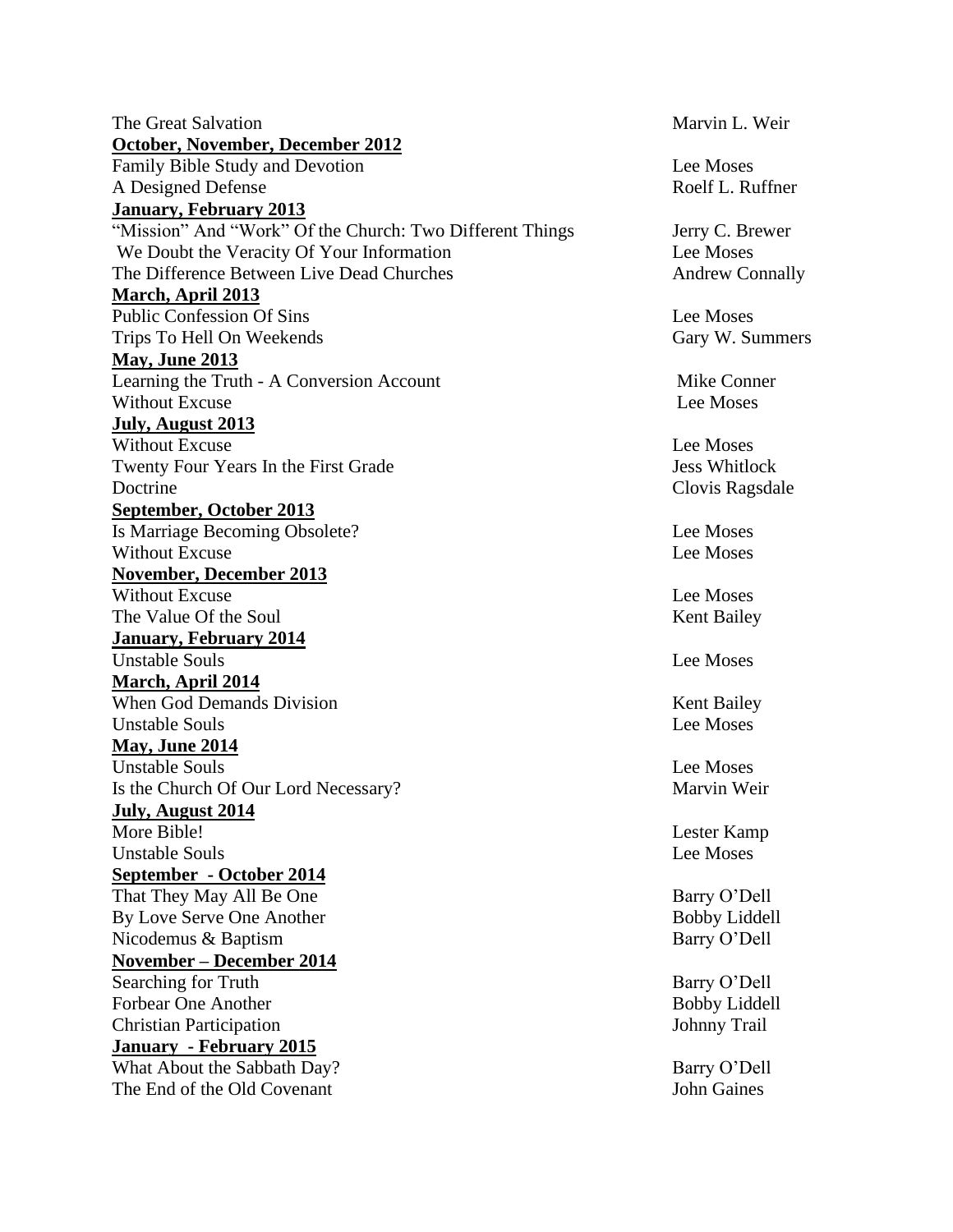| | |
|---|---|
| The Great Salvation | Marvin L. Weir |
| **October, November, December 2012** | |
| Family Bible Study and Devotion | Lee Moses |
| A Designed Defense | Roelf L. Ruffner |
| **January, February 2013** | |
| "Mission" And "Work" Of the Church: Two Different Things | Jerry C. Brewer |
| We Doubt the Veracity Of Your Information | Lee Moses |
| The Difference Between Live Dead Churches | Andrew Connally |
| **March, April 2013** | |
| Public Confession Of Sins | Lee Moses |
| Trips To Hell On Weekends | Gary W. Summers |
| **May, June 2013** | |
| Learning the Truth - A Conversion Account | Mike Conner |
| Without Excuse | Lee Moses |
| **July, August 2013** | |
| Without Excuse | Lee Moses |
| Twenty Four Years In the First Grade | Jess Whitlock |
| Doctrine | Clovis Ragsdale |
| **September, October 2013** | |
| Is Marriage Becoming Obsolete? | Lee Moses |
| Without Excuse | Lee Moses |
| **November, December 2013** | |
| Without Excuse | Lee Moses |
| The Value Of the Soul | Kent Bailey |
| **January, February 2014** | |
| Unstable Souls | Lee Moses |
| **March, April 2014** | |
| When God Demands Division | Kent Bailey |
| Unstable Souls | Lee Moses |
| **May, June 2014** | |
| Unstable Souls | Lee Moses |
| Is the Church Of Our Lord Necessary? | Marvin Weir |
| **July, August 2014** | |
| More Bible! | Lester Kamp |
| Unstable Souls | Lee Moses |
| **September - October 2014** | |
| That They May All Be One | Barry O'Dell |
| By Love Serve One Another | Bobby Liddell |
| Nicodemus & Baptism | Barry O'Dell |
| **November – December 2014** | |
| Searching for Truth | Barry O'Dell |
| Forbear One Another | Bobby Liddell |
| Christian Participation | Johnny Trail |
| **January - February 2015** | |
| What About the Sabbath Day? | Barry O'Dell |
| The End of the Old Covenant | John Gaines |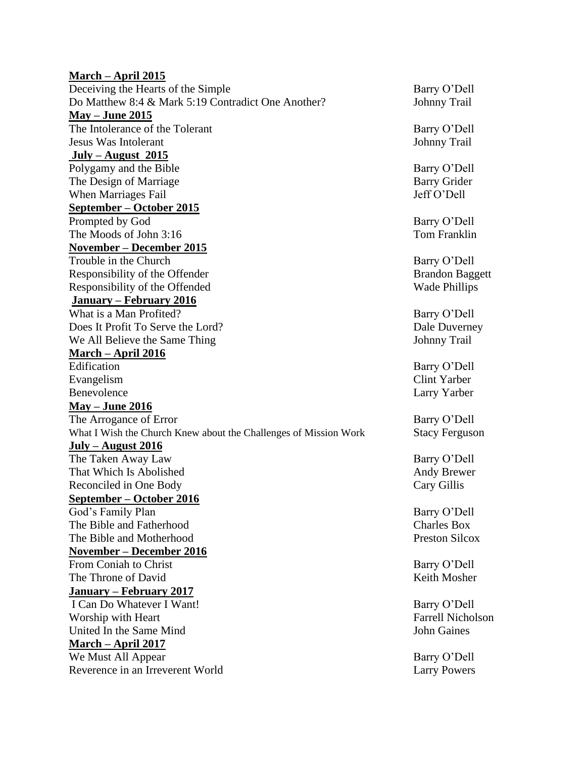**March – April 2015**

| | |
|---|---|
| Deceiving the Hearts of the Simple | Barry O'Dell |
| Do Matthew 8:4 & Mark 5:19 Contradict One Another? | Johnny Trail |

**May – June 2015**

| | |
|---|---|
| The Intolerance of the Tolerant | Barry O'Dell |
| Jesus Was Intolerant | Johnny Trail |

**July – August 2015**

| | |
|---|---|
| Polygamy and the Bible | Barry O'Dell |
| The Design of Marriage | Barry Grider |
| When Marriages Fail | Jeff O'Dell |

**September – October 2015**

| | |
|---|---|
| Prompted by God | Barry O'Dell |
| The Moods of John 3:16 | Tom Franklin |

**November – December 2015**

| | |
|---|---|
| Trouble in the Church | Barry O'Dell |
| Responsibility of the Offender | Brandon Baggett |
| Responsibility of the Offended | Wade Phillips |

**January – February 2016**

| | |
|---|---|
| What is a Man Profited? | Barry O'Dell |
| Does It Profit To Serve the Lord? | Dale Duverney |
| We All Believe the Same Thing | Johnny Trail |

**March – April 2016**

| | |
|---|---|
| Edification | Barry O'Dell |
| Evangelism | Clint Yarber |
| Benevolence | Larry Yarber |

**May – June 2016**

| | |
|---|---|
| The Arrogance of Error | Barry O'Dell |
| What I Wish the Church Knew about the Challenges of Mission Work | Stacy Ferguson |

**July – August 2016**

| | |
|---|---|
| The Taken Away Law | Barry O'Dell |
| That Which Is Abolished | Andy Brewer |
| Reconciled in One Body | Cary Gillis |

**September – October 2016**

| | |
|---|---|
| God's Family Plan | Barry O'Dell |
| The Bible and Fatherhood | Charles Box |
| The Bible and Motherhood | Preston Silcox |

**November – December 2016**

| | |
|---|---|
| From Coniah to Christ | Barry O'Dell |
| The Throne of David | Keith Mosher |

**January – February 2017**

| | |
|---|---|
| I Can Do Whatever I Want! | Barry O'Dell |
| Worship with Heart | Farrell Nicholson |
| United In the Same Mind | John Gaines |

**March – April 2017**

| | |
|---|---|
| We Must All Appear | Barry O'Dell |
| Reverence in an Irreverent World | Larry Powers |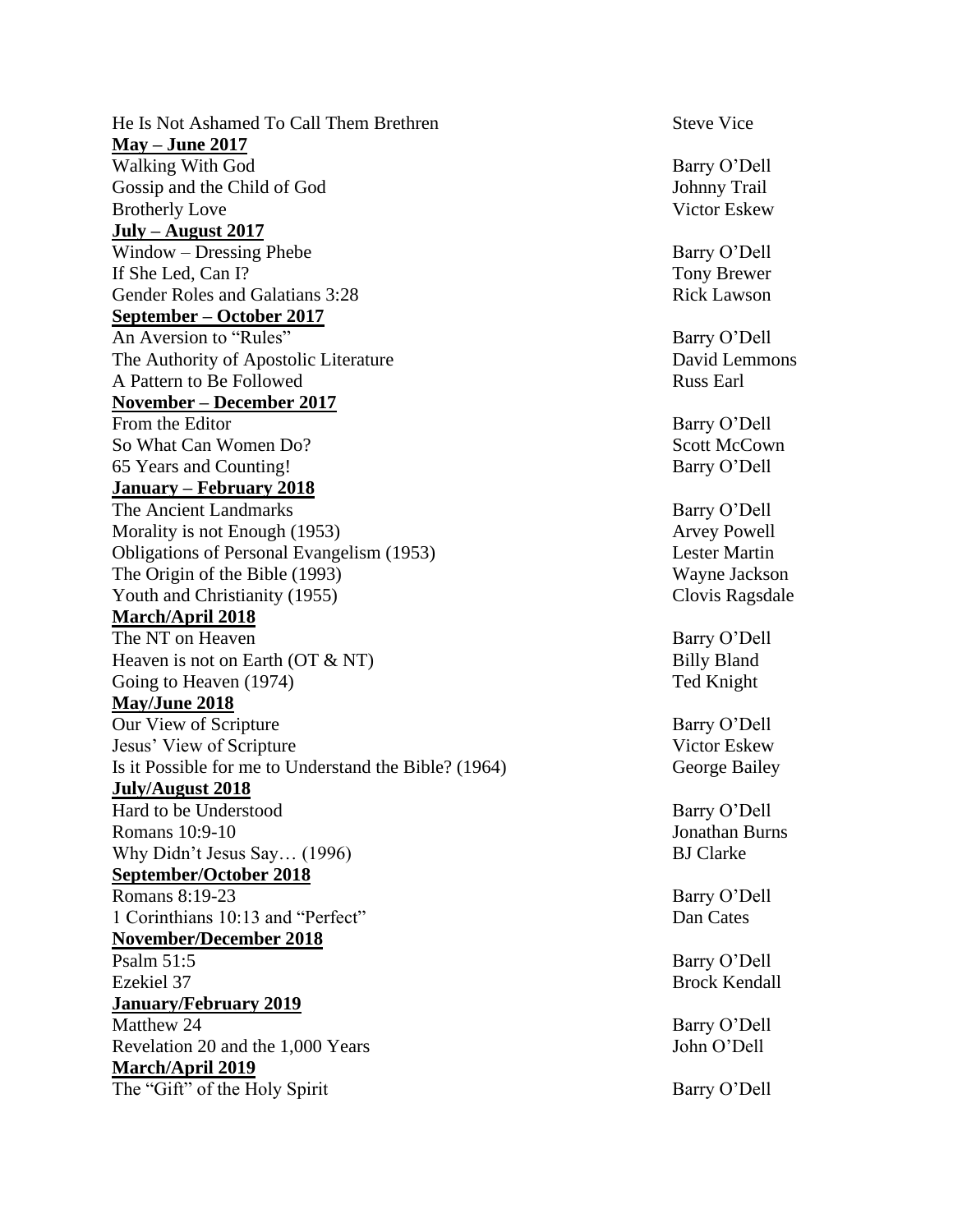He Is Not Ashamed To Call Them Brethren — Steve Vice

**May – June 2017**

Walking With God — Barry O'Dell
Gossip and the Child of God — Johnny Trail
Brotherly Love — Victor Eskew

**July – August 2017**

Window – Dressing Phebe — Barry O'Dell
If She Led, Can I? — Tony Brewer
Gender Roles and Galatians 3:28 — Rick Lawson

**September – October 2017**

An Aversion to "Rules" — Barry O'Dell
The Authority of Apostolic Literature — David Lemmons
A Pattern to Be Followed — Russ Earl

**November – December 2017**

From the Editor — Barry O'Dell
So What Can Women Do? — Scott McCown
65 Years and Counting! — Barry O'Dell

**January – February 2018**

The Ancient Landmarks — Barry O'Dell
Morality is not Enough (1953) — Arvey Powell
Obligations of Personal Evangelism (1953) — Lester Martin
The Origin of the Bible (1993) — Wayne Jackson
Youth and Christianity (1955) — Clovis Ragsdale

**March/April 2018**

The NT on Heaven — Barry O'Dell
Heaven is not on Earth (OT & NT) — Billy Bland
Going to Heaven (1974) — Ted Knight

**May/June 2018**

Our View of Scripture — Barry O'Dell
Jesus' View of Scripture — Victor Eskew
Is it Possible for me to Understand the Bible? (1964) — George Bailey

**July/August 2018**

Hard to be Understood — Barry O'Dell
Romans 10:9-10 — Jonathan Burns
Why Didn't Jesus Say… (1996) — BJ Clarke

**September/October 2018**

Romans 8:19-23 — Barry O'Dell
1 Corinthians 10:13 and "Perfect" — Dan Cates

**November/December 2018**

Psalm 51:5 — Barry O'Dell
Ezekiel 37 — Brock Kendall

**January/February 2019**

Matthew 24 — Barry O'Dell
Revelation 20 and the 1,000 Years — John O'Dell

**March/April 2019**

The "Gift" of the Holy Spirit — Barry O'Dell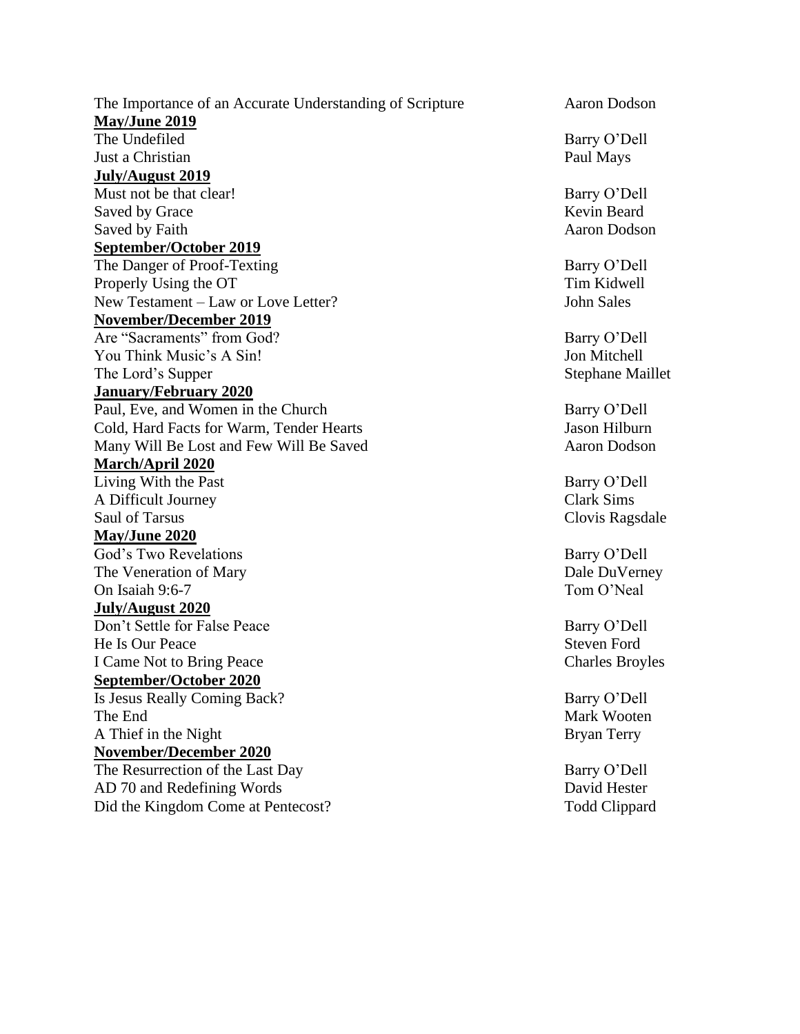The Importance of an Accurate Understanding of Scripture — Aaron Dodson

**May/June 2019**

The Undefiled — Barry O'Dell
Just a Christian — Paul Mays

**July/August 2019**

Must not be that clear! — Barry O'Dell
Saved by Grace — Kevin Beard
Saved by Faith — Aaron Dodson

**September/October 2019**

The Danger of Proof-Texting — Barry O'Dell
Properly Using the OT — Tim Kidwell
New Testament – Law or Love Letter? — John Sales

**November/December 2019**

Are "Sacraments" from God? — Barry O'Dell
You Think Music's A Sin! — Jon Mitchell
The Lord's Supper — Stephane Maillet

**January/February 2020**

Paul, Eve, and Women in the Church — Barry O'Dell
Cold, Hard Facts for Warm, Tender Hearts — Jason Hilburn
Many Will Be Lost and Few Will Be Saved — Aaron Dodson

**March/April 2020**

Living With the Past — Barry O'Dell
A Difficult Journey — Clark Sims
Saul of Tarsus — Clovis Ragsdale

**May/June 2020**

God's Two Revelations — Barry O'Dell
The Veneration of Mary — Dale DuVerney
On Isaiah 9:6-7 — Tom O'Neal

**July/August 2020**

Don't Settle for False Peace — Barry O'Dell
He Is Our Peace — Steven Ford
I Came Not to Bring Peace — Charles Broyles

**September/October 2020**

Is Jesus Really Coming Back? — Barry O'Dell
The End — Mark Wooten
A Thief in the Night — Bryan Terry

**November/December 2020**

The Resurrection of the Last Day — Barry O'Dell
AD 70 and Redefining Words — David Hester
Did the Kingdom Come at Pentecost? — Todd Clippard